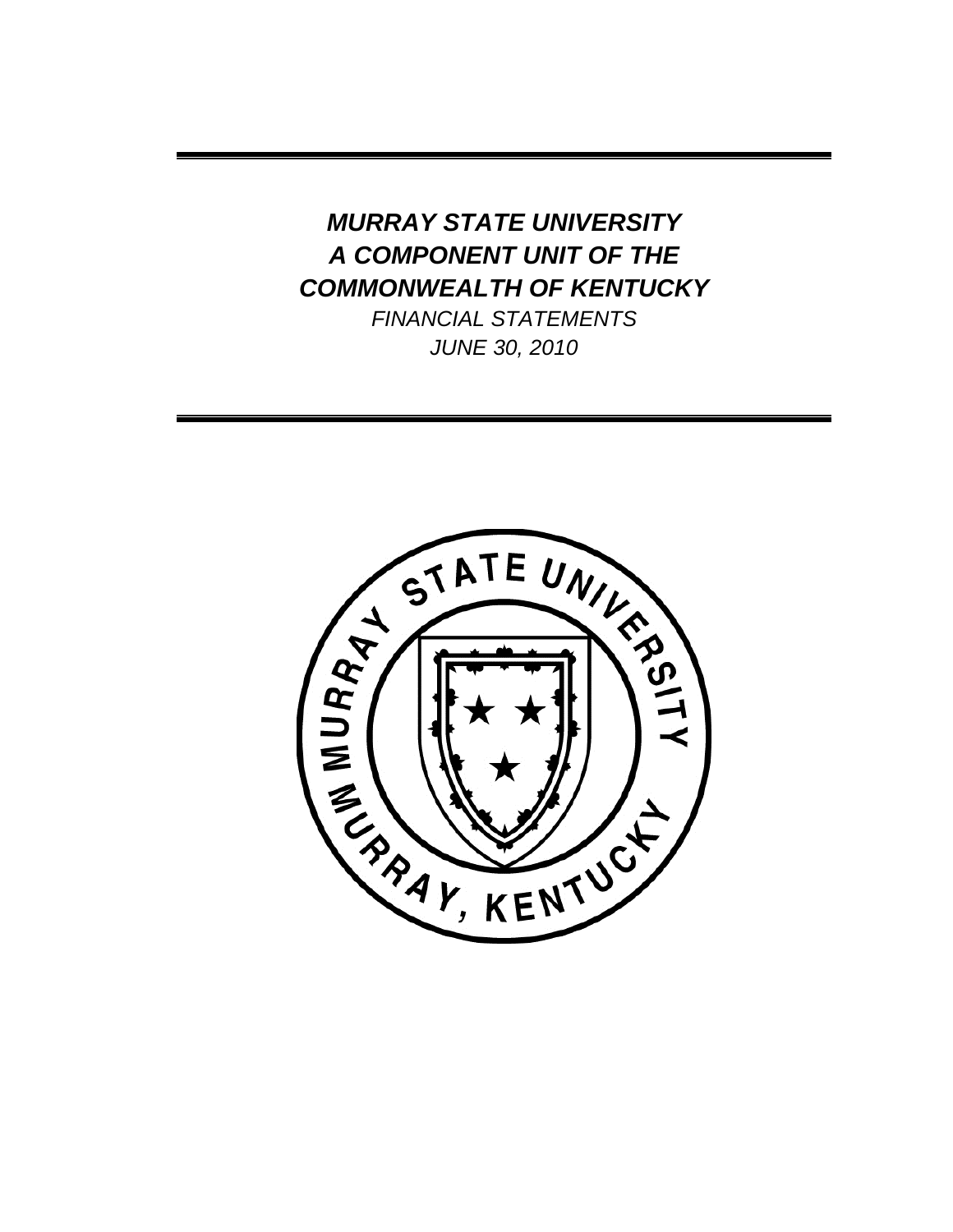# *MURRAY STATE UNIVERSITY*
# *A COMPONENT UNIT OF THE*
# *COMMONWEALTH OF KENTUCKY*

*FINANCIAL STATEMENTS*

*JUNE 30, 2010*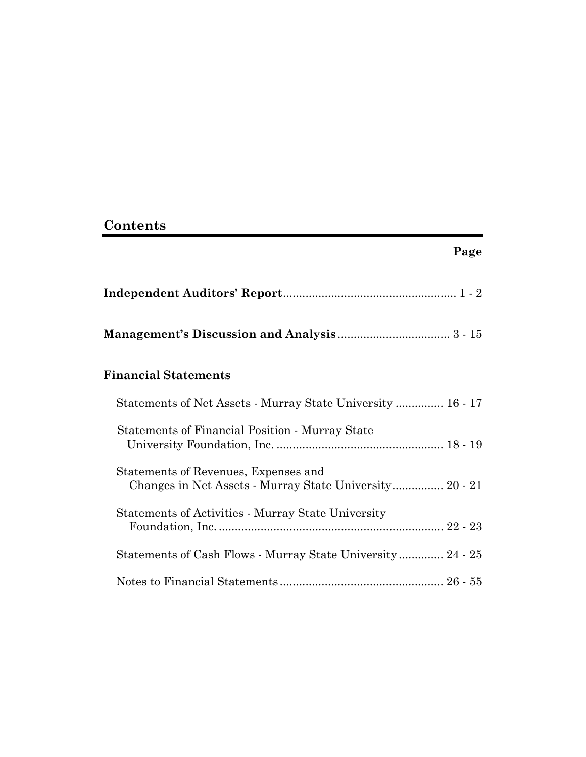## Contents

| | Page |
|---|---|
| **Independent Auditors' Report** | 1 - 2 |
| **Management's Discussion and Analysis** | 3 - 15 |
| **Financial Statements** | |
| Statements of Net Assets - Murray State University | 16 - 17 |
| Statements of Financial Position - Murray State University Foundation, Inc. | 18 - 19 |
| Statements of Revenues, Expenses and Changes in Net Assets - Murray State University | 20 - 21 |
| Statements of Activities - Murray State University Foundation, Inc. | 22 - 23 |
| Statements of Cash Flows - Murray State University | 24 - 25 |
| Notes to Financial Statements | 26 - 55 |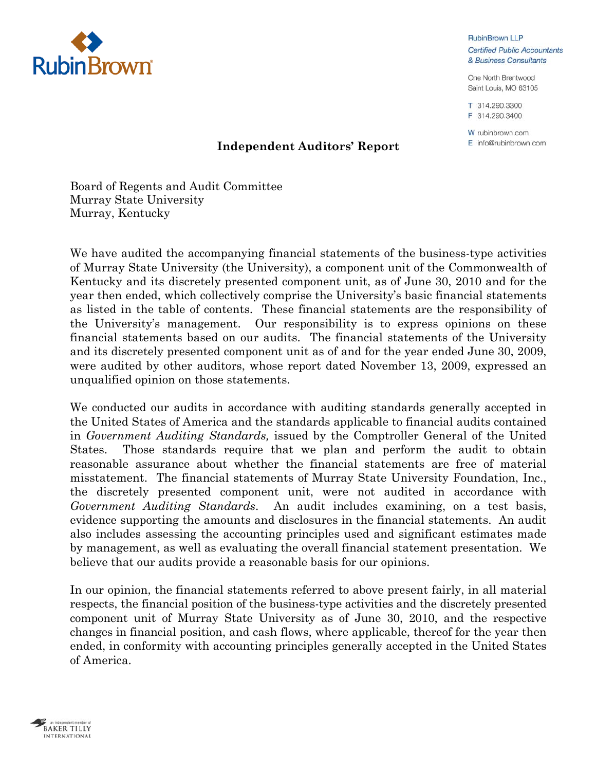RubinBrown LLP
*Certified Public Accountants*
*& Business Consultants*

One North Brentwood
Saint Louis, MO 63105

T 314.290.3300
F 314.290.3400

W rubinbrown.com
E info@rubinbrown.com

## Independent Auditors' Report

Board of Regents and Audit Committee
Murray State University
Murray, Kentucky

We have audited the accompanying financial statements of the business-type activities of Murray State University (the University), a component unit of the Commonwealth of Kentucky and its discretely presented component unit, as of June 30, 2010 and for the year then ended, which collectively comprise the University's basic financial statements as listed in the table of contents. These financial statements are the responsibility of the University's management. Our responsibility is to express opinions on these financial statements based on our audits. The financial statements of the University and its discretely presented component unit as of and for the year ended June 30, 2009, were audited by other auditors, whose report dated November 13, 2009, expressed an unqualified opinion on those statements.

We conducted our audits in accordance with auditing standards generally accepted in the United States of America and the standards applicable to financial audits contained in *Government Auditing Standards,* issued by the Comptroller General of the United States. Those standards require that we plan and perform the audit to obtain reasonable assurance about whether the financial statements are free of material misstatement. The financial statements of Murray State University Foundation, Inc., the discretely presented component unit, were not audited in accordance with *Government Auditing Standards*. An audit includes examining, on a test basis, evidence supporting the amounts and disclosures in the financial statements. An audit also includes assessing the accounting principles used and significant estimates made by management, as well as evaluating the overall financial statement presentation. We believe that our audits provide a reasonable basis for our opinions.

In our opinion, the financial statements referred to above present fairly, in all material respects, the financial position of the business-type activities and the discretely presented component unit of Murray State University as of June 30, 2010, and the respective changes in financial position, and cash flows, where applicable, thereof for the year then ended, in conformity with accounting principles generally accepted in the United States of America.

an independent member of BAKER TILLY INTERNATIONAL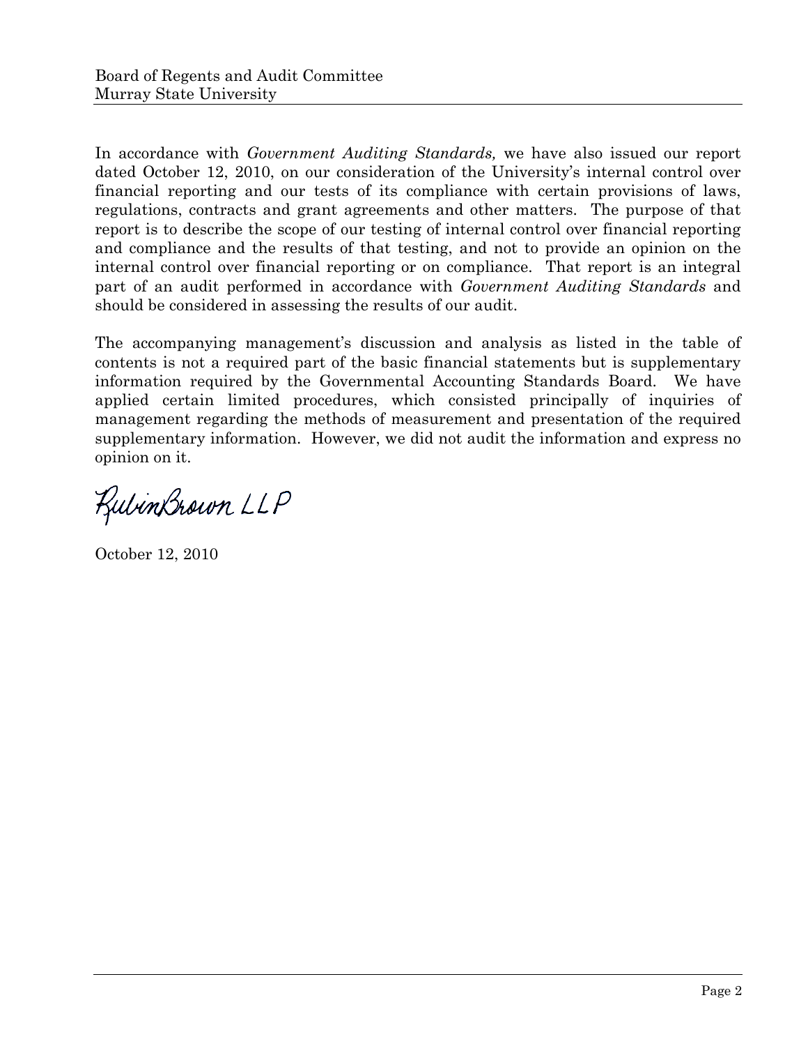In accordance with *Government Auditing Standards,* we have also issued our report dated October 12, 2010, on our consideration of the University's internal control over financial reporting and our tests of its compliance with certain provisions of laws, regulations, contracts and grant agreements and other matters. The purpose of that report is to describe the scope of our testing of internal control over financial reporting and compliance and the results of that testing, and not to provide an opinion on the internal control over financial reporting or on compliance. That report is an integral part of an audit performed in accordance with *Government Auditing Standards* and should be considered in assessing the results of our audit.

The accompanying management's discussion and analysis as listed in the table of contents is not a required part of the basic financial statements but is supplementary information required by the Governmental Accounting Standards Board. We have applied certain limited procedures, which consisted principally of inquiries of management regarding the methods of measurement and presentation of the required supplementary information. However, we did not audit the information and express no opinion on it.

RubinBrown LLP

October 12, 2010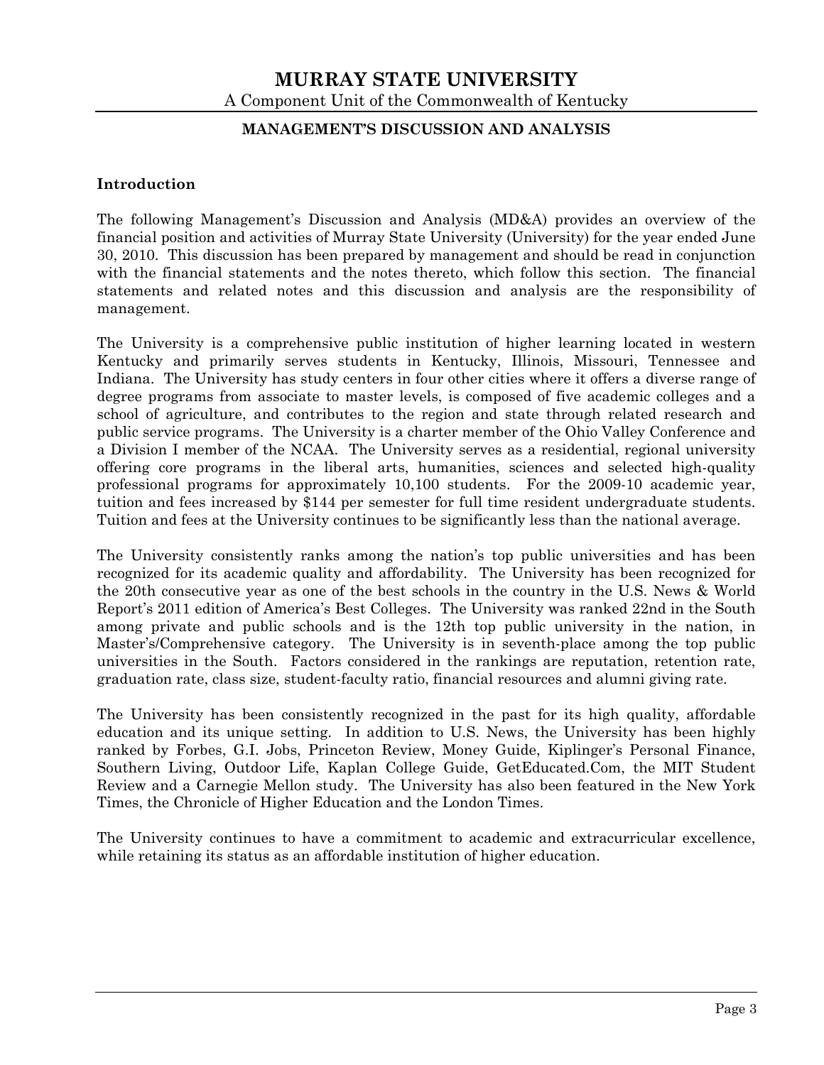# MURRAY STATE UNIVERSITY

A Component Unit of the Commonwealth of Kentucky

## MANAGEMENT'S DISCUSSION AND ANALYSIS

### Introduction

The following Management's Discussion and Analysis (MD&A) provides an overview of the financial position and activities of Murray State University (University) for the year ended June 30, 2010. This discussion has been prepared by management and should be read in conjunction with the financial statements and the notes thereto, which follow this section. The financial statements and related notes and this discussion and analysis are the responsibility of management.

The University is a comprehensive public institution of higher learning located in western Kentucky and primarily serves students in Kentucky, Illinois, Missouri, Tennessee and Indiana. The University has study centers in four other cities where it offers a diverse range of degree programs from associate to master levels, is composed of five academic colleges and a school of agriculture, and contributes to the region and state through related research and public service programs. The University is a charter member of the Ohio Valley Conference and a Division I member of the NCAA. The University serves as a residential, regional university offering core programs in the liberal arts, humanities, sciences and selected high-quality professional programs for approximately 10,100 students. For the 2009-10 academic year, tuition and fees increased by $144 per semester for full time resident undergraduate students. Tuition and fees at the University continues to be significantly less than the national average.

The University consistently ranks among the nation's top public universities and has been recognized for its academic quality and affordability. The University has been recognized for the 20th consecutive year as one of the best schools in the country in the U.S. News & World Report's 2011 edition of America's Best Colleges. The University was ranked 22nd in the South among private and public schools and is the 12th top public university in the nation, in Master's/Comprehensive category. The University is in seventh-place among the top public universities in the South. Factors considered in the rankings are reputation, retention rate, graduation rate, class size, student-faculty ratio, financial resources and alumni giving rate.

The University has been consistently recognized in the past for its high quality, affordable education and its unique setting. In addition to U.S. News, the University has been highly ranked by Forbes, G.I. Jobs, Princeton Review, Money Guide, Kiplinger's Personal Finance, Southern Living, Outdoor Life, Kaplan College Guide, GetEducated.Com, the MIT Student Review and a Carnegie Mellon study. The University has also been featured in the New York Times, the Chronicle of Higher Education and the London Times.

The University continues to have a commitment to academic and extracurricular excellence, while retaining its status as an affordable institution of higher education.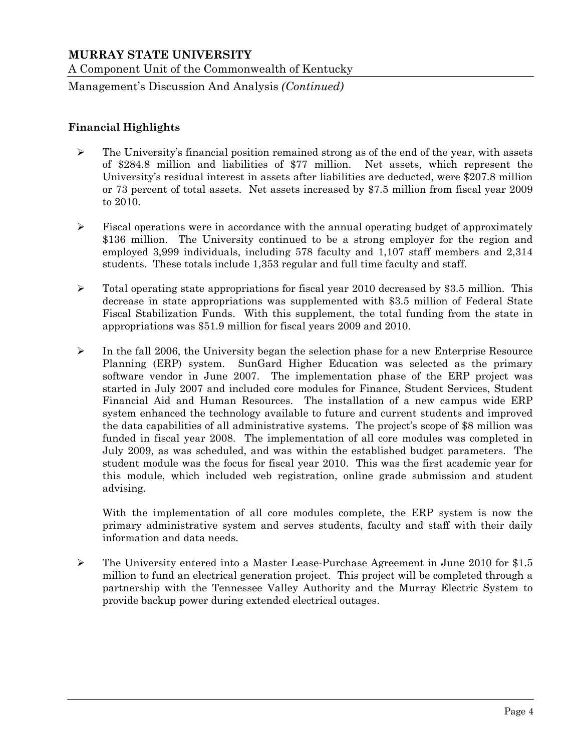## Financial Highlights

- The University's financial position remained strong as of the end of the year, with assets of $284.8 million and liabilities of $77 million. Net assets, which represent the University's residual interest in assets after liabilities are deducted, were $207.8 million or 73 percent of total assets. Net assets increased by $7.5 million from fiscal year 2009 to 2010.

- Fiscal operations were in accordance with the annual operating budget of approximately $136 million. The University continued to be a strong employer for the region and employed 3,999 individuals, including 578 faculty and 1,107 staff members and 2,314 students. These totals include 1,353 regular and full time faculty and staff.

- Total operating state appropriations for fiscal year 2010 decreased by $3.5 million. This decrease in state appropriations was supplemented with $3.5 million of Federal State Fiscal Stabilization Funds. With this supplement, the total funding from the state in appropriations was $51.9 million for fiscal years 2009 and 2010.

- In the fall 2006, the University began the selection phase for a new Enterprise Resource Planning (ERP) system. SunGard Higher Education was selected as the primary software vendor in June 2007. The implementation phase of the ERP project was started in July 2007 and included core modules for Finance, Student Services, Student Financial Aid and Human Resources. The installation of a new campus wide ERP system enhanced the technology available to future and current students and improved the data capabilities of all administrative systems. The project's scope of $8 million was funded in fiscal year 2008. The implementation of all core modules was completed in July 2009, as was scheduled, and was within the established budget parameters. The student module was the focus for fiscal year 2010. This was the first academic year for this module, which included web registration, online grade submission and student advising.

  With the implementation of all core modules complete, the ERP system is now the primary administrative system and serves students, faculty and staff with their daily information and data needs.

- The University entered into a Master Lease-Purchase Agreement in June 2010 for $1.5 million to fund an electrical generation project. This project will be completed through a partnership with the Tennessee Valley Authority and the Murray Electric System to provide backup power during extended electrical outages.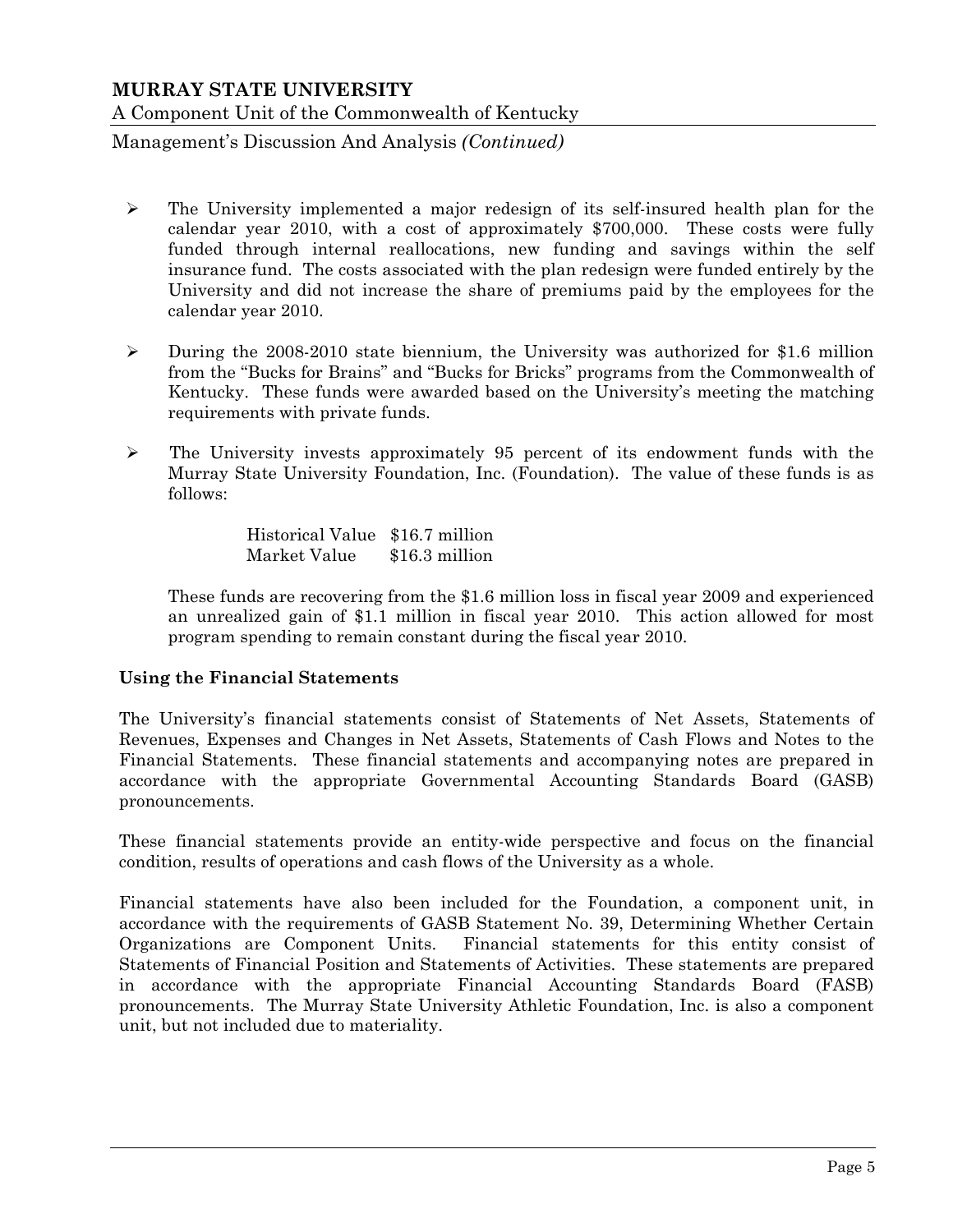- The University implemented a major redesign of its self-insured health plan for the calendar year 2010, with a cost of approximately $700,000. These costs were fully funded through internal reallocations, new funding and savings within the self insurance fund. The costs associated with the plan redesign were funded entirely by the University and did not increase the share of premiums paid by the employees for the calendar year 2010.

- During the 2008-2010 state biennium, the University was authorized for $1.6 million from the "Bucks for Brains" and "Bucks for Bricks" programs from the Commonwealth of Kentucky. These funds were awarded based on the University's meeting the matching requirements with private funds.

- The University invests approximately 95 percent of its endowment funds with the Murray State University Foundation, Inc. (Foundation). The value of these funds is as follows:

  | | |
  |---|---|
  | Historical Value | $16.7 million |
  | Market Value | $16.3 million |

  These funds are recovering from the $1.6 million loss in fiscal year 2009 and experienced an unrealized gain of $1.1 million in fiscal year 2010. This action allowed for most program spending to remain constant during the fiscal year 2010.

**Using the Financial Statements**

The University's financial statements consist of Statements of Net Assets, Statements of Revenues, Expenses and Changes in Net Assets, Statements of Cash Flows and Notes to the Financial Statements. These financial statements and accompanying notes are prepared in accordance with the appropriate Governmental Accounting Standards Board (GASB) pronouncements.

These financial statements provide an entity-wide perspective and focus on the financial condition, results of operations and cash flows of the University as a whole.

Financial statements have also been included for the Foundation, a component unit, in accordance with the requirements of GASB Statement No. 39, Determining Whether Certain Organizations are Component Units. Financial statements for this entity consist of Statements of Financial Position and Statements of Activities. These statements are prepared in accordance with the appropriate Financial Accounting Standards Board (FASB) pronouncements. The Murray State University Athletic Foundation, Inc. is also a component unit, but not included due to materiality.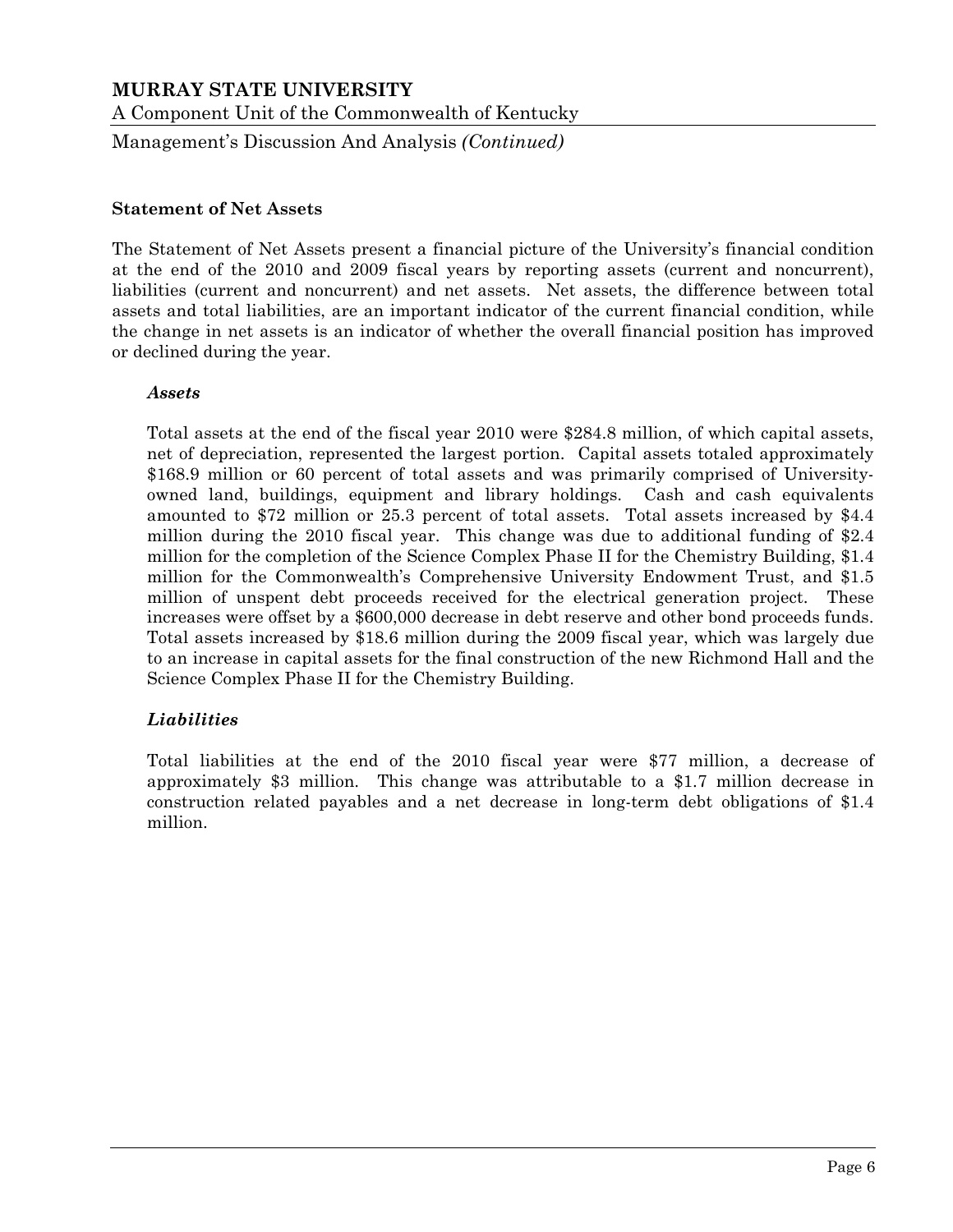## Statement of Net Assets

The Statement of Net Assets present a financial picture of the University's financial condition at the end of the 2010 and 2009 fiscal years by reporting assets (current and noncurrent), liabilities (current and noncurrent) and net assets. Net assets, the difference between total assets and total liabilities, are an important indicator of the current financial condition, while the change in net assets is an indicator of whether the overall financial position has improved or declined during the year.

### *Assets*

Total assets at the end of the fiscal year 2010 were $284.8 million, of which capital assets, net of depreciation, represented the largest portion. Capital assets totaled approximately $168.9 million or 60 percent of total assets and was primarily comprised of University-owned land, buildings, equipment and library holdings. Cash and cash equivalents amounted to $72 million or 25.3 percent of total assets. Total assets increased by $4.4 million during the 2010 fiscal year. This change was due to additional funding of $2.4 million for the completion of the Science Complex Phase II for the Chemistry Building, $1.4 million for the Commonwealth's Comprehensive University Endowment Trust, and $1.5 million of unspent debt proceeds received for the electrical generation project. These increases were offset by a $600,000 decrease in debt reserve and other bond proceeds funds. Total assets increased by $18.6 million during the 2009 fiscal year, which was largely due to an increase in capital assets for the final construction of the new Richmond Hall and the Science Complex Phase II for the Chemistry Building.

### *Liabilities*

Total liabilities at the end of the 2010 fiscal year were $77 million, a decrease of approximately $3 million. This change was attributable to a $1.7 million decrease in construction related payables and a net decrease in long-term debt obligations of $1.4 million.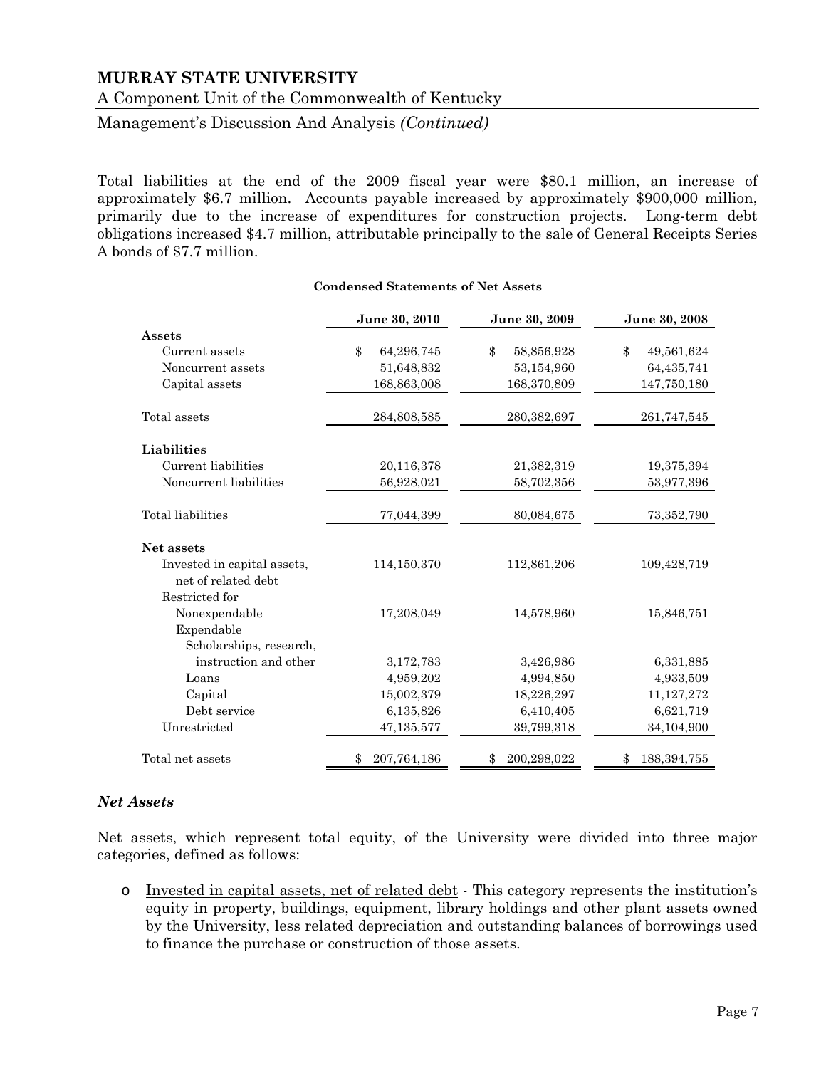Total liabilities at the end of the 2009 fiscal year were $80.1 million, an increase of approximately $6.7 million. Accounts payable increased by approximately $900,000 million, primarily due to the increase of expenditures for construction projects. Long-term debt obligations increased $4.7 million, attributable principally to the sale of General Receipts Series A bonds of $7.7 million.

**Condensed Statements of Net Assets**

| | June 30, 2010 | June 30, 2009 | June 30, 2008 |
|---|---|---|---|
| **Assets** | | | |
| Current assets | $ 64,296,745 | $ 58,856,928 | $ 49,561,624 |
| Noncurrent assets | 51,648,832 | 53,154,960 | 64,435,741 |
| Capital assets | 168,863,008 | 168,370,809 | 147,750,180 |
| Total assets | 284,808,585 | 280,382,697 | 261,747,545 |
| **Liabilities** | | | |
| Current liabilities | 20,116,378 | 21,382,319 | 19,375,394 |
| Noncurrent liabilities | 56,928,021 | 58,702,356 | 53,977,396 |
| Total liabilities | 77,044,399 | 80,084,675 | 73,352,790 |
| **Net assets** | | | |
| Invested in capital assets, net of related debt | 114,150,370 | 112,861,206 | 109,428,719 |
| Restricted for | | | |
| Nonexpendable | 17,208,049 | 14,578,960 | 15,846,751 |
| Expendable | | | |
| Scholarships, research, instruction and other | 3,172,783 | 3,426,986 | 6,331,885 |
| Loans | 4,959,202 | 4,994,850 | 4,933,509 |
| Capital | 15,002,379 | 18,226,297 | 11,127,272 |
| Debt service | 6,135,826 | 6,410,405 | 6,621,719 |
| Unrestricted | 47,135,577 | 39,799,318 | 34,104,900 |
| Total net assets | $ 207,764,186 | $ 200,298,022 | $ 188,394,755 |

### *Net Assets*

Net assets, which represent total equity, of the University were divided into three major categories, defined as follows:

- Invested in capital assets, net of related debt - This category represents the institution's equity in property, buildings, equipment, library holdings and other plant assets owned by the University, less related depreciation and outstanding balances of borrowings used to finance the purchase or construction of those assets.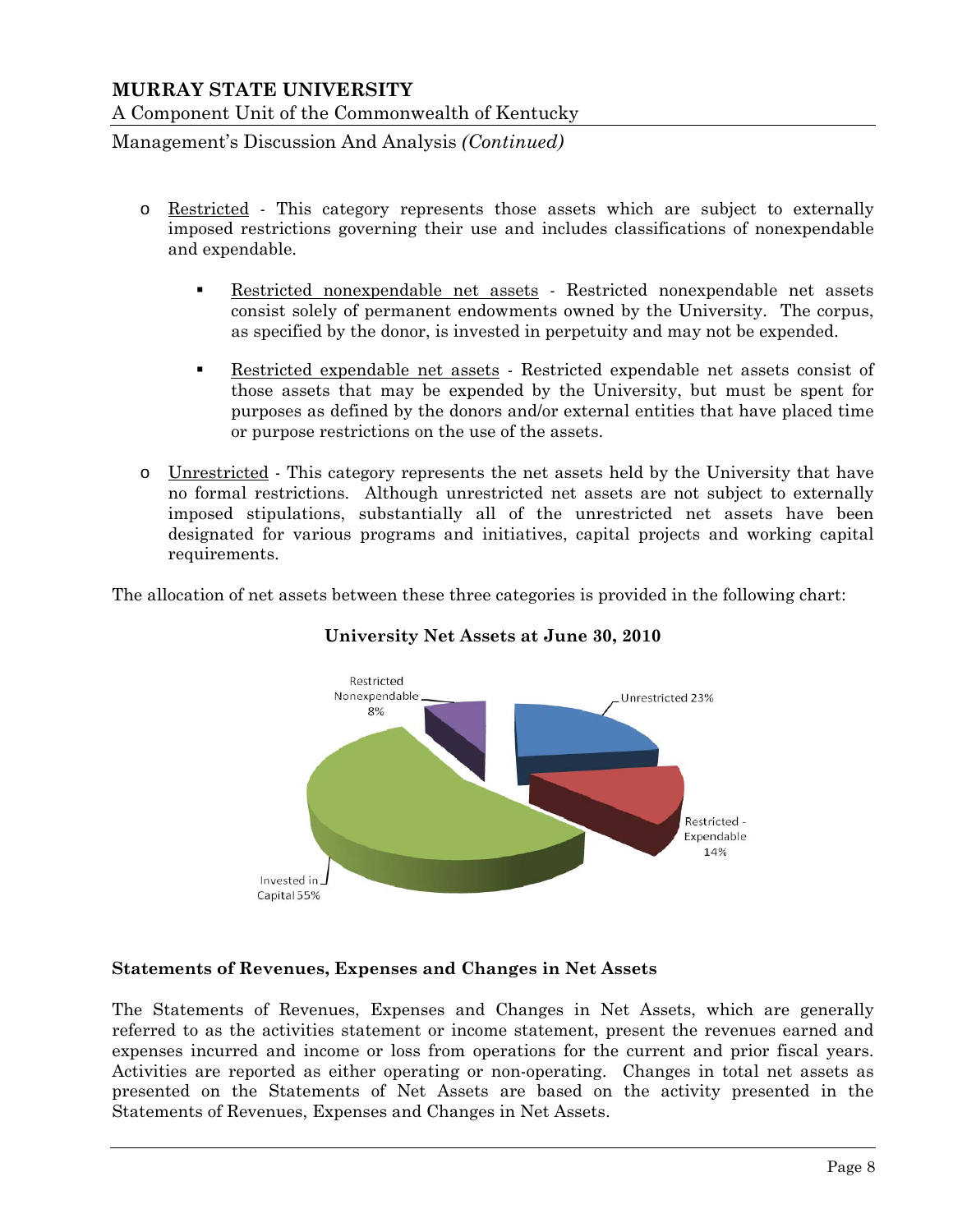- Restricted - This category represents those assets which are subject to externally imposed restrictions governing their use and includes classifications of nonexpendable and expendable.

  - Restricted nonexpendable net assets - Restricted nonexpendable net assets consist solely of permanent endowments owned by the University. The corpus, as specified by the donor, is invested in perpetuity and may not be expended.

  - Restricted expendable net assets - Restricted expendable net assets consist of those assets that may be expended by the University, but must be spent for purposes as defined by the donors and/or external entities that have placed time or purpose restrictions on the use of the assets.

- Unrestricted - This category represents the net assets held by the University that have no formal restrictions. Although unrestricted net assets are not subject to externally imposed stipulations, substantially all of the unrestricted net assets have been designated for various programs and initiatives, capital projects and working capital requirements.

The allocation of net assets between these three categories is provided in the following chart:

**University Net Assets at June 30, 2010**

Restricted Nonexpendable 8%

Unrestricted 23%

Restricted - Expendable 14%

Invested in Capital 55%

### Statements of Revenues, Expenses and Changes in Net Assets

The Statements of Revenues, Expenses and Changes in Net Assets, which are generally referred to as the activities statement or income statement, present the revenues earned and expenses incurred and income or loss from operations for the current and prior fiscal years. Activities are reported as either operating or non-operating. Changes in total net assets as presented on the Statements of Net Assets are based on the activity presented in the Statements of Revenues, Expenses and Changes in Net Assets.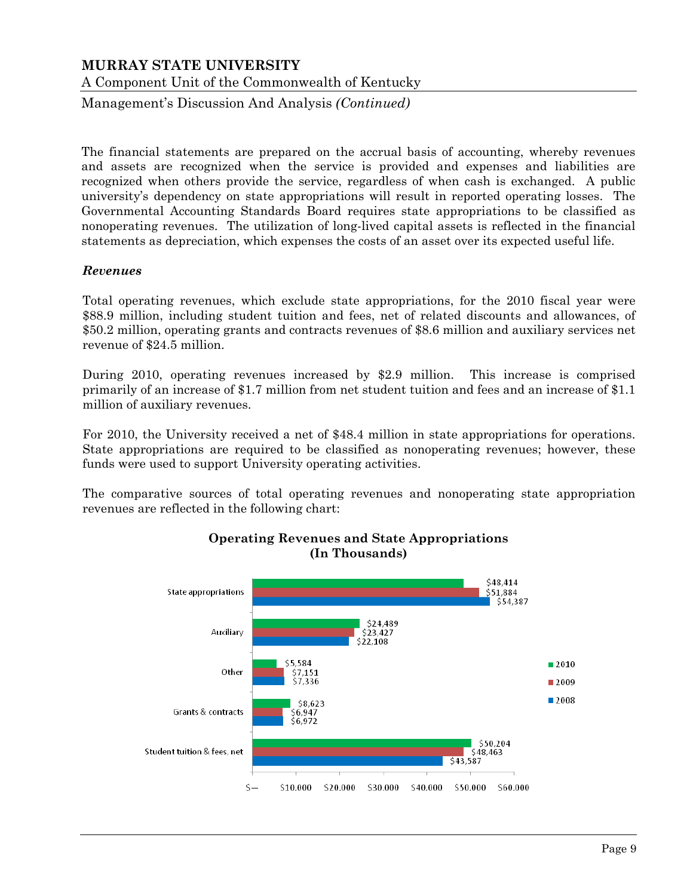The financial statements are prepared on the accrual basis of accounting, whereby revenues and assets are recognized when the service is provided and expenses and liabilities are recognized when others provide the service, regardless of when cash is exchanged. A public university's dependency on state appropriations will result in reported operating losses. The Governmental Accounting Standards Board requires state appropriations to be classified as nonoperating revenues. The utilization of long-lived capital assets is reflected in the financial statements as depreciation, which expenses the costs of an asset over its expected useful life.

### *Revenues*

Total operating revenues, which exclude state appropriations, for the 2010 fiscal year were $88.9 million, including student tuition and fees, net of related discounts and allowances, of $50.2 million, operating grants and contracts revenues of $8.6 million and auxiliary services net revenue of $24.5 million.

During 2010, operating revenues increased by $2.9 million. This increase is comprised primarily of an increase of $1.7 million from net student tuition and fees and an increase of $1.1 million of auxiliary revenues.

For 2010, the University received a net of $48.4 million in state appropriations for operations. State appropriations are required to be classified as nonoperating revenues; however, these funds were used to support University operating activities.

The comparative sources of total operating revenues and nonoperating state appropriation revenues are reflected in the following chart:

**Operating Revenues and State Appropriations (In Thousands)**

| | 2010 | 2009 | 2008 |
|---|---|---|---|
| State appropriations | $48,414 | $51,884 | $54,387 |
| Auxiliary | $24,489 | $23,427 | $22,108 |
| Other | $5,584 | $7,151 | $7,336 |
| Grants & contracts | $8,623 | $6,947 | $6,972 |
| Student tuition & fees, net | $50,204 | $48,463 | $43,587 |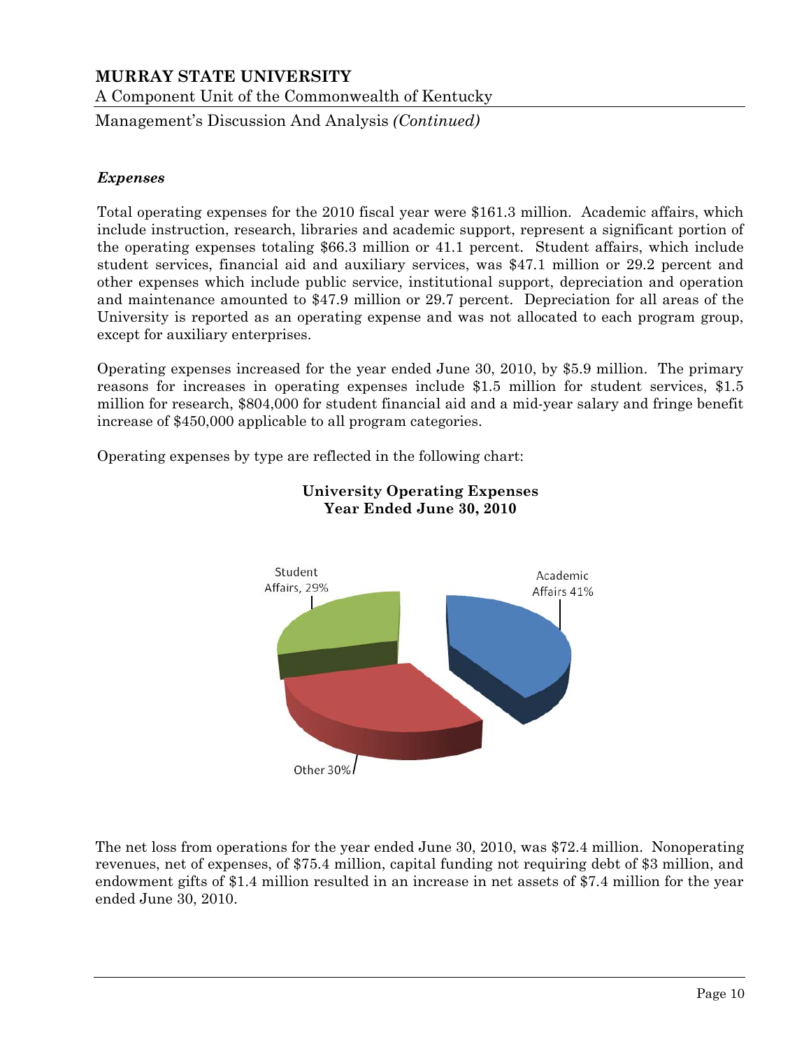### *Expenses*

Total operating expenses for the 2010 fiscal year were $161.3 million. Academic affairs, which include instruction, research, libraries and academic support, represent a significant portion of the operating expenses totaling $66.3 million or 41.1 percent. Student affairs, which include student services, financial aid and auxiliary services, was $47.1 million or 29.2 percent and other expenses which include public service, institutional support, depreciation and operation and maintenance amounted to $47.9 million or 29.7 percent. Depreciation for all areas of the University is reported as an operating expense and was not allocated to each program group, except for auxiliary enterprises.

Operating expenses increased for the year ended June 30, 2010, by $5.9 million. The primary reasons for increases in operating expenses include $1.5 million for student services, $1.5 million for research, $804,000 for student financial aid and a mid-year salary and fringe benefit increase of $450,000 applicable to all program categories.

Operating expenses by type are reflected in the following chart:

**University Operating Expenses**
**Year Ended June 30, 2010**

Student Affairs, 29%

Academic Affairs 41%

Other 30%

The net loss from operations for the year ended June 30, 2010, was $72.4 million. Nonoperating revenues, net of expenses, of $75.4 million, capital funding not requiring debt of $3 million, and endowment gifts of $1.4 million resulted in an increase in net assets of $7.4 million for the year ended June 30, 2010.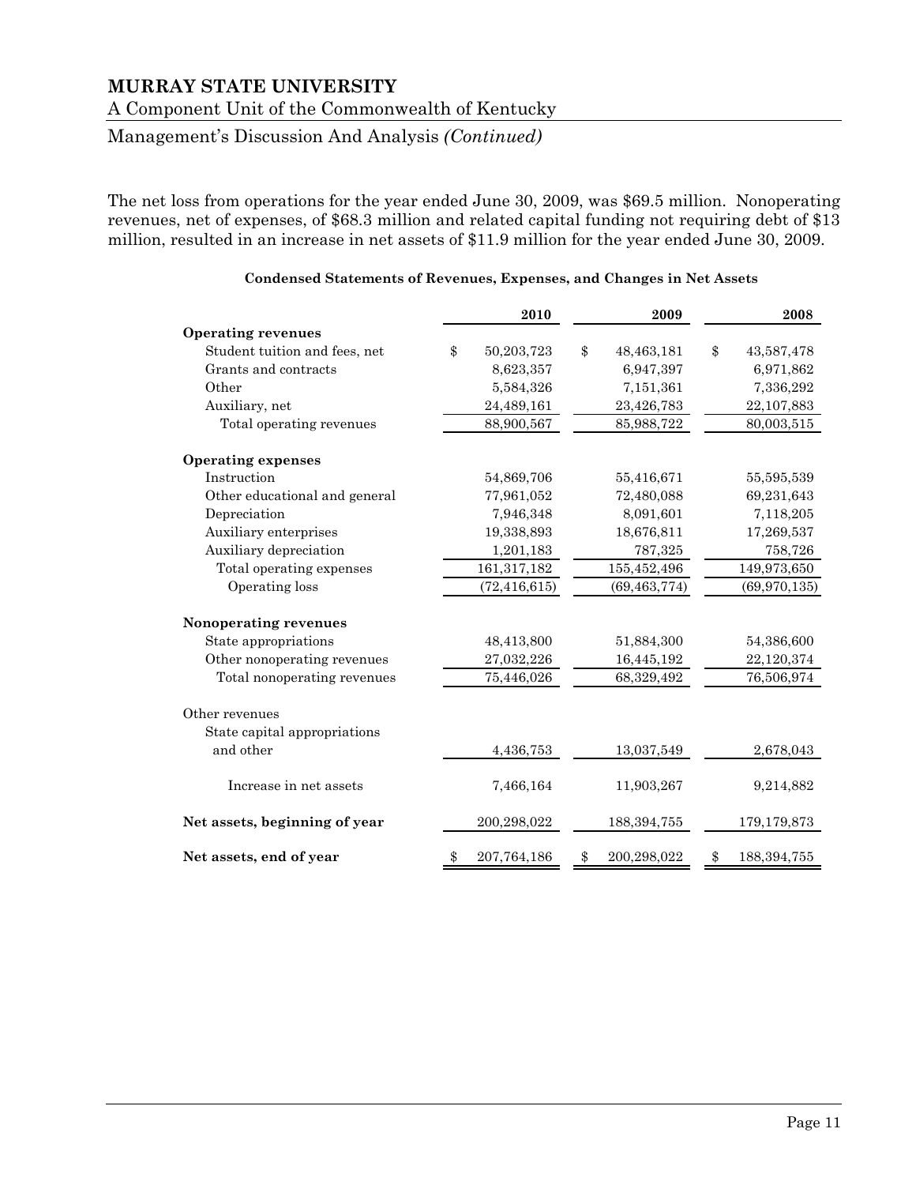**MURRAY STATE UNIVERSITY**

A Component Unit of the Commonwealth of Kentucky

Management's Discussion And Analysis *(Continued)*

The net loss from operations for the year ended June 30, 2009, was $69.5 million. Nonoperating revenues, net of expenses, of $68.3 million and related capital funding not requiring debt of $13 million, resulted in an increase in net assets of $11.9 million for the year ended June 30, 2009.

**Condensed Statements of Revenues, Expenses, and Changes in Net Assets**

| | 2010 | 2009 | 2008 |
|---|---|---|---|
| **Operating revenues** | | | |
| Student tuition and fees, net | $ 50,203,723 | $ 48,463,181 | $ 43,587,478 |
| Grants and contracts | 8,623,357 | 6,947,397 | 6,971,862 |
| Other | 5,584,326 | 7,151,361 | 7,336,292 |
| Auxiliary, net | 24,489,161 | 23,426,783 | 22,107,883 |
| Total operating revenues | 88,900,567 | 85,988,722 | 80,003,515 |
| **Operating expenses** | | | |
| Instruction | 54,869,706 | 55,416,671 | 55,595,539 |
| Other educational and general | 77,961,052 | 72,480,088 | 69,231,643 |
| Depreciation | 7,946,348 | 8,091,601 | 7,118,205 |
| Auxiliary enterprises | 19,338,893 | 18,676,811 | 17,269,537 |
| Auxiliary depreciation | 1,201,183 | 787,325 | 758,726 |
| Total operating expenses | 161,317,182 | 155,452,496 | 149,973,650 |
| Operating loss | (72,416,615) | (69,463,774) | (69,970,135) |
| **Nonoperating revenues** | | | |
| State appropriations | 48,413,800 | 51,884,300 | 54,386,600 |
| Other nonoperating revenues | 27,032,226 | 16,445,192 | 22,120,374 |
| Total nonoperating revenues | 75,446,026 | 68,329,492 | 76,506,974 |
| Other revenues | | | |
| State capital appropriations and other | 4,436,753 | 13,037,549 | 2,678,043 |
| Increase in net assets | 7,466,164 | 11,903,267 | 9,214,882 |
| **Net assets, beginning of year** | 200,298,022 | 188,394,755 | 179,179,873 |
| **Net assets, end of year** | $ 207,764,186 | $ 200,298,022 | $ 188,394,755 |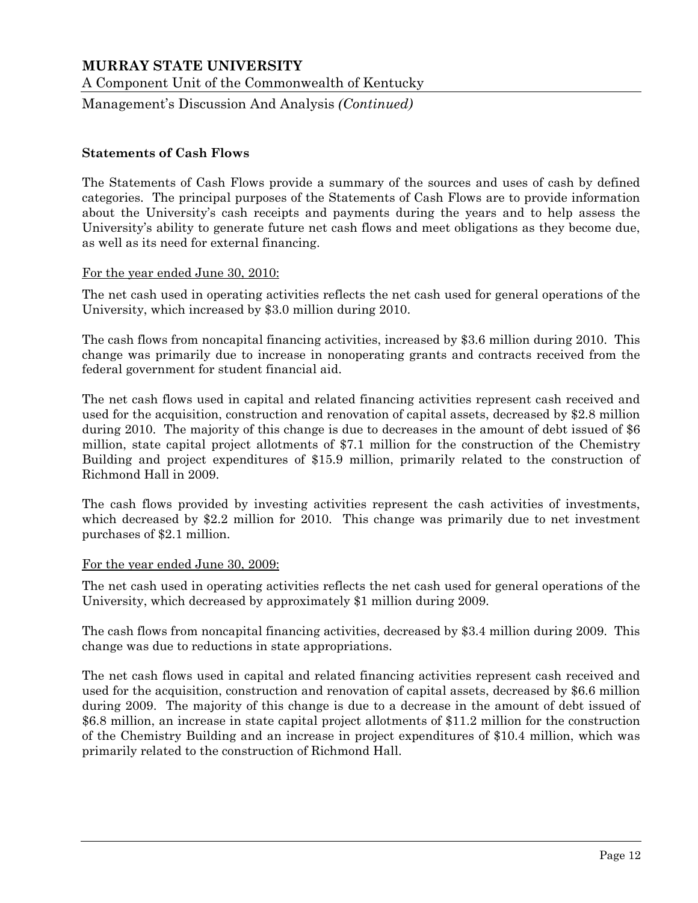### Statements of Cash Flows

The Statements of Cash Flows provide a summary of the sources and uses of cash by defined categories. The principal purposes of the Statements of Cash Flows are to provide information about the University's cash receipts and payments during the years and to help assess the University's ability to generate future net cash flows and meet obligations as they become due, as well as its need for external financing.

<u>For the year ended June 30, 2010:</u>

The net cash used in operating activities reflects the net cash used for general operations of the University, which increased by $3.0 million during 2010.

The cash flows from noncapital financing activities, increased by $3.6 million during 2010. This change was primarily due to increase in nonoperating grants and contracts received from the federal government for student financial aid.

The net cash flows used in capital and related financing activities represent cash received and used for the acquisition, construction and renovation of capital assets, decreased by $2.8 million during 2010. The majority of this change is due to decreases in the amount of debt issued of $6 million, state capital project allotments of $7.1 million for the construction of the Chemistry Building and project expenditures of $15.9 million, primarily related to the construction of Richmond Hall in 2009.

The cash flows provided by investing activities represent the cash activities of investments, which decreased by $2.2 million for 2010. This change was primarily due to net investment purchases of $2.1 million.

<u>For the year ended June 30, 2009:</u>

The net cash used in operating activities reflects the net cash used for general operations of the University, which decreased by approximately $1 million during 2009.

The cash flows from noncapital financing activities, decreased by $3.4 million during 2009. This change was due to reductions in state appropriations.

The net cash flows used in capital and related financing activities represent cash received and used for the acquisition, construction and renovation of capital assets, decreased by $6.6 million during 2009. The majority of this change is due to a decrease in the amount of debt issued of $6.8 million, an increase in state capital project allotments of $11.2 million for the construction of the Chemistry Building and an increase in project expenditures of $10.4 million, which was primarily related to the construction of Richmond Hall.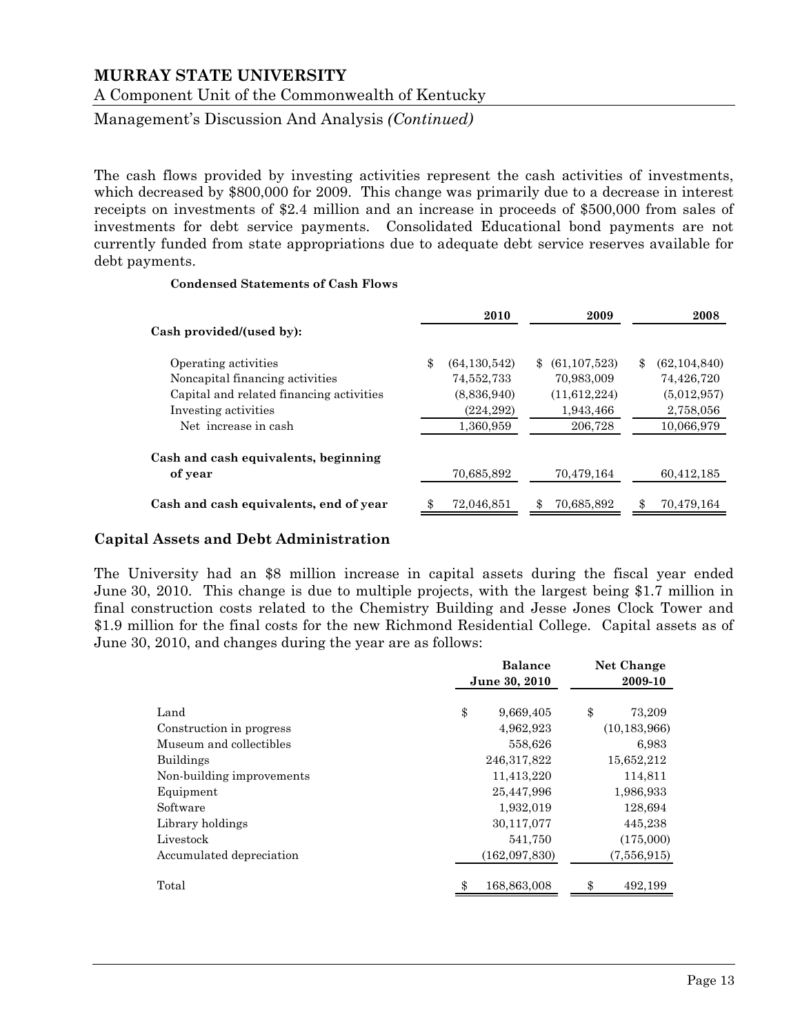The cash flows provided by investing activities represent the cash activities of investments, which decreased by $800,000 for 2009. This change was primarily due to a decrease in interest receipts on investments of $2.4 million and an increase in proceeds of $500,000 from sales of investments for debt service payments. Consolidated Educational bond payments are not currently funded from state appropriations due to adequate debt service reserves available for debt payments.

**Condensed Statements of Cash Flows**

| | 2010 | 2009 | 2008 |
|---|---|---|---|
| **Cash provided/(used by):** | | | |
| Operating activities | $ (64,130,542) | $ (61,107,523) | $ (62,104,840) |
| Noncapital financing activities | 74,552,733 | 70,983,009 | 74,426,720 |
| Capital and related financing activities | (8,836,940) | (11,612,224) | (5,012,957) |
| Investing activities | (224,292) | 1,943,466 | 2,758,056 |
| Net increase in cash | 1,360,959 | 206,728 | 10,066,979 |
| **Cash and cash equivalents, beginning of year** | 70,685,892 | 70,479,164 | 60,412,185 |
| **Cash and cash equivalents, end of year** | $ 72,046,851 | $ 70,685,892 | $ 70,479,164 |

## Capital Assets and Debt Administration

The University had an $8 million increase in capital assets during the fiscal year ended June 30, 2010. This change is due to multiple projects, with the largest being $1.7 million in final construction costs related to the Chemistry Building and Jesse Jones Clock Tower and $1.9 million for the final costs for the new Richmond Residential College. Capital assets as of June 30, 2010, and changes during the year are as follows:

| | Balance June 30, 2010 | Net Change 2009-10 |
|---|---|---|
| Land | $ 9,669,405 | $ 73,209 |
| Construction in progress | 4,962,923 | (10,183,966) |
| Museum and collectibles | 558,626 | 6,983 |
| Buildings | 246,317,822 | 15,652,212 |
| Non-building improvements | 11,413,220 | 114,811 |
| Equipment | 25,447,996 | 1,986,933 |
| Software | 1,932,019 | 128,694 |
| Library holdings | 30,117,077 | 445,238 |
| Livestock | 541,750 | (175,000) |
| Accumulated depreciation | (162,097,830) | (7,556,915) |
| Total | $ 168,863,008 | $ 492,199 |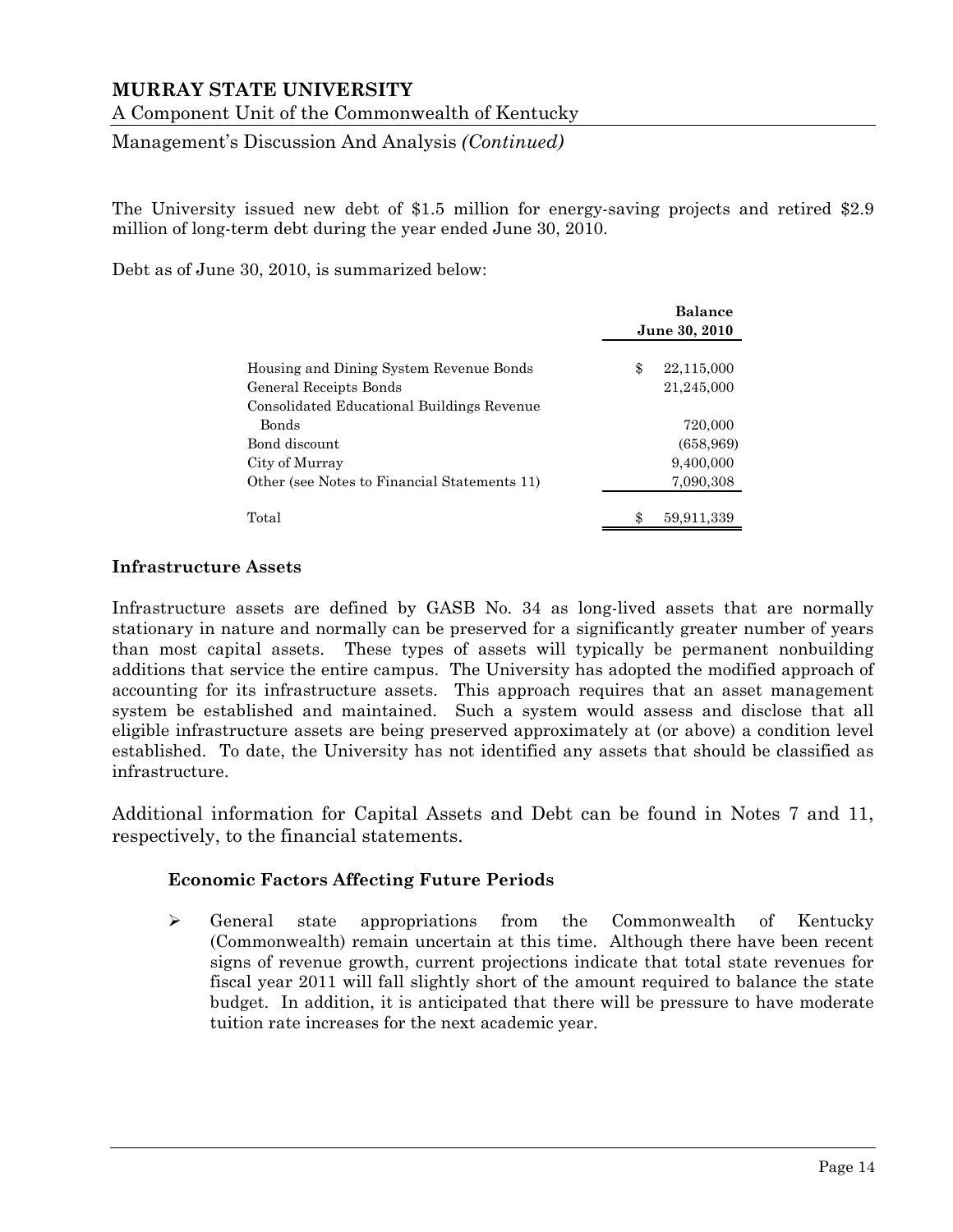The University issued new debt of $1.5 million for energy-saving projects and retired $2.9 million of long-term debt during the year ended June 30, 2010.

Debt as of June 30, 2010, is summarized below:

| | Balance June 30, 2010 |
|---|---|
| Housing and Dining System Revenue Bonds | $ 22,115,000 |
| General Receipts Bonds | 21,245,000 |
| Consolidated Educational Buildings Revenue Bonds | 720,000 |
| Bond discount | (658,969) |
| City of Murray | 9,400,000 |
| Other (see Notes to Financial Statements 11) | 7,090,308 |
| Total | $ 59,911,339 |

**Infrastructure Assets**

Infrastructure assets are defined by GASB No. 34 as long-lived assets that are normally stationary in nature and normally can be preserved for a significantly greater number of years than most capital assets. These types of assets will typically be permanent nonbuilding additions that service the entire campus. The University has adopted the modified approach of accounting for its infrastructure assets. This approach requires that an asset management system be established and maintained. Such a system would assess and disclose that all eligible infrastructure assets are being preserved approximately at (or above) a condition level established. To date, the University has not identified any assets that should be classified as infrastructure.

Additional information for Capital Assets and Debt can be found in Notes 7 and 11, respectively, to the financial statements.

**Economic Factors Affecting Future Periods**

- General state appropriations from the Commonwealth of Kentucky (Commonwealth) remain uncertain at this time. Although there have been recent signs of revenue growth, current projections indicate that total state revenues for fiscal year 2011 will fall slightly short of the amount required to balance the state budget. In addition, it is anticipated that there will be pressure to have moderate tuition rate increases for the next academic year.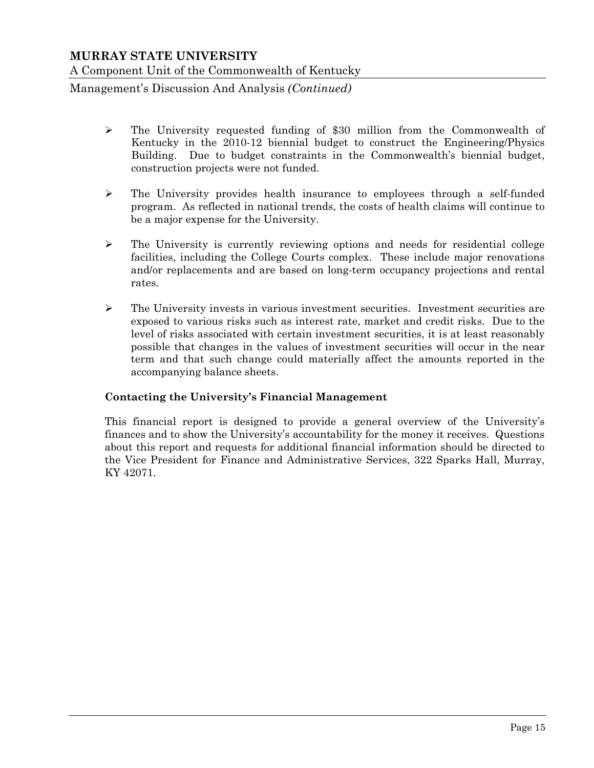- The University requested funding of $30 million from the Commonwealth of Kentucky in the 2010-12 biennial budget to construct the Engineering/Physics Building. Due to budget constraints in the Commonwealth's biennial budget, construction projects were not funded.

- The University provides health insurance to employees through a self-funded program. As reflected in national trends, the costs of health claims will continue to be a major expense for the University.

- The University is currently reviewing options and needs for residential college facilities, including the College Courts complex. These include major renovations and/or replacements and are based on long-term occupancy projections and rental rates.

- The University invests in various investment securities. Investment securities are exposed to various risks such as interest rate, market and credit risks. Due to the level of risks associated with certain investment securities, it is at least reasonably possible that changes in the values of investment securities will occur in the near term and that such change could materially affect the amounts reported in the accompanying balance sheets.

**Contacting the University's Financial Management**

This financial report is designed to provide a general overview of the University's finances and to show the University's accountability for the money it receives. Questions about this report and requests for additional financial information should be directed to the Vice President for Finance and Administrative Services, 322 Sparks Hall, Murray, KY 42071.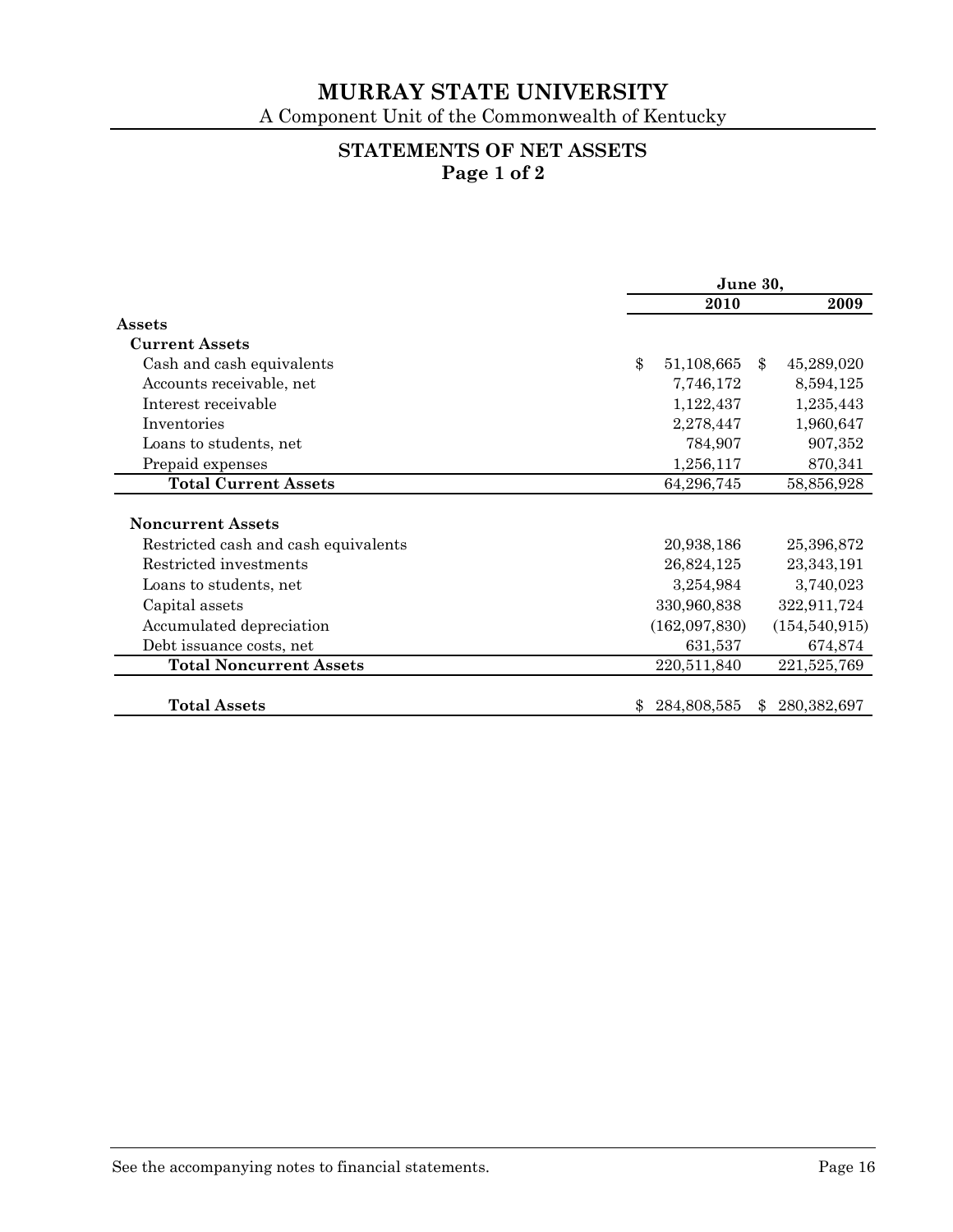# MURRAY STATE UNIVERSITY

A Component Unit of the Commonwealth of Kentucky

## STATEMENTS OF NET ASSETS
**Page 1 of 2**

| | June 30, | |
|---|---|---|
| | **2010** | **2009** |
| **Assets** | | |
| **Current Assets** | | |
| Cash and cash equivalents | $ 51,108,665 | $ 45,289,020 |
| Accounts receivable, net | 7,746,172 | 8,594,125 |
| Interest receivable | 1,122,437 | 1,235,443 |
| Inventories | 2,278,447 | 1,960,647 |
| Loans to students, net | 784,907 | 907,352 |
| Prepaid expenses | 1,256,117 | 870,341 |
| **Total Current Assets** | 64,296,745 | 58,856,928 |
| **Noncurrent Assets** | | |
| Restricted cash and cash equivalents | 20,938,186 | 25,396,872 |
| Restricted investments | 26,824,125 | 23,343,191 |
| Loans to students, net | 3,254,984 | 3,740,023 |
| Capital assets | 330,960,838 | 322,911,724 |
| Accumulated depreciation | (162,097,830) | (154,540,915) |
| Debt issuance costs, net | 631,537 | 674,874 |
| **Total Noncurrent Assets** | 220,511,840 | 221,525,769 |
| **Total Assets** | $ 284,808,585 | $ 280,382,697 |

See the accompanying notes to financial statements.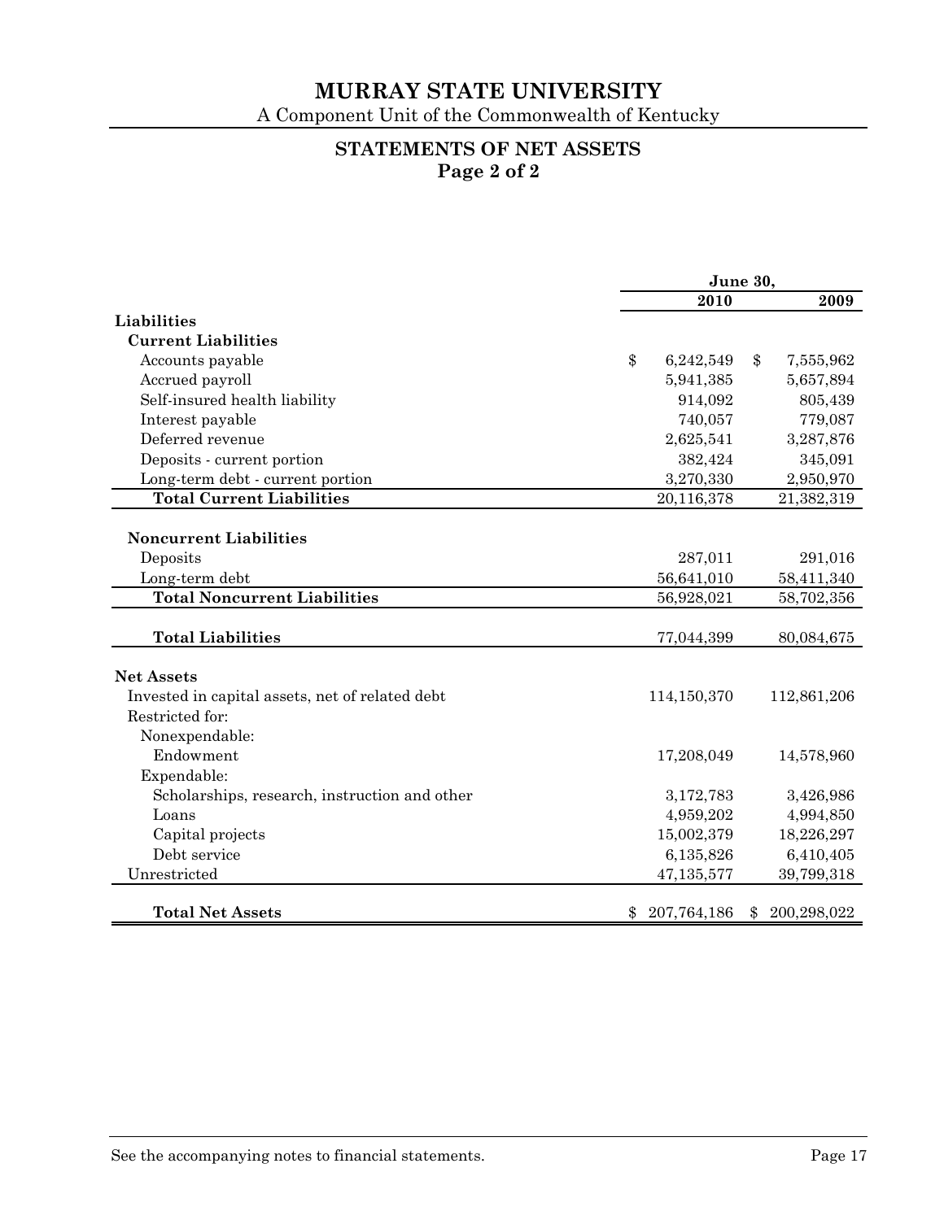# MURRAY STATE UNIVERSITY

A Component Unit of the Commonwealth of Kentucky

## STATEMENTS OF NET ASSETS
### Page 2 of 2

| | June 30, 2010 | June 30, 2009 |
|---|---|---|
| **Liabilities** | | |
| **Current Liabilities** | | |
| Accounts payable | $ 6,242,549 | $ 7,555,962 |
| Accrued payroll | 5,941,385 | 5,657,894 |
| Self-insured health liability | 914,092 | 805,439 |
| Interest payable | 740,057 | 779,087 |
| Deferred revenue | 2,625,541 | 3,287,876 |
| Deposits - current portion | 382,424 | 345,091 |
| Long-term debt - current portion | 3,270,330 | 2,950,970 |
| **Total Current Liabilities** | 20,116,378 | 21,382,319 |
| **Noncurrent Liabilities** | | |
| Deposits | 287,011 | 291,016 |
| Long-term debt | 56,641,010 | 58,411,340 |
| **Total Noncurrent Liabilities** | 56,928,021 | 58,702,356 |
| **Total Liabilities** | 77,044,399 | 80,084,675 |
| **Net Assets** | | |
| Invested in capital assets, net of related debt | 114,150,370 | 112,861,206 |
| Restricted for: | | |
| Nonexpendable: | | |
| Endowment | 17,208,049 | 14,578,960 |
| Expendable: | | |
| Scholarships, research, instruction and other | 3,172,783 | 3,426,986 |
| Loans | 4,959,202 | 4,994,850 |
| Capital projects | 15,002,379 | 18,226,297 |
| Debt service | 6,135,826 | 6,410,405 |
| Unrestricted | 47,135,577 | 39,799,318 |
| **Total Net Assets** | $ 207,764,186 | $ 200,298,022 |

See the accompanying notes to financial statements.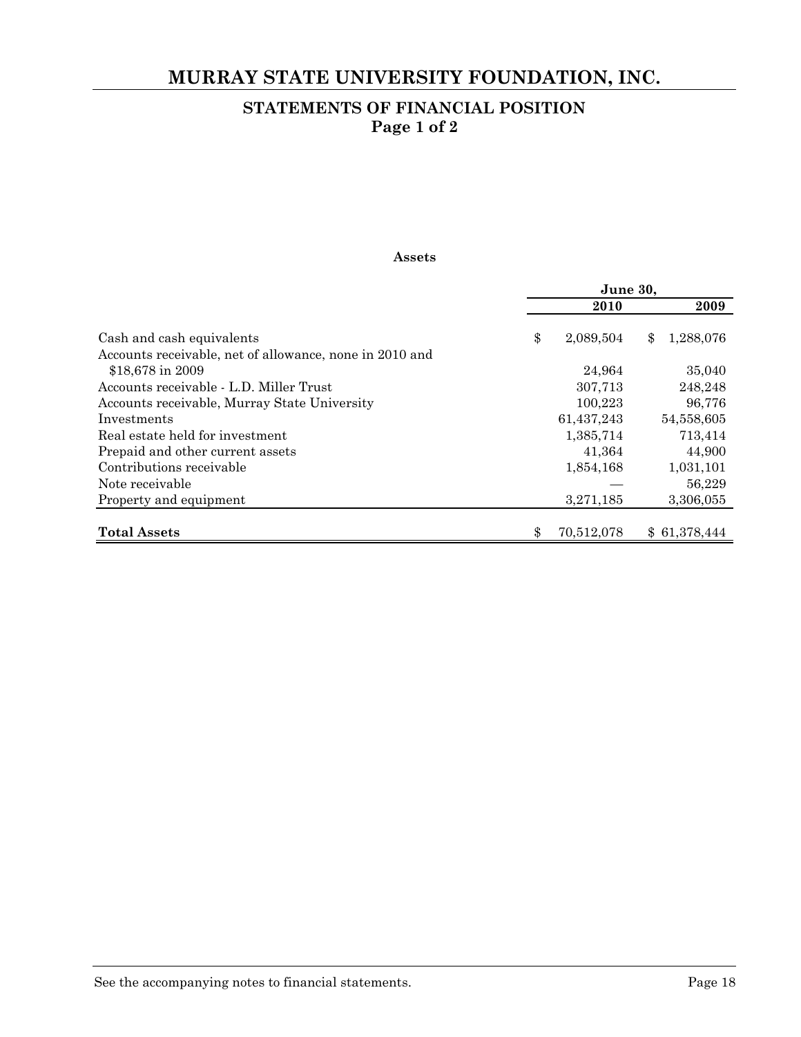# MURRAY STATE UNIVERSITY FOUNDATION, INC.

## STATEMENTS OF FINANCIAL POSITION
## Page 1 of 2

**Assets**

| | June 30, | |
|---|---|---|
| | **2010** | **2009** |
| Cash and cash equivalents | $ 2,089,504 | $ 1,288,076 |
| Accounts receivable, net of allowance, none in 2010 and $18,678 in 2009 | 24,964 | 35,040 |
| Accounts receivable - L.D. Miller Trust | 307,713 | 248,248 |
| Accounts receivable, Murray State University | 100,223 | 96,776 |
| Investments | 61,437,243 | 54,558,605 |
| Real estate held for investment | 1,385,714 | 713,414 |
| Prepaid and other current assets | 41,364 | 44,900 |
| Contributions receivable | 1,854,168 | 1,031,101 |
| Note receivable | — | 56,229 |
| Property and equipment | 3,271,185 | 3,306,055 |
| **Total Assets** | $ 70,512,078 | $ 61,378,444 |

See the accompanying notes to financial statements.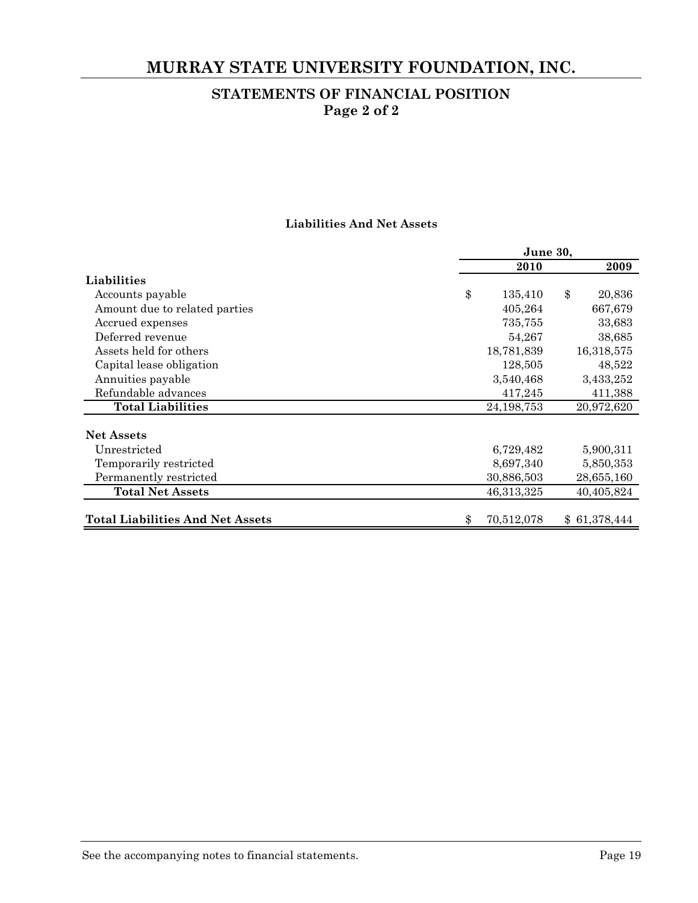# MURRAY STATE UNIVERSITY FOUNDATION, INC.

## STATEMENTS OF FINANCIAL POSITION
## Page 2 of 2

### Liabilities And Net Assets

| | June 30, | |
|---|---|---|
| | **2010** | **2009** |
| **Liabilities** | | |
| Accounts payable | $ 135,410 | $ 20,836 |
| Amount due to related parties | 405,264 | 667,679 |
| Accrued expenses | 735,755 | 33,683 |
| Deferred revenue | 54,267 | 38,685 |
| Assets held for others | 18,781,839 | 16,318,575 |
| Capital lease obligation | 128,505 | 48,522 |
| Annuities payable | 3,540,468 | 3,433,252 |
| Refundable advances | 417,245 | 411,388 |
| **Total Liabilities** | 24,198,753 | 20,972,620 |
| **Net Assets** | | |
| Unrestricted | 6,729,482 | 5,900,311 |
| Temporarily restricted | 8,697,340 | 5,850,353 |
| Permanently restricted | 30,886,503 | 28,655,160 |
| **Total Net Assets** | 46,313,325 | 40,405,824 |
| **Total Liabilities And Net Assets** | $ 70,512,078 | $ 61,378,444 |

See the accompanying notes to financial statements.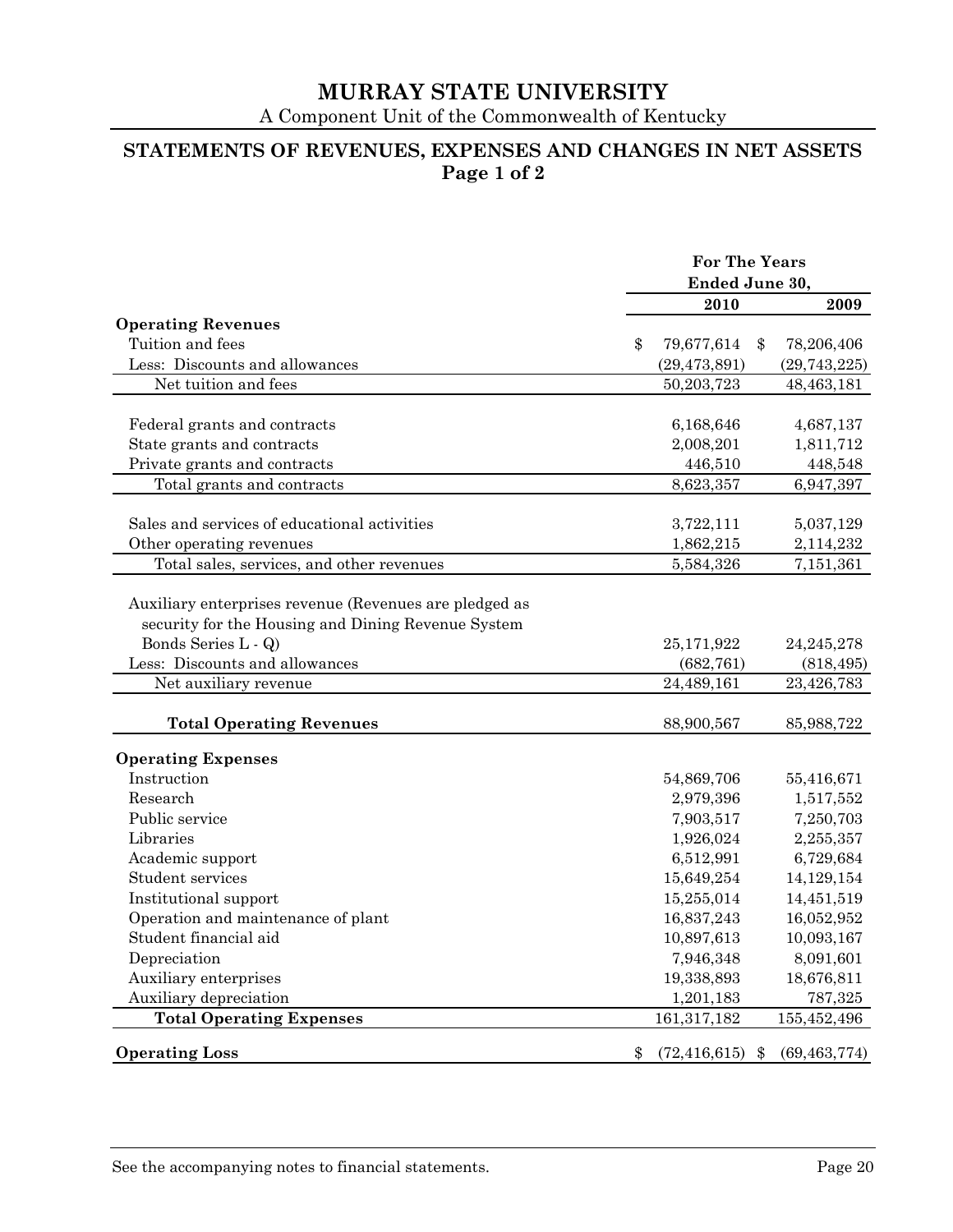# MURRAY STATE UNIVERSITY

A Component Unit of the Commonwealth of Kentucky

## STATEMENTS OF REVENUES, EXPENSES AND CHANGES IN NET ASSETS
**Page 1 of 2**

| | For The Years Ended June 30, | |
|---|---|---|
| | **2010** | **2009** |
| **Operating Revenues** | | |
| Tuition and fees | $ 79,677,614 | $ 78,206,406 |
| Less: Discounts and allowances | (29,473,891) | (29,743,225) |
| Net tuition and fees | 50,203,723 | 48,463,181 |
| | | |
| Federal grants and contracts | 6,168,646 | 4,687,137 |
| State grants and contracts | 2,008,201 | 1,811,712 |
| Private grants and contracts | 446,510 | 448,548 |
| Total grants and contracts | 8,623,357 | 6,947,397 |
| | | |
| Sales and services of educational activities | 3,722,111 | 5,037,129 |
| Other operating revenues | 1,862,215 | 2,114,232 |
| Total sales, services, and other revenues | 5,584,326 | 7,151,361 |
| | | |
| Auxiliary enterprises revenue (Revenues are pledged as security for the Housing and Dining Revenue System Bonds Series L - Q) | 25,171,922 | 24,245,278 |
| Less: Discounts and allowances | (682,761) | (818,495) |
| Net auxiliary revenue | 24,489,161 | 23,426,783 |
| | | |
| **Total Operating Revenues** | 88,900,567 | 85,988,722 |
| | | |
| **Operating Expenses** | | |
| Instruction | 54,869,706 | 55,416,671 |
| Research | 2,979,396 | 1,517,552 |
| Public service | 7,903,517 | 7,250,703 |
| Libraries | 1,926,024 | 2,255,357 |
| Academic support | 6,512,991 | 6,729,684 |
| Student services | 15,649,254 | 14,129,154 |
| Institutional support | 15,255,014 | 14,451,519 |
| Operation and maintenance of plant | 16,837,243 | 16,052,952 |
| Student financial aid | 10,897,613 | 10,093,167 |
| Depreciation | 7,946,348 | 8,091,601 |
| Auxiliary enterprises | 19,338,893 | 18,676,811 |
| Auxiliary depreciation | 1,201,183 | 787,325 |
| **Total Operating Expenses** | 161,317,182 | 155,452,496 |
| | | |
| **Operating Loss** | $ (72,416,615) | $ (69,463,774) |

See the accompanying notes to financial statements.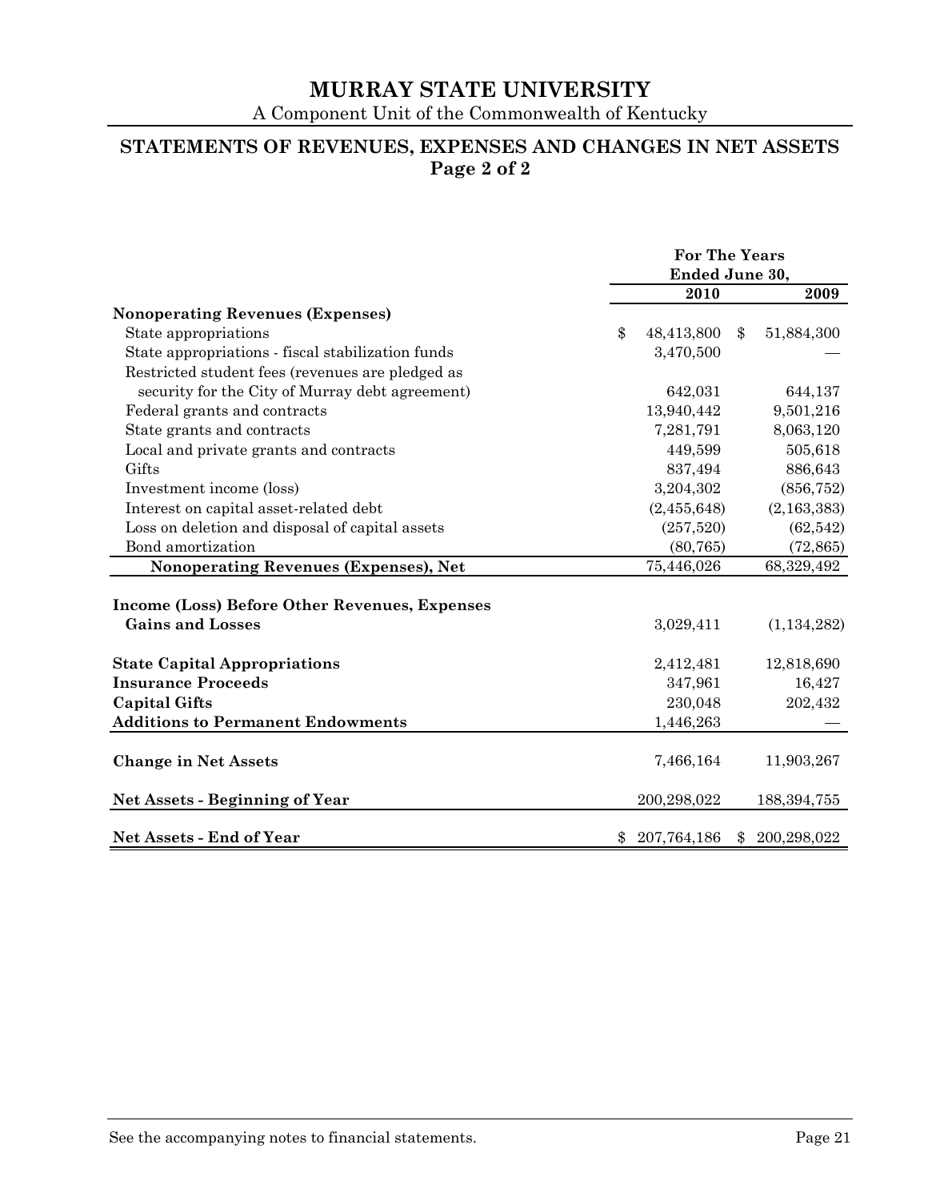# MURRAY STATE UNIVERSITY

A Component Unit of the Commonwealth of Kentucky

## STATEMENTS OF REVENUES, EXPENSES AND CHANGES IN NET ASSETS
**Page 2 of 2**

| | For The Years Ended June 30, | |
|---|---|---|
| | **2010** | **2009** |
| **Nonoperating Revenues (Expenses)** | | |
| State appropriations | $ 48,413,800 | $ 51,884,300 |
| State appropriations - fiscal stabilization funds | 3,470,500 | — |
| Restricted student fees (revenues are pledged as security for the City of Murray debt agreement) | 642,031 | 644,137 |
| Federal grants and contracts | 13,940,442 | 9,501,216 |
| State grants and contracts | 7,281,791 | 8,063,120 |
| Local and private grants and contracts | 449,599 | 505,618 |
| Gifts | 837,494 | 886,643 |
| Investment income (loss) | 3,204,302 | (856,752) |
| Interest on capital asset-related debt | (2,455,648) | (2,163,383) |
| Loss on deletion and disposal of capital assets | (257,520) | (62,542) |
| Bond amortization | (80,765) | (72,865) |
| **Nonoperating Revenues (Expenses), Net** | 75,446,026 | 68,329,492 |
| **Income (Loss) Before Other Revenues, Expenses Gains and Losses** | 3,029,411 | (1,134,282) |
| **State Capital Appropriations** | 2,412,481 | 12,818,690 |
| **Insurance Proceeds** | 347,961 | 16,427 |
| **Capital Gifts** | 230,048 | 202,432 |
| **Additions to Permanent Endowments** | 1,446,263 | — |
| **Change in Net Assets** | 7,466,164 | 11,903,267 |
| **Net Assets - Beginning of Year** | 200,298,022 | 188,394,755 |
| **Net Assets - End of Year** | $ 207,764,186 | $ 200,298,022 |

See the accompanying notes to financial statements.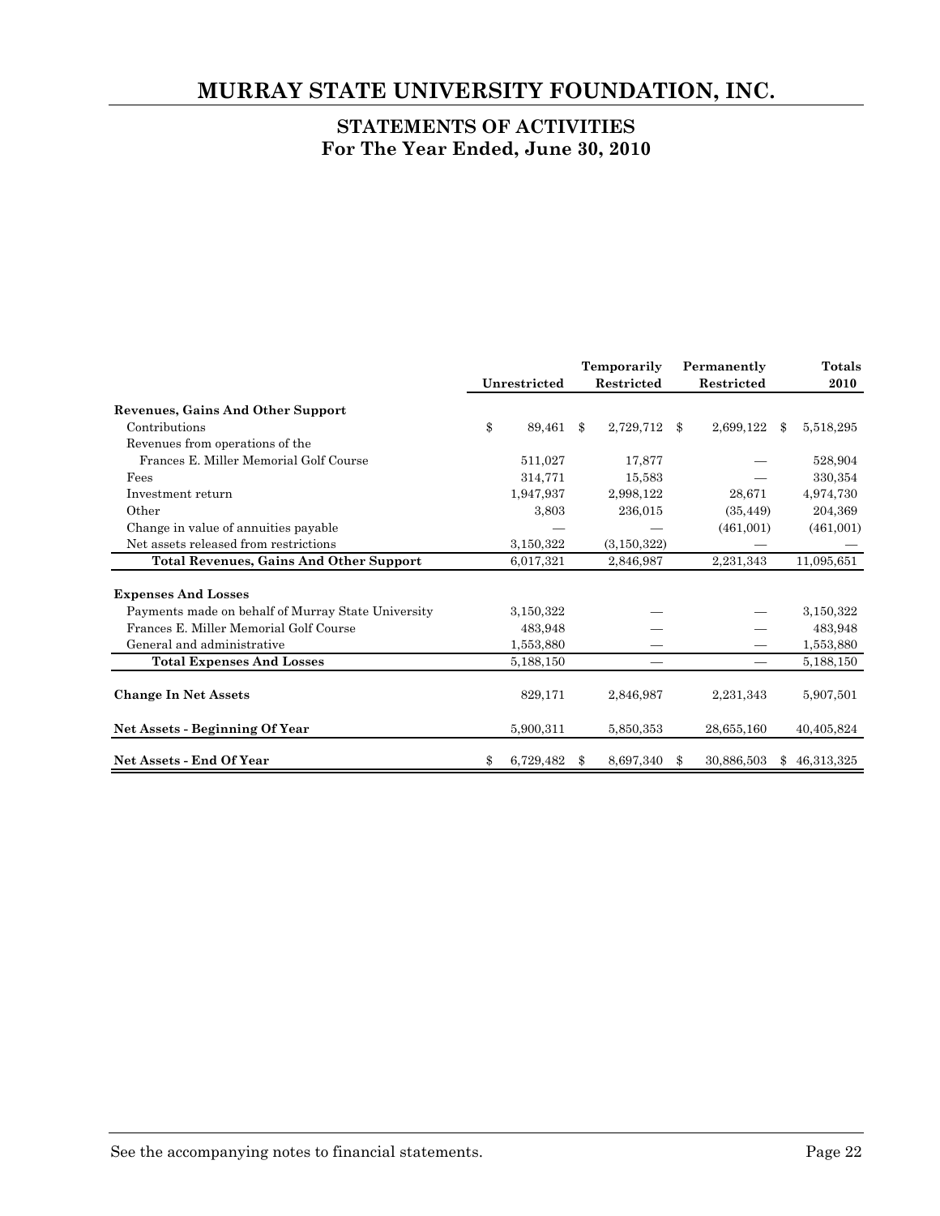# MURRAY STATE UNIVERSITY FOUNDATION, INC.

## STATEMENTS OF ACTIVITIES
## For The Year Ended, June 30, 2010

| | Unrestricted | Temporarily Restricted | Permanently Restricted | Totals 2010 |
|---|---|---|---|---|
| **Revenues, Gains And Other Support** | | | | |
| Contributions | $ 89,461 | $ 2,729,712 | $ 2,699,122 | $ 5,518,295 |
| Revenues from operations of the Frances E. Miller Memorial Golf Course | 511,027 | 17,877 | — | 528,904 |
| Fees | 314,771 | 15,583 | — | 330,354 |
| Investment return | 1,947,937 | 2,998,122 | 28,671 | 4,974,730 |
| Other | 3,803 | 236,015 | (35,449) | 204,369 |
| Change in value of annuities payable | — | — | (461,001) | (461,001) |
| Net assets released from restrictions | 3,150,322 | (3,150,322) | — | — |
| **Total Revenues, Gains And Other Support** | 6,017,321 | 2,846,987 | 2,231,343 | 11,095,651 |
| **Expenses And Losses** | | | | |
| Payments made on behalf of Murray State University | 3,150,322 | — | — | 3,150,322 |
| Frances E. Miller Memorial Golf Course | 483,948 | — | — | 483,948 |
| General and administrative | 1,553,880 | — | — | 1,553,880 |
| **Total Expenses And Losses** | 5,188,150 | — | — | 5,188,150 |
| **Change In Net Assets** | 829,171 | 2,846,987 | 2,231,343 | 5,907,501 |
| **Net Assets - Beginning Of Year** | 5,900,311 | 5,850,353 | 28,655,160 | 40,405,824 |
| **Net Assets - End Of Year** | $ 6,729,482 | $ 8,697,340 | $ 30,886,503 | $ 46,313,325 |

See the accompanying notes to financial statements.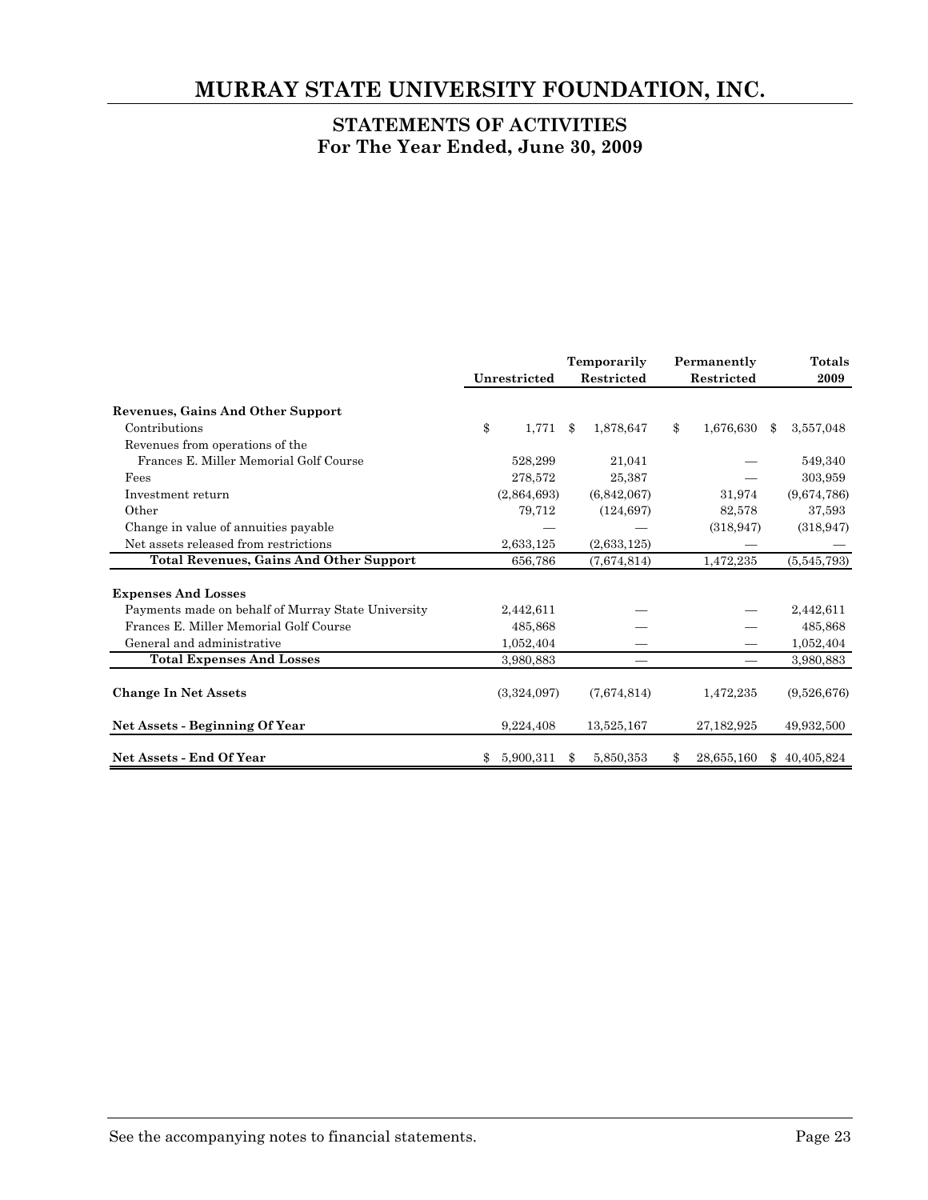# MURRAY STATE UNIVERSITY FOUNDATION, INC.

## STATEMENTS OF ACTIVITIES
## For The Year Ended, June 30, 2009

| | Unrestricted | Temporarily Restricted | Permanently Restricted | Totals 2009 |
|---|---|---|---|---|
| **Revenues, Gains And Other Support** | | | | |
| Contributions | $ 1,771 | $ 1,878,647 | $ 1,676,630 | $ 3,557,048 |
| Revenues from operations of the Frances E. Miller Memorial Golf Course | 528,299 | 21,041 | — | 549,340 |
| Fees | 278,572 | 25,387 | — | 303,959 |
| Investment return | (2,864,693) | (6,842,067) | 31,974 | (9,674,786) |
| Other | 79,712 | (124,697) | 82,578 | 37,593 |
| Change in value of annuities payable | — | — | (318,947) | (318,947) |
| Net assets released from restrictions | 2,633,125 | (2,633,125) | — | — |
| **Total Revenues, Gains And Other Support** | 656,786 | (7,674,814) | 1,472,235 | (5,545,793) |
| **Expenses And Losses** | | | | |
| Payments made on behalf of Murray State University | 2,442,611 | — | — | 2,442,611 |
| Frances E. Miller Memorial Golf Course | 485,868 | — | — | 485,868 |
| General and administrative | 1,052,404 | — | — | 1,052,404 |
| **Total Expenses And Losses** | 3,980,883 | — | — | 3,980,883 |
| **Change In Net Assets** | (3,324,097) | (7,674,814) | 1,472,235 | (9,526,676) |
| **Net Assets - Beginning Of Year** | 9,224,408 | 13,525,167 | 27,182,925 | 49,932,500 |
| **Net Assets - End Of Year** | $ 5,900,311 | $ 5,850,353 | $ 28,655,160 | $ 40,405,824 |

See the accompanying notes to financial statements.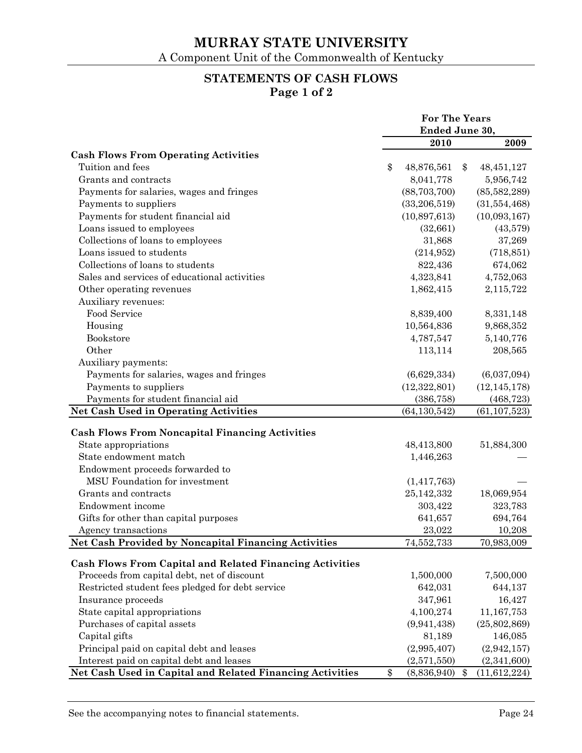# MURRAY STATE UNIVERSITY

A Component Unit of the Commonwealth of Kentucky

## STATEMENTS OF CASH FLOWS
**Page 1 of 2**

| | For The Years Ended June 30, | |
|---|---|---|
| | **2010** | **2009** |
| **Cash Flows From Operating Activities** | | |
| Tuition and fees | $ 48,876,561 | $ 48,451,127 |
| Grants and contracts | 8,041,778 | 5,956,742 |
| Payments for salaries, wages and fringes | (88,703,700) | (85,582,289) |
| Payments to suppliers | (33,206,519) | (31,554,468) |
| Payments for student financial aid | (10,897,613) | (10,093,167) |
| Loans issued to employees | (32,661) | (43,579) |
| Collections of loans to employees | 31,868 | 37,269 |
| Loans issued to students | (214,952) | (718,851) |
| Collections of loans to students | 822,436 | 674,062 |
| Sales and services of educational activities | 4,323,841 | 4,752,063 |
| Other operating revenues | 1,862,415 | 2,115,722 |
| Auxiliary revenues: | | |
| Food Service | 8,839,400 | 8,331,148 |
| Housing | 10,564,836 | 9,868,352 |
| Bookstore | 4,787,547 | 5,140,776 |
| Other | 113,114 | 208,565 |
| Auxiliary payments: | | |
| Payments for salaries, wages and fringes | (6,629,334) | (6,037,094) |
| Payments to suppliers | (12,322,801) | (12,145,178) |
| Payments for student financial aid | (386,758) | (468,723) |
| **Net Cash Used in Operating Activities** | (64,130,542) | (61,107,523) |
| **Cash Flows From Noncapital Financing Activities** | | |
| State appropriations | 48,413,800 | 51,884,300 |
| State endowment match | 1,446,263 | — |
| Endowment proceeds forwarded to MSU Foundation for investment | (1,417,763) | — |
| Grants and contracts | 25,142,332 | 18,069,954 |
| Endowment income | 303,422 | 323,783 |
| Gifts for other than capital purposes | 641,657 | 694,764 |
| Agency transactions | 23,022 | 10,208 |
| **Net Cash Provided by Noncapital Financing Activities** | 74,552,733 | 70,983,009 |
| **Cash Flows From Capital and Related Financing Activities** | | |
| Proceeds from capital debt, net of discount | 1,500,000 | 7,500,000 |
| Restricted student fees pledged for debt service | 642,031 | 644,137 |
| Insurance proceeds | 347,961 | 16,427 |
| State capital appropriations | 4,100,274 | 11,167,753 |
| Purchases of capital assets | (9,941,438) | (25,802,869) |
| Capital gifts | 81,189 | 146,085 |
| Principal paid on capital debt and leases | (2,995,407) | (2,942,157) |
| Interest paid on capital debt and leases | (2,571,550) | (2,341,600) |
| **Net Cash Used in Capital and Related Financing Activities** | $ (8,836,940) | $ (11,612,224) |

See the accompanying notes to financial statements.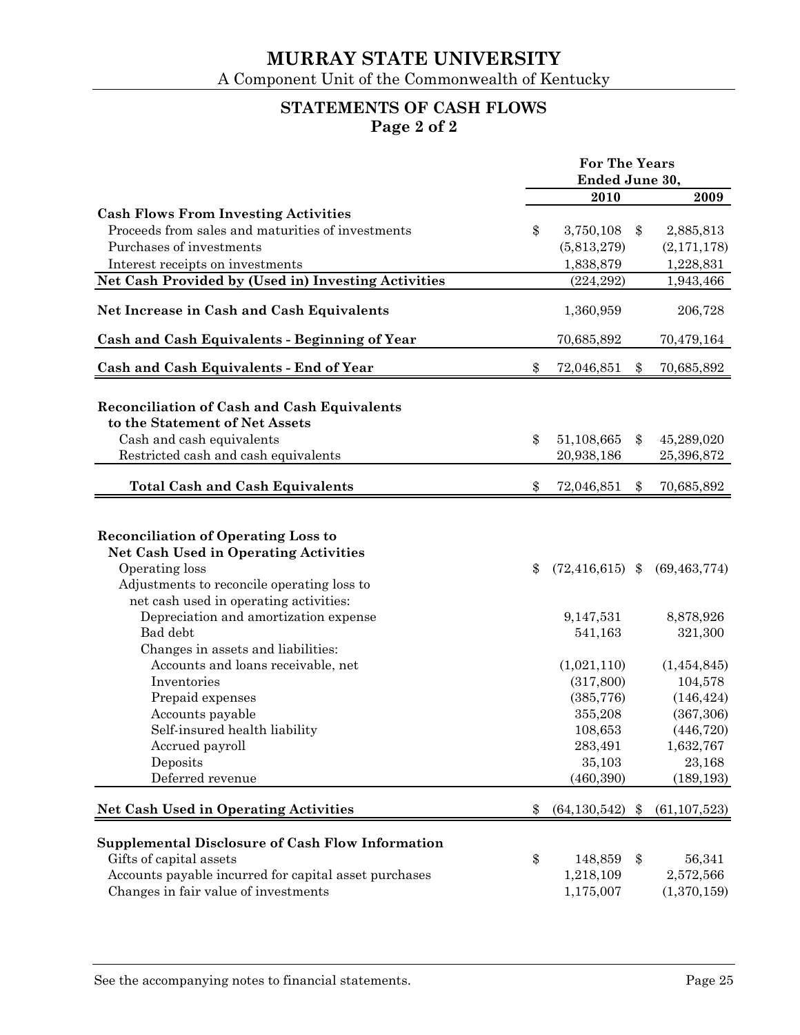# MURRAY STATE UNIVERSITY

A Component Unit of the Commonwealth of Kentucky

## STATEMENTS OF CASH FLOWS
### Page 2 of 2

| | For The Years Ended June 30, 2010 | 2009 |
|---|---|---|
| **Cash Flows From Investing Activities** | | |
| Proceeds from sales and maturities of investments | $ 3,750,108 | $ 2,885,813 |
| Purchases of investments | (5,813,279) | (2,171,178) |
| Interest receipts on investments | 1,838,879 | 1,228,831 |
| **Net Cash Provided by (Used in) Investing Activities** | (224,292) | 1,943,466 |
| **Net Increase in Cash and Cash Equivalents** | 1,360,959 | 206,728 |
| **Cash and Cash Equivalents - Beginning of Year** | 70,685,892 | 70,479,164 |
| **Cash and Cash Equivalents - End of Year** | $ 72,046,851 | $ 70,685,892 |
| **Reconciliation of Cash and Cash Equivalents to the Statement of Net Assets** | | |
| Cash and cash equivalents | $ 51,108,665 | $ 45,289,020 |
| Restricted cash and cash equivalents | 20,938,186 | 25,396,872 |
| **Total Cash and Cash Equivalents** | $ 72,046,851 | $ 70,685,892 |
| **Reconciliation of Operating Loss to Net Cash Used in Operating Activities** | | |
| Operating loss | $ (72,416,615) | $ (69,463,774) |
| Adjustments to reconcile operating loss to net cash used in operating activities: | | |
| Depreciation and amortization expense | 9,147,531 | 8,878,926 |
| Bad debt | 541,163 | 321,300 |
| Changes in assets and liabilities: | | |
| Accounts and loans receivable, net | (1,021,110) | (1,454,845) |
| Inventories | (317,800) | 104,578 |
| Prepaid expenses | (385,776) | (146,424) |
| Accounts payable | 355,208 | (367,306) |
| Self-insured health liability | 108,653 | (446,720) |
| Accrued payroll | 283,491 | 1,632,767 |
| Deposits | 35,103 | 23,168 |
| Deferred revenue | (460,390) | (189,193) |
| **Net Cash Used in Operating Activities** | $ (64,130,542) | $ (61,107,523) |
| **Supplemental Disclosure of Cash Flow Information** | | |
| Gifts of capital assets | $ 148,859 | $ 56,341 |
| Accounts payable incurred for capital asset purchases | 1,218,109 | 2,572,566 |
| Changes in fair value of investments | 1,175,007 | (1,370,159) |

See the accompanying notes to financial statements.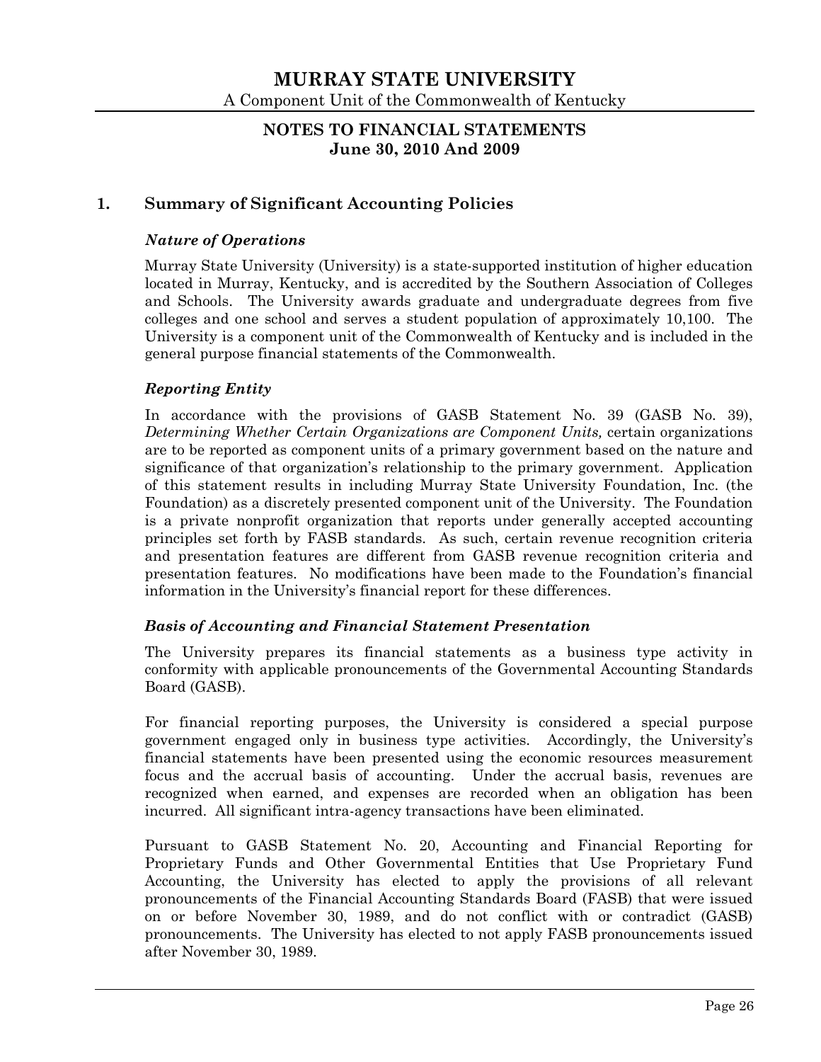## 1. Summary of Significant Accounting Policies

### *Nature of Operations*

Murray State University (University) is a state-supported institution of higher education located in Murray, Kentucky, and is accredited by the Southern Association of Colleges and Schools. The University awards graduate and undergraduate degrees from five colleges and one school and serves a student population of approximately 10,100. The University is a component unit of the Commonwealth of Kentucky and is included in the general purpose financial statements of the Commonwealth.

### *Reporting Entity*

In accordance with the provisions of GASB Statement No. 39 (GASB No. 39), *Determining Whether Certain Organizations are Component Units,* certain organizations are to be reported as component units of a primary government based on the nature and significance of that organization's relationship to the primary government. Application of this statement results in including Murray State University Foundation, Inc. (the Foundation) as a discretely presented component unit of the University. The Foundation is a private nonprofit organization that reports under generally accepted accounting principles set forth by FASB standards. As such, certain revenue recognition criteria and presentation features are different from GASB revenue recognition criteria and presentation features. No modifications have been made to the Foundation's financial information in the University's financial report for these differences.

### *Basis of Accounting and Financial Statement Presentation*

The University prepares its financial statements as a business type activity in conformity with applicable pronouncements of the Governmental Accounting Standards Board (GASB).

For financial reporting purposes, the University is considered a special purpose government engaged only in business type activities. Accordingly, the University's financial statements have been presented using the economic resources measurement focus and the accrual basis of accounting. Under the accrual basis, revenues are recognized when earned, and expenses are recorded when an obligation has been incurred. All significant intra-agency transactions have been eliminated.

Pursuant to GASB Statement No. 20, Accounting and Financial Reporting for Proprietary Funds and Other Governmental Entities that Use Proprietary Fund Accounting, the University has elected to apply the provisions of all relevant pronouncements of the Financial Accounting Standards Board (FASB) that were issued on or before November 30, 1989, and do not conflict with or contradict (GASB) pronouncements. The University has elected to not apply FASB pronouncements issued after November 30, 1989.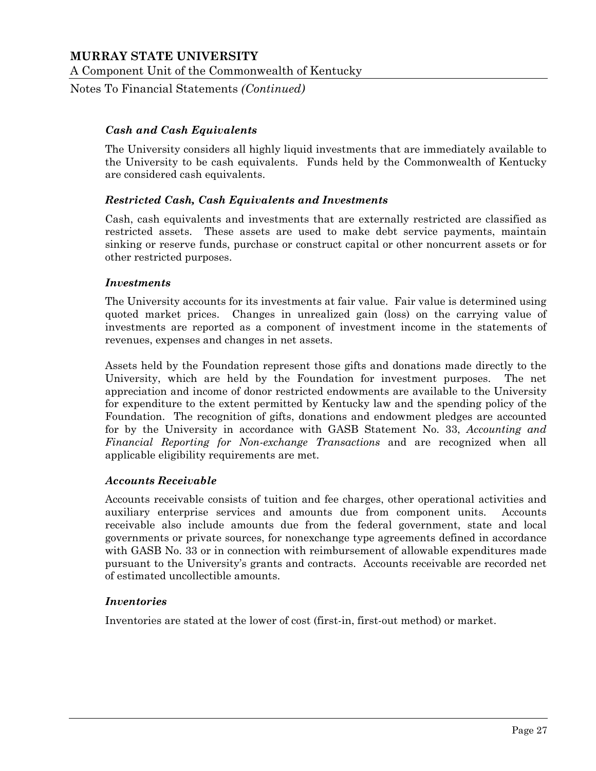### *Cash and Cash Equivalents*

The University considers all highly liquid investments that are immediately available to the University to be cash equivalents. Funds held by the Commonwealth of Kentucky are considered cash equivalents.

### *Restricted Cash, Cash Equivalents and Investments*

Cash, cash equivalents and investments that are externally restricted are classified as restricted assets. These assets are used to make debt service payments, maintain sinking or reserve funds, purchase or construct capital or other noncurrent assets or for other restricted purposes.

### *Investments*

The University accounts for its investments at fair value. Fair value is determined using quoted market prices. Changes in unrealized gain (loss) on the carrying value of investments are reported as a component of investment income in the statements of revenues, expenses and changes in net assets.

Assets held by the Foundation represent those gifts and donations made directly to the University, which are held by the Foundation for investment purposes. The net appreciation and income of donor restricted endowments are available to the University for expenditure to the extent permitted by Kentucky law and the spending policy of the Foundation. The recognition of gifts, donations and endowment pledges are accounted for by the University in accordance with GASB Statement No. 33, *Accounting and Financial Reporting for Non-exchange Transactions* and are recognized when all applicable eligibility requirements are met.

### *Accounts Receivable*

Accounts receivable consists of tuition and fee charges, other operational activities and auxiliary enterprise services and amounts due from component units. Accounts receivable also include amounts due from the federal government, state and local governments or private sources, for nonexchange type agreements defined in accordance with GASB No. 33 or in connection with reimbursement of allowable expenditures made pursuant to the University's grants and contracts. Accounts receivable are recorded net of estimated uncollectible amounts.

### *Inventories*

Inventories are stated at the lower of cost (first-in, first-out method) or market.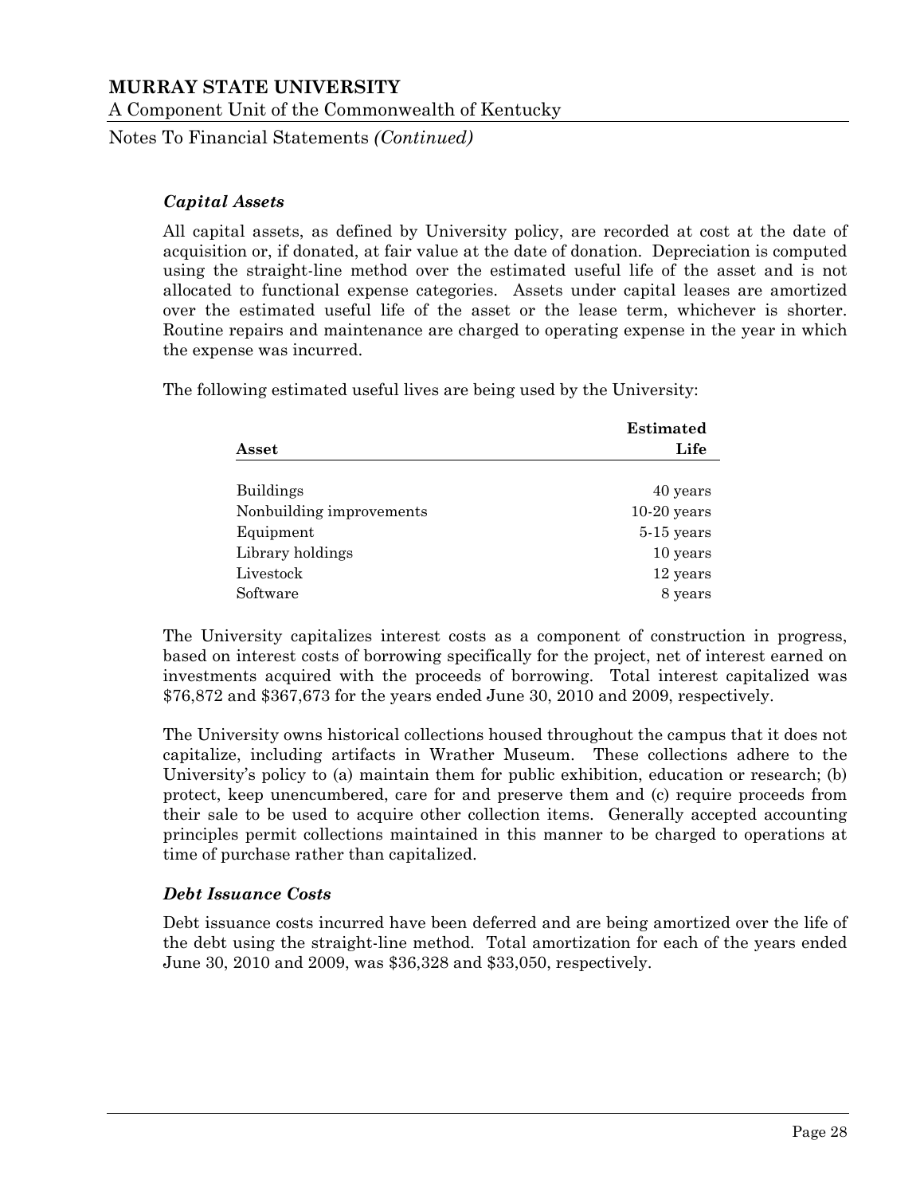### *Capital Assets*

All capital assets, as defined by University policy, are recorded at cost at the date of acquisition or, if donated, at fair value at the date of donation. Depreciation is computed using the straight-line method over the estimated useful life of the asset and is not allocated to functional expense categories. Assets under capital leases are amortized over the estimated useful life of the asset or the lease term, whichever is shorter. Routine repairs and maintenance are charged to operating expense in the year in which the expense was incurred.

The following estimated useful lives are being used by the University:

| **Asset** | **Estimated Life** |
|---|---:|
| Buildings | 40 years |
| Nonbuilding improvements | 10-20 years |
| Equipment | 5-15 years |
| Library holdings | 10 years |
| Livestock | 12 years |
| Software | 8 years |

The University capitalizes interest costs as a component of construction in progress, based on interest costs of borrowing specifically for the project, net of interest earned on investments acquired with the proceeds of borrowing. Total interest capitalized was $76,872 and $367,673 for the years ended June 30, 2010 and 2009, respectively.

The University owns historical collections housed throughout the campus that it does not capitalize, including artifacts in Wrather Museum. These collections adhere to the University's policy to (a) maintain them for public exhibition, education or research; (b) protect, keep unencumbered, care for and preserve them and (c) require proceeds from their sale to be used to acquire other collection items. Generally accepted accounting principles permit collections maintained in this manner to be charged to operations at time of purchase rather than capitalized.

### *Debt Issuance Costs*

Debt issuance costs incurred have been deferred and are being amortized over the life of the debt using the straight-line method. Total amortization for each of the years ended June 30, 2010 and 2009, was $36,328 and $33,050, respectively.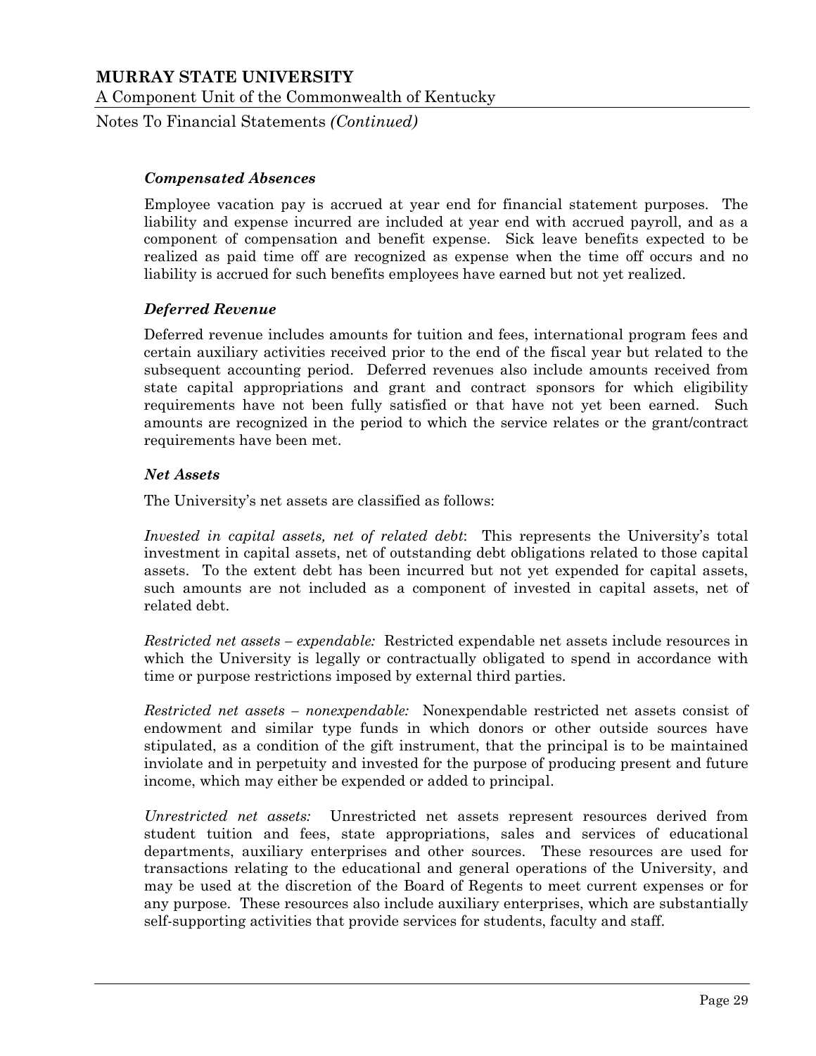### *Compensated Absences*

Employee vacation pay is accrued at year end for financial statement purposes. The liability and expense incurred are included at year end with accrued payroll, and as a component of compensation and benefit expense. Sick leave benefits expected to be realized as paid time off are recognized as expense when the time off occurs and no liability is accrued for such benefits employees have earned but not yet realized.

### *Deferred Revenue*

Deferred revenue includes amounts for tuition and fees, international program fees and certain auxiliary activities received prior to the end of the fiscal year but related to the subsequent accounting period. Deferred revenues also include amounts received from state capital appropriations and grant and contract sponsors for which eligibility requirements have not been fully satisfied or that have not yet been earned. Such amounts are recognized in the period to which the service relates or the grant/contract requirements have been met.

### *Net Assets*

The University's net assets are classified as follows:

*Invested in capital assets, net of related debt*: This represents the University's total investment in capital assets, net of outstanding debt obligations related to those capital assets. To the extent debt has been incurred but not yet expended for capital assets, such amounts are not included as a component of invested in capital assets, net of related debt.

*Restricted net assets – expendable:* Restricted expendable net assets include resources in which the University is legally or contractually obligated to spend in accordance with time or purpose restrictions imposed by external third parties.

*Restricted net assets – nonexpendable:* Nonexpendable restricted net assets consist of endowment and similar type funds in which donors or other outside sources have stipulated, as a condition of the gift instrument, that the principal is to be maintained inviolate and in perpetuity and invested for the purpose of producing present and future income, which may either be expended or added to principal.

*Unrestricted net assets:* Unrestricted net assets represent resources derived from student tuition and fees, state appropriations, sales and services of educational departments, auxiliary enterprises and other sources. These resources are used for transactions relating to the educational and general operations of the University, and may be used at the discretion of the Board of Regents to meet current expenses or for any purpose. These resources also include auxiliary enterprises, which are substantially self-supporting activities that provide services for students, faculty and staff.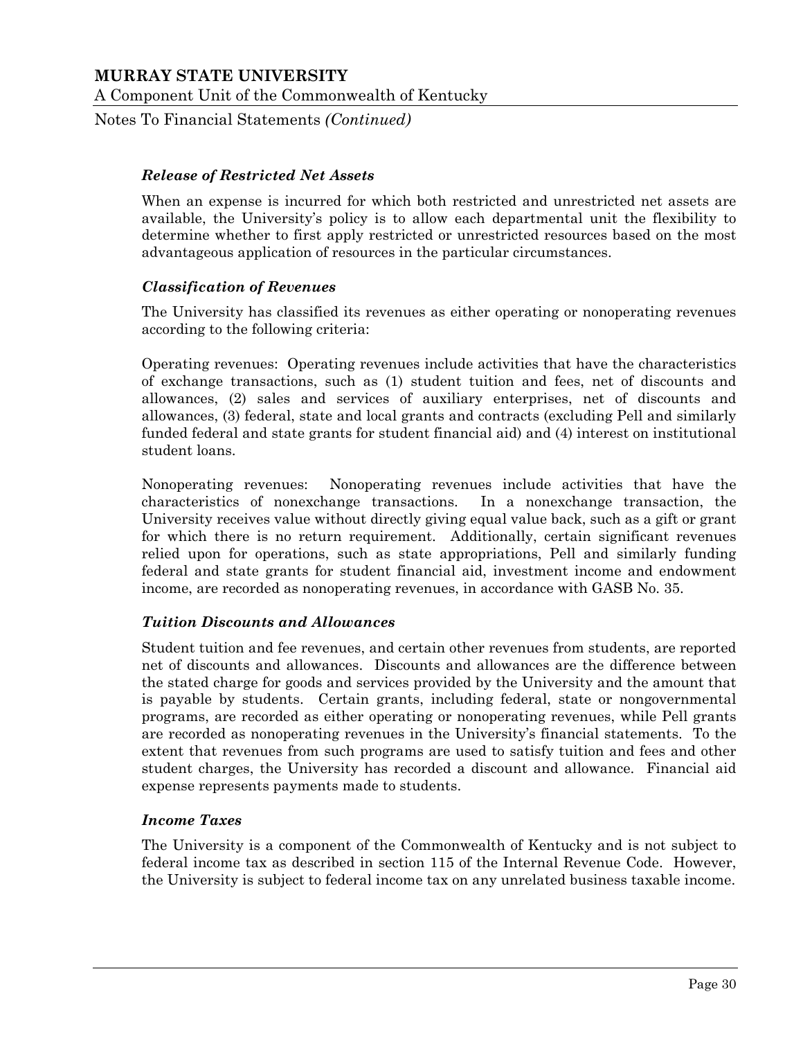### *Release of Restricted Net Assets*

When an expense is incurred for which both restricted and unrestricted net assets are available, the University's policy is to allow each departmental unit the flexibility to determine whether to first apply restricted or unrestricted resources based on the most advantageous application of resources in the particular circumstances.

### *Classification of Revenues*

The University has classified its revenues as either operating or nonoperating revenues according to the following criteria:

Operating revenues: Operating revenues include activities that have the characteristics of exchange transactions, such as (1) student tuition and fees, net of discounts and allowances, (2) sales and services of auxiliary enterprises, net of discounts and allowances, (3) federal, state and local grants and contracts (excluding Pell and similarly funded federal and state grants for student financial aid) and (4) interest on institutional student loans.

Nonoperating revenues: Nonoperating revenues include activities that have the characteristics of nonexchange transactions. In a nonexchange transaction, the University receives value without directly giving equal value back, such as a gift or grant for which there is no return requirement. Additionally, certain significant revenues relied upon for operations, such as state appropriations, Pell and similarly funding federal and state grants for student financial aid, investment income and endowment income, are recorded as nonoperating revenues, in accordance with GASB No. 35.

### *Tuition Discounts and Allowances*

Student tuition and fee revenues, and certain other revenues from students, are reported net of discounts and allowances. Discounts and allowances are the difference between the stated charge for goods and services provided by the University and the amount that is payable by students. Certain grants, including federal, state or nongovernmental programs, are recorded as either operating or nonoperating revenues, while Pell grants are recorded as nonoperating revenues in the University's financial statements. To the extent that revenues from such programs are used to satisfy tuition and fees and other student charges, the University has recorded a discount and allowance. Financial aid expense represents payments made to students.

### *Income Taxes*

The University is a component of the Commonwealth of Kentucky and is not subject to federal income tax as described in section 115 of the Internal Revenue Code. However, the University is subject to federal income tax on any unrelated business taxable income.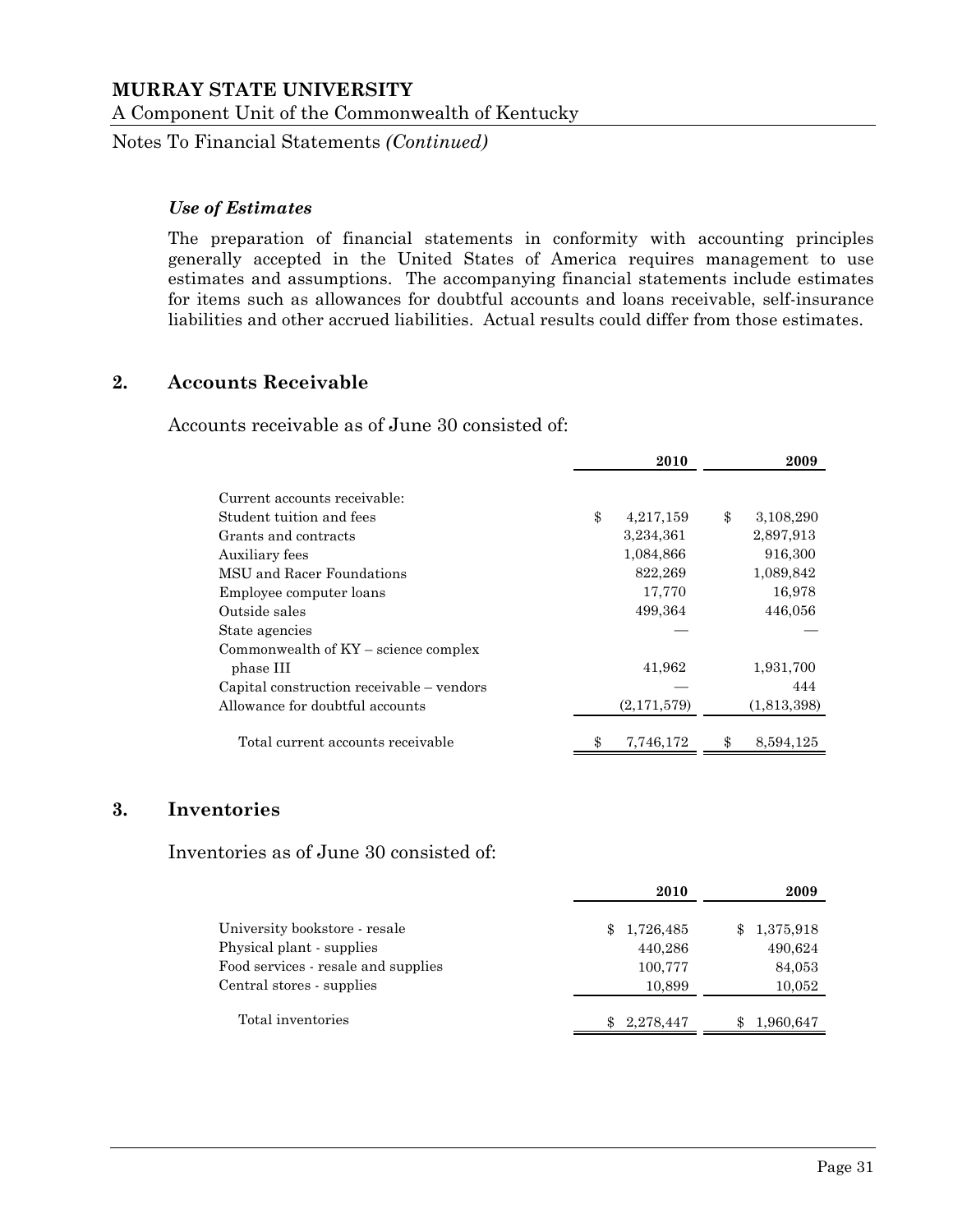### *Use of Estimates*

The preparation of financial statements in conformity with accounting principles generally accepted in the United States of America requires management to use estimates and assumptions. The accompanying financial statements include estimates for items such as allowances for doubtful accounts and loans receivable, self-insurance liabilities and other accrued liabilities. Actual results could differ from those estimates.

## 2. Accounts Receivable

Accounts receivable as of June 30 consisted of:

| | 2010 | 2009 |
|---|---|---|
| Current accounts receivable: | | |
| Student tuition and fees | $ 4,217,159 | $ 3,108,290 |
| Grants and contracts | 3,234,361 | 2,897,913 |
| Auxiliary fees | 1,084,866 | 916,300 |
| MSU and Racer Foundations | 822,269 | 1,089,842 |
| Employee computer loans | 17,770 | 16,978 |
| Outside sales | 499,364 | 446,056 |
| State agencies | — | — |
| Commonwealth of KY – science complex phase III | 41,962 | 1,931,700 |
| Capital construction receivable – vendors | — | 444 |
| Allowance for doubtful accounts | (2,171,579) | (1,813,398) |
| Total current accounts receivable | $ 7,746,172 | $ 8,594,125 |

## 3. Inventories

Inventories as of June 30 consisted of:

| | 2010 | 2009 |
|---|---|---|
| University bookstore - resale | $ 1,726,485 | $ 1,375,918 |
| Physical plant - supplies | 440,286 | 490,624 |
| Food services - resale and supplies | 100,777 | 84,053 |
| Central stores - supplies | 10,899 | 10,052 |
| Total inventories | $ 2,278,447 | $ 1,960,647 |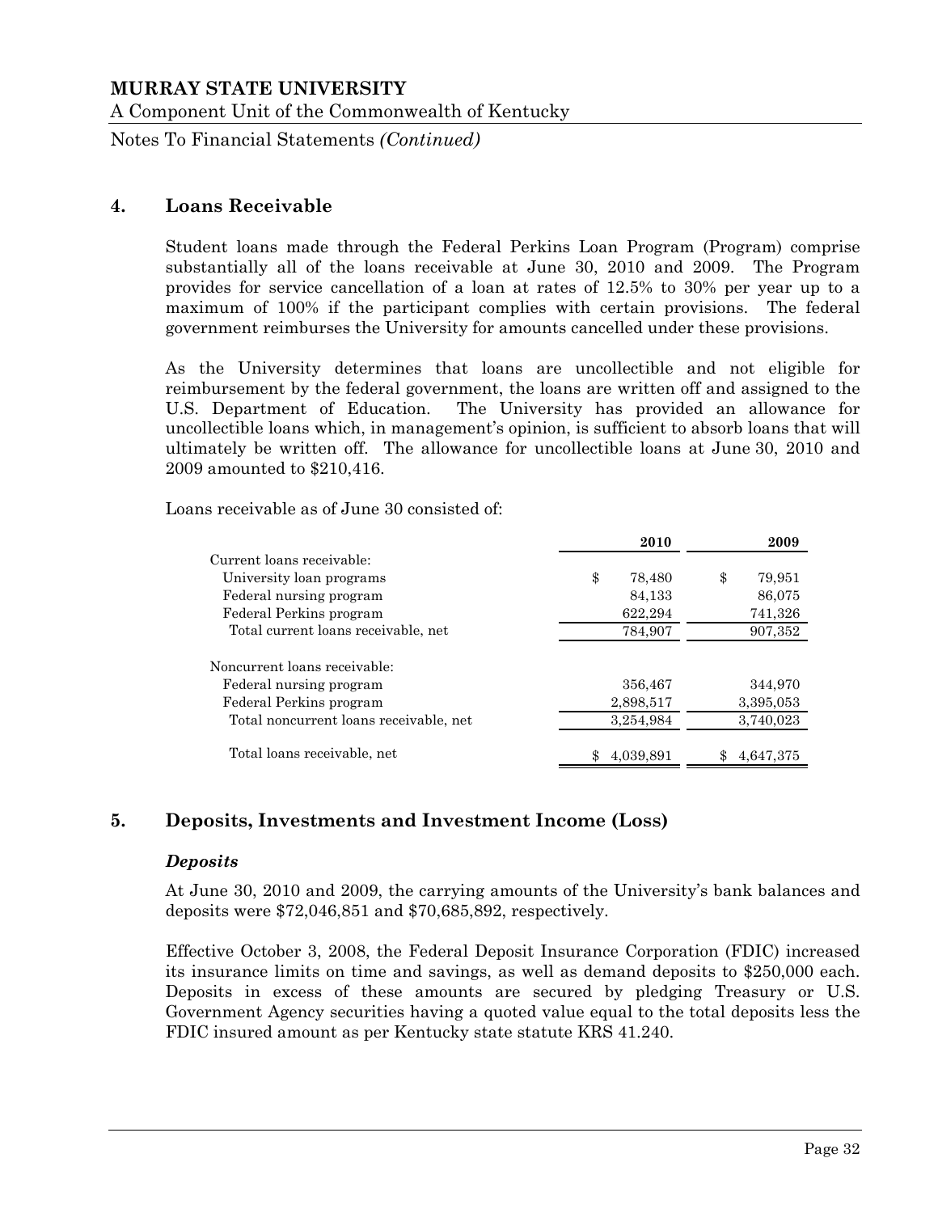# MURRAY STATE UNIVERSITY

A Component Unit of the Commonwealth of Kentucky

Notes To Financial Statements *(Continued)*

## 4. Loans Receivable

Student loans made through the Federal Perkins Loan Program (Program) comprise substantially all of the loans receivable at June 30, 2010 and 2009. The Program provides for service cancellation of a loan at rates of 12.5% to 30% per year up to a maximum of 100% if the participant complies with certain provisions. The federal government reimburses the University for amounts cancelled under these provisions.

As the University determines that loans are uncollectible and not eligible for reimbursement by the federal government, the loans are written off and assigned to the U.S. Department of Education. The University has provided an allowance for uncollectible loans which, in management's opinion, is sufficient to absorb loans that will ultimately be written off. The allowance for uncollectible loans at June 30, 2010 and 2009 amounted to $210,416.

Loans receivable as of June 30 consisted of:

| | 2010 | 2009 |
|---|---|---|
| Current loans receivable: | | |
| University loan programs | $ 78,480 | $ 79,951 |
| Federal nursing program | 84,133 | 86,075 |
| Federal Perkins program | 622,294 | 741,326 |
| Total current loans receivable, net | 784,907 | 907,352 |
| Noncurrent loans receivable: | | |
| Federal nursing program | 356,467 | 344,970 |
| Federal Perkins program | 2,898,517 | 3,395,053 |
| Total noncurrent loans receivable, net | 3,254,984 | 3,740,023 |
| Total loans receivable, net | $ 4,039,891 | $ 4,647,375 |

## 5. Deposits, Investments and Investment Income (Loss)

### *Deposits*

At June 30, 2010 and 2009, the carrying amounts of the University's bank balances and deposits were $72,046,851 and $70,685,892, respectively.

Effective October 3, 2008, the Federal Deposit Insurance Corporation (FDIC) increased its insurance limits on time and savings, as well as demand deposits to $250,000 each. Deposits in excess of these amounts are secured by pledging Treasury or U.S. Government Agency securities having a quoted value equal to the total deposits less the FDIC insured amount as per Kentucky state statute KRS 41.240.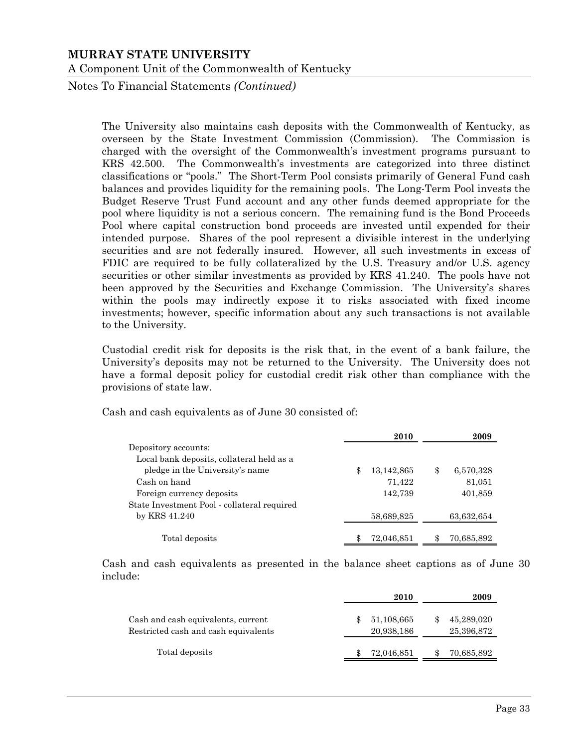The University also maintains cash deposits with the Commonwealth of Kentucky, as overseen by the State Investment Commission (Commission). The Commission is charged with the oversight of the Commonwealth's investment programs pursuant to KRS 42.500. The Commonwealth's investments are categorized into three distinct classifications or "pools." The Short-Term Pool consists primarily of General Fund cash balances and provides liquidity for the remaining pools. The Long-Term Pool invests the Budget Reserve Trust Fund account and any other funds deemed appropriate for the pool where liquidity is not a serious concern. The remaining fund is the Bond Proceeds Pool where capital construction bond proceeds are invested until expended for their intended purpose. Shares of the pool represent a divisible interest in the underlying securities and are not federally insured. However, all such investments in excess of FDIC are required to be fully collateralized by the U.S. Treasury and/or U.S. agency securities or other similar investments as provided by KRS 41.240. The pools have not been approved by the Securities and Exchange Commission. The University's shares within the pools may indirectly expose it to risks associated with fixed income investments; however, specific information about any such transactions is not available to the University.

Custodial credit risk for deposits is the risk that, in the event of a bank failure, the University's deposits may not be returned to the University. The University does not have a formal deposit policy for custodial credit risk other than compliance with the provisions of state law.

Cash and cash equivalents as of June 30 consisted of:

| | 2010 | 2009 |
|---|---|---|
| Depository accounts: | | |
| Local bank deposits, collateral held as a pledge in the University's name | $ 13,142,865 | $ 6,570,328 |
| Cash on hand | 71,422 | 81,051 |
| Foreign currency deposits | 142,739 | 401,859 |
| State Investment Pool - collateral required by KRS 41.240 | 58,689,825 | 63,632,654 |
| Total deposits | $ 72,046,851 | $ 70,685,892 |

Cash and cash equivalents as presented in the balance sheet captions as of June 30 include:

| | 2010 | 2009 |
|---|---|---|
| Cash and cash equivalents, current | $ 51,108,665 | $ 45,289,020 |
| Restricted cash and cash equivalents | 20,938,186 | 25,396,872 |
| Total deposits | $ 72,046,851 | $ 70,685,892 |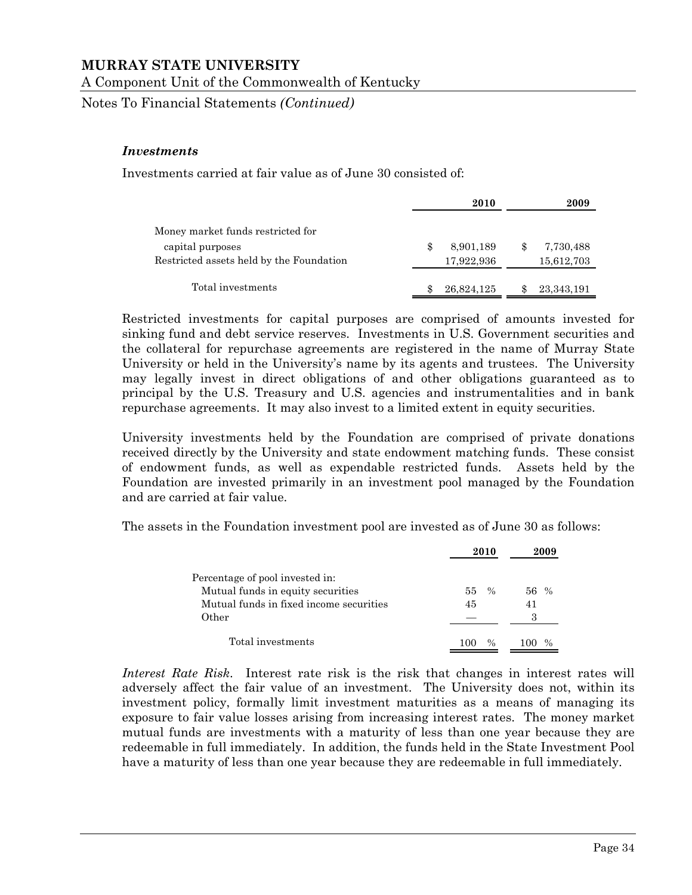### *Investments*

Investments carried at fair value as of June 30 consisted of:

| | 2010 | 2009 |
|---|---|---|
| Money market funds restricted for capital purposes | $ 8,901,189 | $ 7,730,488 |
| Restricted assets held by the Foundation | 17,922,936 | 15,612,703 |
| Total investments | $ 26,824,125 | $ 23,343,191 |

Restricted investments for capital purposes are comprised of amounts invested for sinking fund and debt service reserves. Investments in U.S. Government securities and the collateral for repurchase agreements are registered in the name of Murray State University or held in the University's name by its agents and trustees. The University may legally invest in direct obligations of and other obligations guaranteed as to principal by the U.S. Treasury and U.S. agencies and instrumentalities and in bank repurchase agreements. It may also invest to a limited extent in equity securities.

University investments held by the Foundation are comprised of private donations received directly by the University and state endowment matching funds. These consist of endowment funds, as well as expendable restricted funds. Assets held by the Foundation are invested primarily in an investment pool managed by the Foundation and are carried at fair value.

The assets in the Foundation investment pool are invested as of June 30 as follows:

| | 2010 | 2009 |
|---|---|---|
| Percentage of pool invested in: | | |
| Mutual funds in equity securities | 55 % | 56 % |
| Mutual funds in fixed income securities | 45 | 41 |
| Other | — | 3 |
| Total investments | 100 % | 100 % |

*Interest Rate Risk.* Interest rate risk is the risk that changes in interest rates will adversely affect the fair value of an investment. The University does not, within its investment policy, formally limit investment maturities as a means of managing its exposure to fair value losses arising from increasing interest rates. The money market mutual funds are investments with a maturity of less than one year because they are redeemable in full immediately. In addition, the funds held in the State Investment Pool have a maturity of less than one year because they are redeemable in full immediately.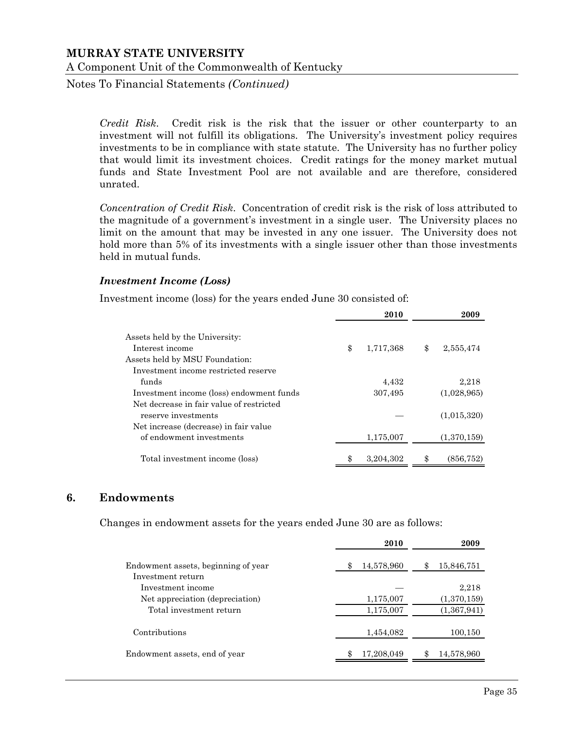*Credit Risk*. Credit risk is the risk that the issuer or other counterparty to an investment will not fulfill its obligations. The University's investment policy requires investments to be in compliance with state statute. The University has no further policy that would limit its investment choices. Credit ratings for the money market mutual funds and State Investment Pool are not available and are therefore, considered unrated.

*Concentration of Credit Risk*. Concentration of credit risk is the risk of loss attributed to the magnitude of a government's investment in a single user. The University places no limit on the amount that may be invested in any one issuer. The University does not hold more than 5% of its investments with a single issuer other than those investments held in mutual funds.

### *Investment Income (Loss)*

Investment income (loss) for the years ended June 30 consisted of:

| | 2010 | 2009 |
|---|---|---|
| Assets held by the University: | | |
| Interest income | $ 1,717,368 | $ 2,555,474 |
| Assets held by MSU Foundation: | | |
| Investment income restricted reserve funds | 4,432 | 2,218 |
| Investment income (loss) endowment funds | 307,495 | (1,028,965) |
| Net decrease in fair value of restricted reserve investments | — | (1,015,320) |
| Net increase (decrease) in fair value of endowment investments | 1,175,007 | (1,370,159) |
| Total investment income (loss) | $ 3,204,302 | $ (856,752) |

## 6. Endowments

Changes in endowment assets for the years ended June 30 are as follows:

| | 2010 | 2009 |
|---|---|---|
| Endowment assets, beginning of year | $ 14,578,960 | $ 15,846,751 |
| Investment return | | |
| Investment income | — | 2,218 |
| Net appreciation (depreciation) | 1,175,007 | (1,370,159) |
| Total investment return | 1,175,007 | (1,367,941) |
| Contributions | 1,454,082 | 100,150 |
| Endowment assets, end of year | $ 17,208,049 | $ 14,578,960 |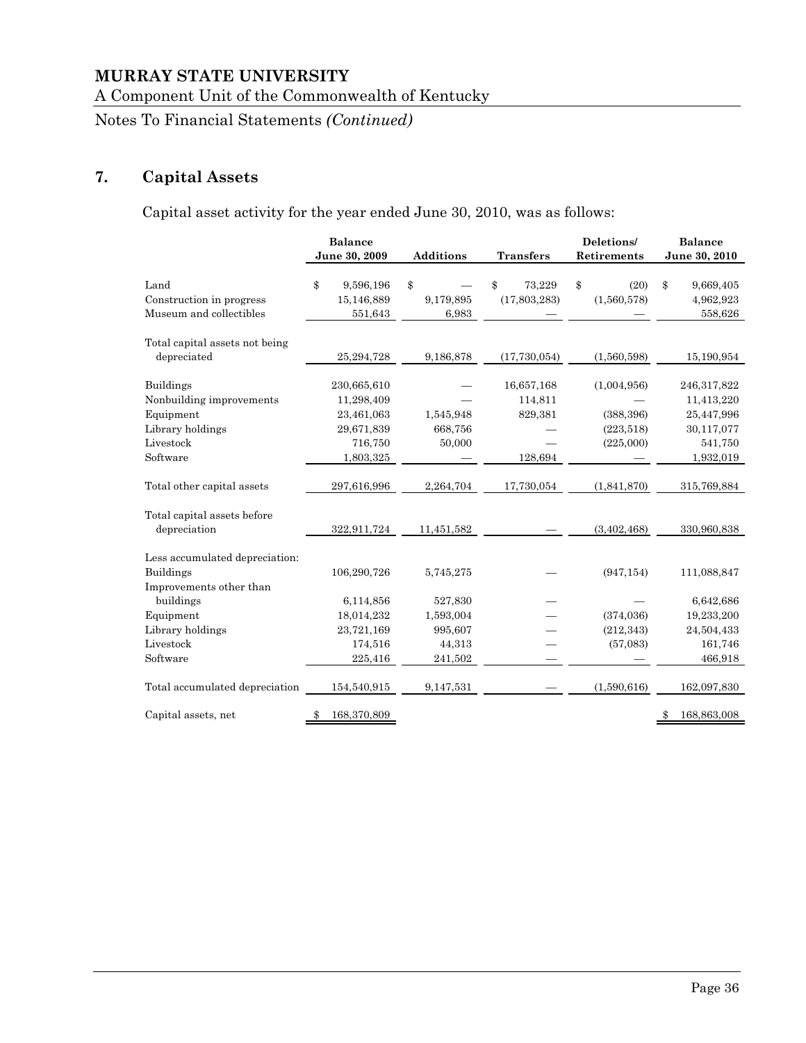**MURRAY STATE UNIVERSITY**

A Component Unit of the Commonwealth of Kentucky

Notes To Financial Statements *(Continued)*

## 7. Capital Assets

Capital asset activity for the year ended June 30, 2010, was as follows:

| | Balance June 30, 2009 | Additions | Transfers | Deletions/ Retirements | Balance June 30, 2010 |
|---|---|---|---|---|---|
| Land | $ 9,596,196 | $ — | $ 73,229 | $ (20) | $ 9,669,405 |
| Construction in progress | 15,146,889 | 9,179,895 | (17,803,283) | (1,560,578) | 4,962,923 |
| Museum and collectibles | 551,643 | 6,983 | — | — | 558,626 |
| Total capital assets not being depreciated | 25,294,728 | 9,186,878 | (17,730,054) | (1,560,598) | 15,190,954 |
| Buildings | 230,665,610 | — | 16,657,168 | (1,004,956) | 246,317,822 |
| Nonbuilding improvements | 11,298,409 | — | 114,811 | — | 11,413,220 |
| Equipment | 23,461,063 | 1,545,948 | 829,381 | (388,396) | 25,447,996 |
| Library holdings | 29,671,839 | 668,756 | — | (223,518) | 30,117,077 |
| Livestock | 716,750 | 50,000 | — | (225,000) | 541,750 |
| Software | 1,803,325 | — | 128,694 | — | 1,932,019 |
| Total other capital assets | 297,616,996 | 2,264,704 | 17,730,054 | (1,841,870) | 315,769,884 |
| Total capital assets before depreciation | 322,911,724 | 11,451,582 | — | (3,402,468) | 330,960,838 |
| Less accumulated depreciation: | | | | | |
| Buildings | 106,290,726 | 5,745,275 | — | (947,154) | 111,088,847 |
| Improvements other than buildings | 6,114,856 | 527,830 | — | — | 6,642,686 |
| Equipment | 18,014,232 | 1,593,004 | — | (374,036) | 19,233,200 |
| Library holdings | 23,721,169 | 995,607 | — | (212,343) | 24,504,433 |
| Livestock | 174,516 | 44,313 | — | (57,083) | 161,746 |
| Software | 225,416 | 241,502 | — | — | 466,918 |
| Total accumulated depreciation | 154,540,915 | 9,147,531 | — | (1,590,616) | 162,097,830 |
| Capital assets, net | $ 168,370,809 | | | | $ 168,863,008 |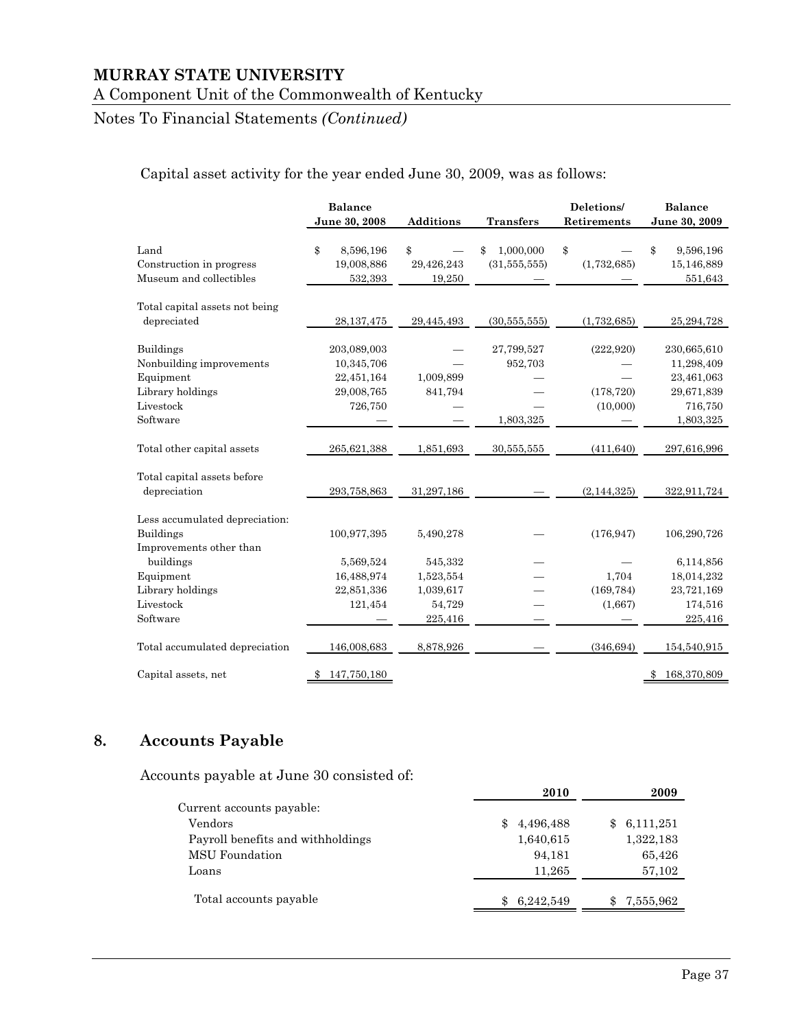# MURRAY STATE UNIVERSITY

A Component Unit of the Commonwealth of Kentucky

Notes To Financial Statements *(Continued)*

Capital asset activity for the year ended June 30, 2009, was as follows:

| | Balance June 30, 2008 | Additions | Transfers | Deletions/ Retirements | Balance June 30, 2009 |
|---|---|---|---|---|---|
| Land | $ 8,596,196 | $ — | $ 1,000,000 | $ — | $ 9,596,196 |
| Construction in progress | 19,008,886 | 29,426,243 | (31,555,555) | (1,732,685) | 15,146,889 |
| Museum and collectibles | 532,393 | 19,250 | — | — | 551,643 |
| Total capital assets not being depreciated | 28,137,475 | 29,445,493 | (30,555,555) | (1,732,685) | 25,294,728 |
| Buildings | 203,089,003 | — | 27,799,527 | (222,920) | 230,665,610 |
| Nonbuilding improvements | 10,345,706 | — | 952,703 | — | 11,298,409 |
| Equipment | 22,451,164 | 1,009,899 | — | — | 23,461,063 |
| Library holdings | 29,008,765 | 841,794 | — | (178,720) | 29,671,839 |
| Livestock | 726,750 | — | — | (10,000) | 716,750 |
| Software | — | — | 1,803,325 | — | 1,803,325 |
| Total other capital assets | 265,621,388 | 1,851,693 | 30,555,555 | (411,640) | 297,616,996 |
| Total capital assets before depreciation | 293,758,863 | 31,297,186 | — | (2,144,325) | 322,911,724 |
| Less accumulated depreciation: | | | | | |
| Buildings | 100,977,395 | 5,490,278 | — | (176,947) | 106,290,726 |
| Improvements other than buildings | 5,569,524 | 545,332 | — | — | 6,114,856 |
| Equipment | 16,488,974 | 1,523,554 | — | 1,704 | 18,014,232 |
| Library holdings | 22,851,336 | 1,039,617 | — | (169,784) | 23,721,169 |
| Livestock | 121,454 | 54,729 | — | (1,667) | 174,516 |
| Software | — | 225,416 | — | — | 225,416 |
| Total accumulated depreciation | 146,008,683 | 8,878,926 | — | (346,694) | 154,540,915 |
| Capital assets, net | $ 147,750,180 | | | | $ 168,370,809 |

## 8. Accounts Payable

Accounts payable at June 30 consisted of:

| | 2010 | 2009 |
|---|---|---|
| Current accounts payable: | | |
| Vendors | $ 4,496,488 | $ 6,111,251 |
| Payroll benefits and withholdings | 1,640,615 | 1,322,183 |
| MSU Foundation | 94,181 | 65,426 |
| Loans | 11,265 | 57,102 |
| Total accounts payable | $ 6,242,549 | $ 7,555,962 |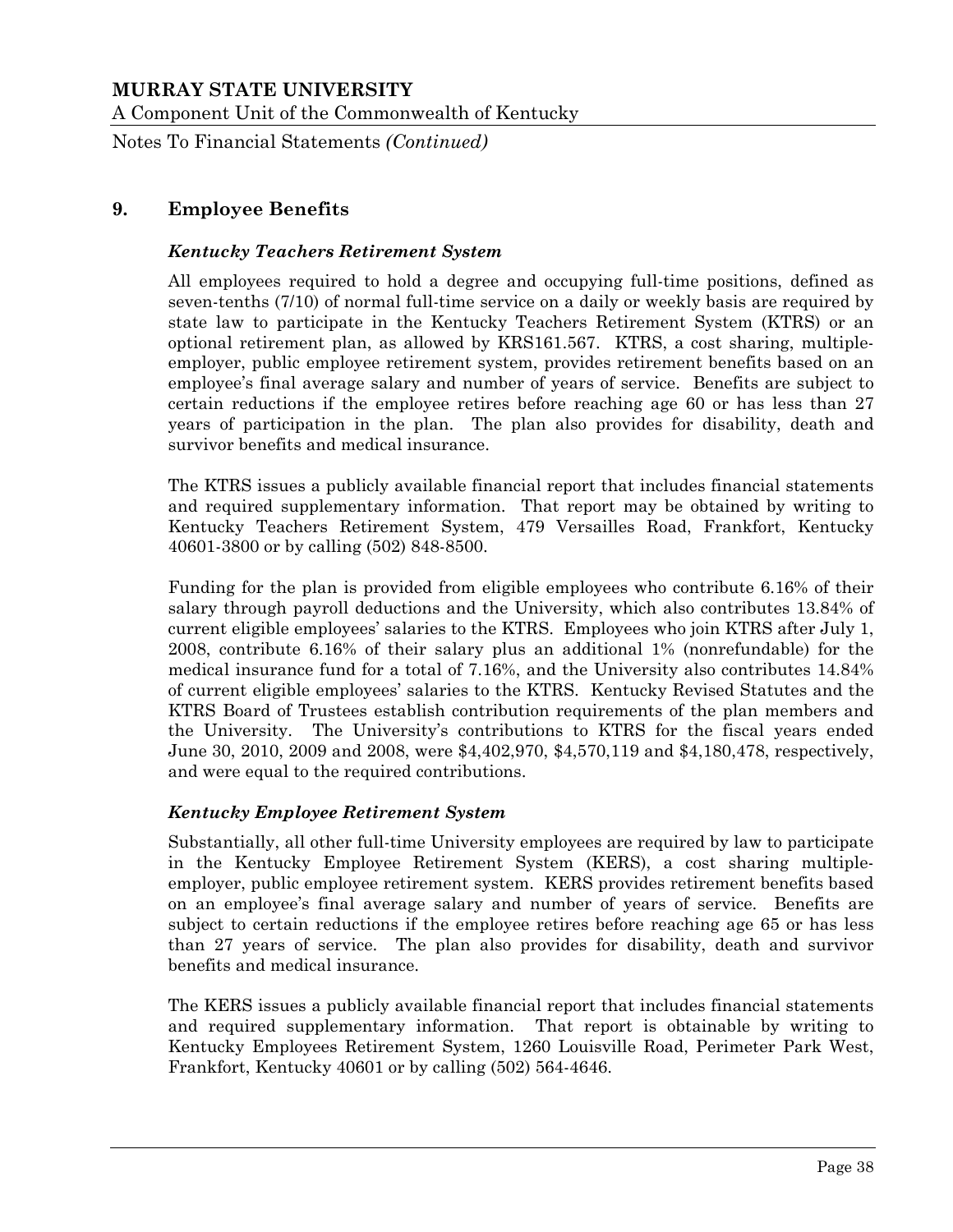## 9. Employee Benefits

### *Kentucky Teachers Retirement System*

All employees required to hold a degree and occupying full-time positions, defined as seven-tenths (7/10) of normal full-time service on a daily or weekly basis are required by state law to participate in the Kentucky Teachers Retirement System (KTRS) or an optional retirement plan, as allowed by KRS161.567. KTRS, a cost sharing, multiple-employer, public employee retirement system, provides retirement benefits based on an employee's final average salary and number of years of service. Benefits are subject to certain reductions if the employee retires before reaching age 60 or has less than 27 years of participation in the plan. The plan also provides for disability, death and survivor benefits and medical insurance.

The KTRS issues a publicly available financial report that includes financial statements and required supplementary information. That report may be obtained by writing to Kentucky Teachers Retirement System, 479 Versailles Road, Frankfort, Kentucky 40601-3800 or by calling (502) 848-8500.

Funding for the plan is provided from eligible employees who contribute 6.16% of their salary through payroll deductions and the University, which also contributes 13.84% of current eligible employees' salaries to the KTRS. Employees who join KTRS after July 1, 2008, contribute 6.16% of their salary plus an additional 1% (nonrefundable) for the medical insurance fund for a total of 7.16%, and the University also contributes 14.84% of current eligible employees' salaries to the KTRS. Kentucky Revised Statutes and the KTRS Board of Trustees establish contribution requirements of the plan members and the University. The University's contributions to KTRS for the fiscal years ended June 30, 2010, 2009 and 2008, were $4,402,970, $4,570,119 and $4,180,478, respectively, and were equal to the required contributions.

### *Kentucky Employee Retirement System*

Substantially, all other full-time University employees are required by law to participate in the Kentucky Employee Retirement System (KERS), a cost sharing multiple-employer, public employee retirement system. KERS provides retirement benefits based on an employee's final average salary and number of years of service. Benefits are subject to certain reductions if the employee retires before reaching age 65 or has less than 27 years of service. The plan also provides for disability, death and survivor benefits and medical insurance.

The KERS issues a publicly available financial report that includes financial statements and required supplementary information. That report is obtainable by writing to Kentucky Employees Retirement System, 1260 Louisville Road, Perimeter Park West, Frankfort, Kentucky 40601 or by calling (502) 564-4646.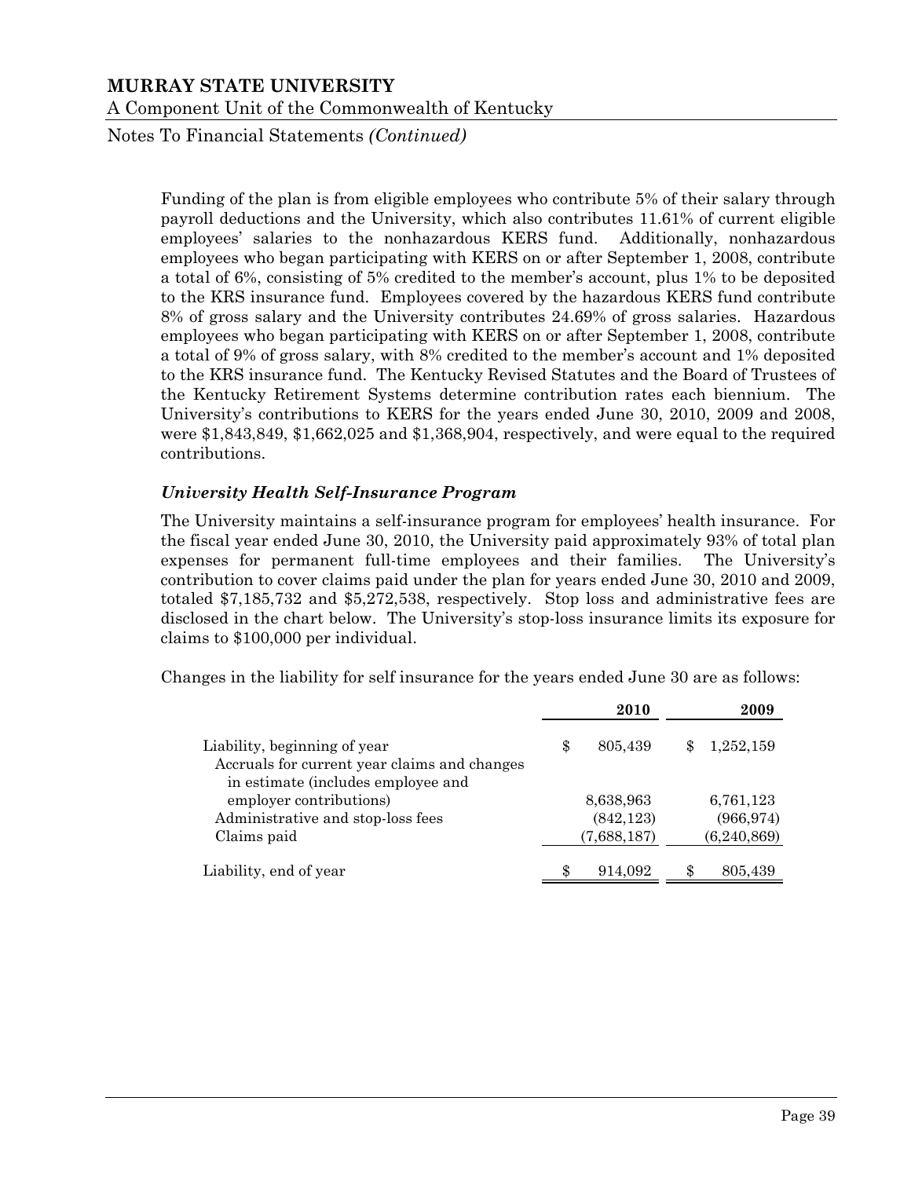Funding of the plan is from eligible employees who contribute 5% of their salary through payroll deductions and the University, which also contributes 11.61% of current eligible employees' salaries to the nonhazardous KERS fund. Additionally, nonhazardous employees who began participating with KERS on or after September 1, 2008, contribute a total of 6%, consisting of 5% credited to the member's account, plus 1% to be deposited to the KRS insurance fund. Employees covered by the hazardous KERS fund contribute 8% of gross salary and the University contributes 24.69% of gross salaries. Hazardous employees who began participating with KERS on or after September 1, 2008, contribute a total of 9% of gross salary, with 8% credited to the member's account and 1% deposited to the KRS insurance fund. The Kentucky Revised Statutes and the Board of Trustees of the Kentucky Retirement Systems determine contribution rates each biennium. The University's contributions to KERS for the years ended June 30, 2010, 2009 and 2008, were $1,843,849, $1,662,025 and $1,368,904, respectively, and were equal to the required contributions.

### *University Health Self-Insurance Program*

The University maintains a self-insurance program for employees' health insurance. For the fiscal year ended June 30, 2010, the University paid approximately 93% of total plan expenses for permanent full-time employees and their families. The University's contribution to cover claims paid under the plan for years ended June 30, 2010 and 2009, totaled $7,185,732 and $5,272,538, respectively. Stop loss and administrative fees are disclosed in the chart below. The University's stop-loss insurance limits its exposure for claims to $100,000 per individual.

Changes in the liability for self insurance for the years ended June 30 are as follows:

| | **2010** | **2009** |
|---|---|---|
| Liability, beginning of year | $ 805,439 | $ 1,252,159 |
| Accruals for current year claims and changes in estimate (includes employee and employer contributions) | 8,638,963 | 6,761,123 |
| Administrative and stop-loss fees | (842,123) | (966,974) |
| Claims paid | (7,688,187) | (6,240,869) |
| Liability, end of year | $ 914,092 | $ 805,439 |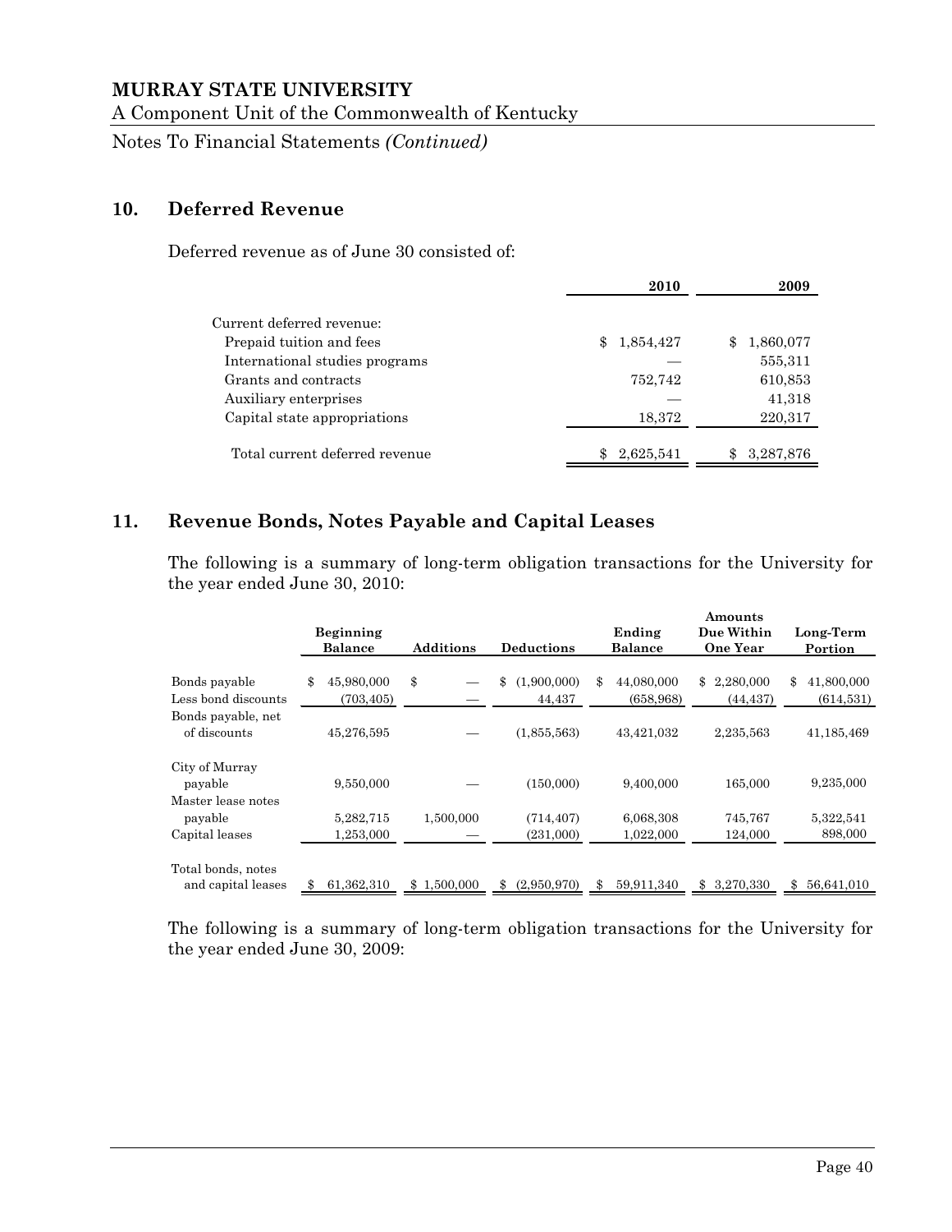## 10. Deferred Revenue

Deferred revenue as of June 30 consisted of:

| | 2010 | 2009 |
|---|---|---|
| Current deferred revenue: | | |
| Prepaid tuition and fees | $ 1,854,427 | $ 1,860,077 |
| International studies programs | — | 555,311 |
| Grants and contracts | 752,742 | 610,853 |
| Auxiliary enterprises | — | 41,318 |
| Capital state appropriations | 18,372 | 220,317 |
| Total current deferred revenue | $ 2,625,541 | $ 3,287,876 |

## 11. Revenue Bonds, Notes Payable and Capital Leases

The following is a summary of long-term obligation transactions for the University for the year ended June 30, 2010:

| | Beginning Balance | Additions | Deductions | Ending Balance | Amounts Due Within One Year | Long-Term Portion |
|---|---|---|---|---|---|---|
| Bonds payable | $ 45,980,000 | $ — | $ (1,900,000) | $ 44,080,000 | $ 2,280,000 | $ 41,800,000 |
| Less bond discounts | (703,405) | — | 44,437 | (658,968) | (44,437) | (614,531) |
| Bonds payable, net of discounts | 45,276,595 | — | (1,855,563) | 43,421,032 | 2,235,563 | 41,185,469 |
| City of Murray payable | 9,550,000 | — | (150,000) | 9,400,000 | 165,000 | 9,235,000 |
| Master lease notes payable | 5,282,715 | 1,500,000 | (714,407) | 6,068,308 | 745,767 | 5,322,541 |
| Capital leases | 1,253,000 | — | (231,000) | 1,022,000 | 124,000 | 898,000 |
| Total bonds, notes and capital leases | $ 61,362,310 | $ 1,500,000 | $ (2,950,970) | $ 59,911,340 | $ 3,270,330 | $ 56,641,010 |

The following is a summary of long-term obligation transactions for the University for the year ended June 30, 2009: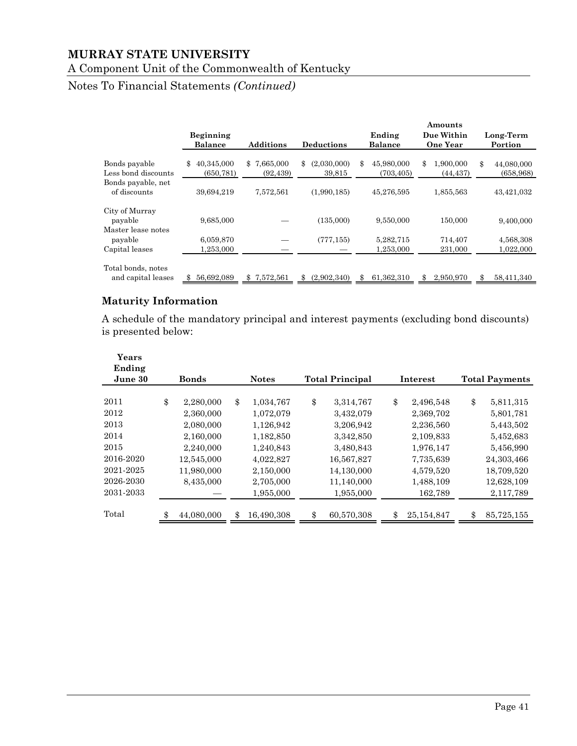# MURRAY STATE UNIVERSITY

A Component Unit of the Commonwealth of Kentucky

Notes To Financial Statements *(Continued)*

| | Beginning Balance | Additions | Deductions | Ending Balance | Amounts Due Within One Year | Long-Term Portion |
|---|---|---|---|---|---|---|
| Bonds payable | $ 40,345,000 | $ 7,665,000 | $ (2,030,000) | $ 45,980,000 | $ 1,900,000 | $ 44,080,000 |
| Less bond discounts | (650,781) | (92,439) | 39,815 | (703,405) | (44,437) | (658,968) |
| Bonds payable, net of discounts | 39,694,219 | 7,572,561 | (1,990,185) | 45,276,595 | 1,855,563 | 43,421,032 |
| City of Murray payable | 9,685,000 | — | (135,000) | 9,550,000 | 150,000 | 9,400,000 |
| Master lease notes payable | 6,059,870 | — | (777,155) | 5,282,715 | 714,407 | 4,568,308 |
| Capital leases | 1,253,000 | — | — | 1,253,000 | 231,000 | 1,022,000 |
| Total bonds, notes and capital leases | $ 56,692,089 | $ 7,572,561 | $ (2,902,340) | $ 61,362,310 | $ 2,950,970 | $ 58,411,340 |

## Maturity Information

A schedule of the mandatory principal and interest payments (excluding bond discounts) is presented below:

| Years Ending June 30 | Bonds | Notes | Total Principal | Interest | Total Payments |
|---|---|---|---|---|---|
| 2011 | $ 2,280,000 | $ 1,034,767 | $ 3,314,767 | $ 2,496,548 | $ 5,811,315 |
| 2012 | 2,360,000 | 1,072,079 | 3,432,079 | 2,369,702 | 5,801,781 |
| 2013 | 2,080,000 | 1,126,942 | 3,206,942 | 2,236,560 | 5,443,502 |
| 2014 | 2,160,000 | 1,182,850 | 3,342,850 | 2,109,833 | 5,452,683 |
| 2015 | 2,240,000 | 1,240,843 | 3,480,843 | 1,976,147 | 5,456,990 |
| 2016-2020 | 12,545,000 | 4,022,827 | 16,567,827 | 7,735,639 | 24,303,466 |
| 2021-2025 | 11,980,000 | 2,150,000 | 14,130,000 | 4,579,520 | 18,709,520 |
| 2026-2030 | 8,435,000 | 2,705,000 | 11,140,000 | 1,488,109 | 12,628,109 |
| 2031-2033 | — | 1,955,000 | 1,955,000 | 162,789 | 2,117,789 |
| Total | $ 44,080,000 | $ 16,490,308 | $ 60,570,308 | $ 25,154,847 | $ 85,725,155 |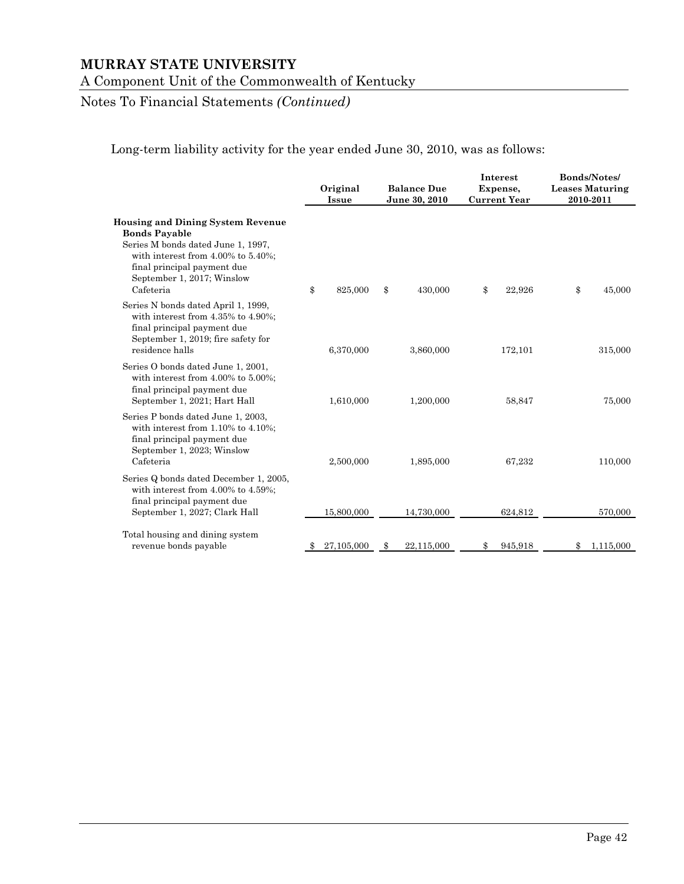# MURRAY STATE UNIVERSITY

A Component Unit of the Commonwealth of Kentucky

Notes To Financial Statements *(Continued)*

Long-term liability activity for the year ended June 30, 2010, was as follows:

| | Original Issue | Balance Due June 30, 2010 | Interest Expense, Current Year | Bonds/Notes/ Leases Maturing 2010-2011 |
|---|---|---|---|---|
| **Housing and Dining System Revenue Bonds Payable** | | | | |
| Series M bonds dated June 1, 1997, with interest from 4.00% to 5.40%; final principal payment due September 1, 2017; Winslow Cafeteria | $ 825,000 | $ 430,000 | $ 22,926 | $ 45,000 |
| Series N bonds dated April 1, 1999, with interest from 4.35% to 4.90%; final principal payment due September 1, 2019; fire safety for residence halls | 6,370,000 | 3,860,000 | 172,101 | 315,000 |
| Series O bonds dated June 1, 2001, with interest from 4.00% to 5.00%; final principal payment due September 1, 2021; Hart Hall | 1,610,000 | 1,200,000 | 58,847 | 75,000 |
| Series P bonds dated June 1, 2003, with interest from 1.10% to 4.10%; final principal payment due September 1, 2023; Winslow Cafeteria | 2,500,000 | 1,895,000 | 67,232 | 110,000 |
| Series Q bonds dated December 1, 2005, with interest from 4.00% to 4.59%; final principal payment due September 1, 2027; Clark Hall | 15,800,000 | 14,730,000 | 624,812 | 570,000 |
| Total housing and dining system revenue bonds payable | $ 27,105,000 | $ 22,115,000 | $ 945,918 | $ 1,115,000 |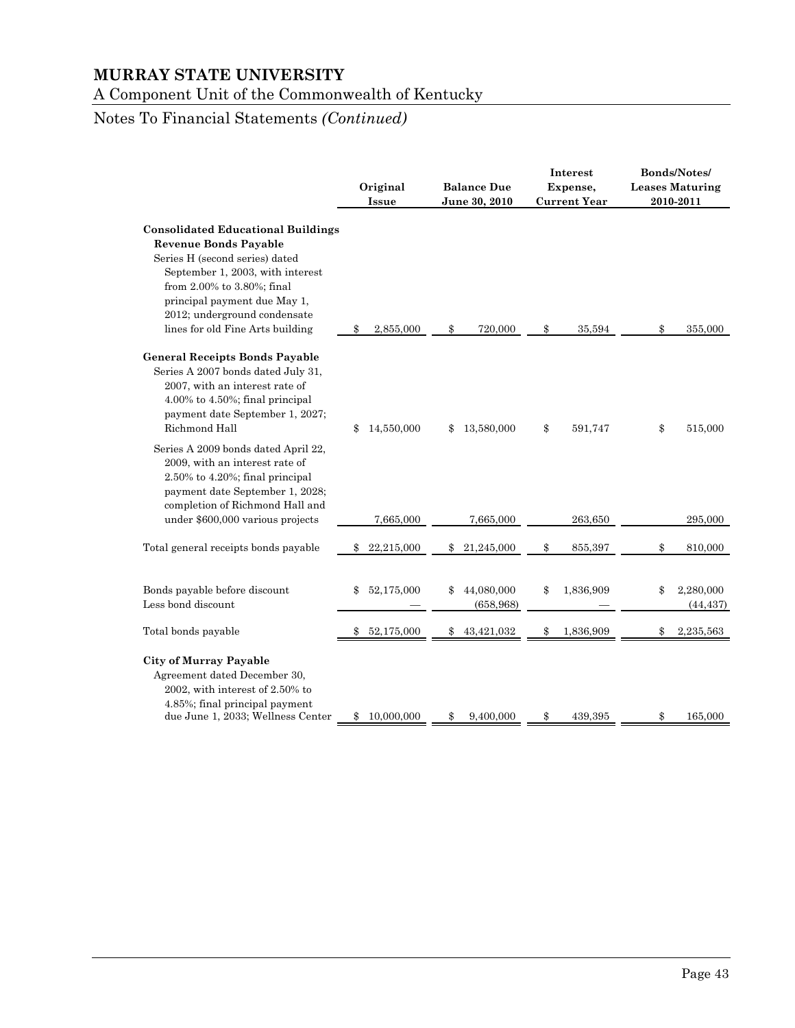# MURRAY STATE UNIVERSITY

A Component Unit of the Commonwealth of Kentucky

Notes To Financial Statements *(Continued)*

| | Original Issue | Balance Due June 30, 2010 | Interest Expense, Current Year | Bonds/Notes/ Leases Maturing 2010-2011 |
|---|---|---|---|---|
| **Consolidated Educational Buildings Revenue Bonds Payable** | | | | |
| Series H (second series) dated September 1, 2003, with interest from 2.00% to 3.80%; final principal payment due May 1, 2012; underground condensate lines for old Fine Arts building | $ 2,855,000 | $ 720,000 | $ 35,594 | $ 355,000 |
| **General Receipts Bonds Payable** | | | | |
| Series A 2007 bonds dated July 31, 2007, with an interest rate of 4.00% to 4.50%; final principal payment date September 1, 2027; Richmond Hall | $ 14,550,000 | $ 13,580,000 | $ 591,747 | $ 515,000 |
| Series A 2009 bonds dated April 22, 2009, with an interest rate of 2.50% to 4.20%; final principal payment date September 1, 2028; completion of Richmond Hall and under $600,000 various projects | 7,665,000 | 7,665,000 | 263,650 | 295,000 |
| Total general receipts bonds payable | $ 22,215,000 | $ 21,245,000 | $ 855,397 | $ 810,000 |
| Bonds payable before discount | $ 52,175,000 | $ 44,080,000 | $ 1,836,909 | $ 2,280,000 |
| Less bond discount | — | (658,968) | — | (44,437) |
| Total bonds payable | $ 52,175,000 | $ 43,421,032 | $ 1,836,909 | $ 2,235,563 |
| **City of Murray Payable** | | | | |
| Agreement dated December 30, 2002, with interest of 2.50% to 4.85%; final principal payment due June 1, 2033; Wellness Center | $ 10,000,000 | $ 9,400,000 | $ 439,395 | $ 165,000 |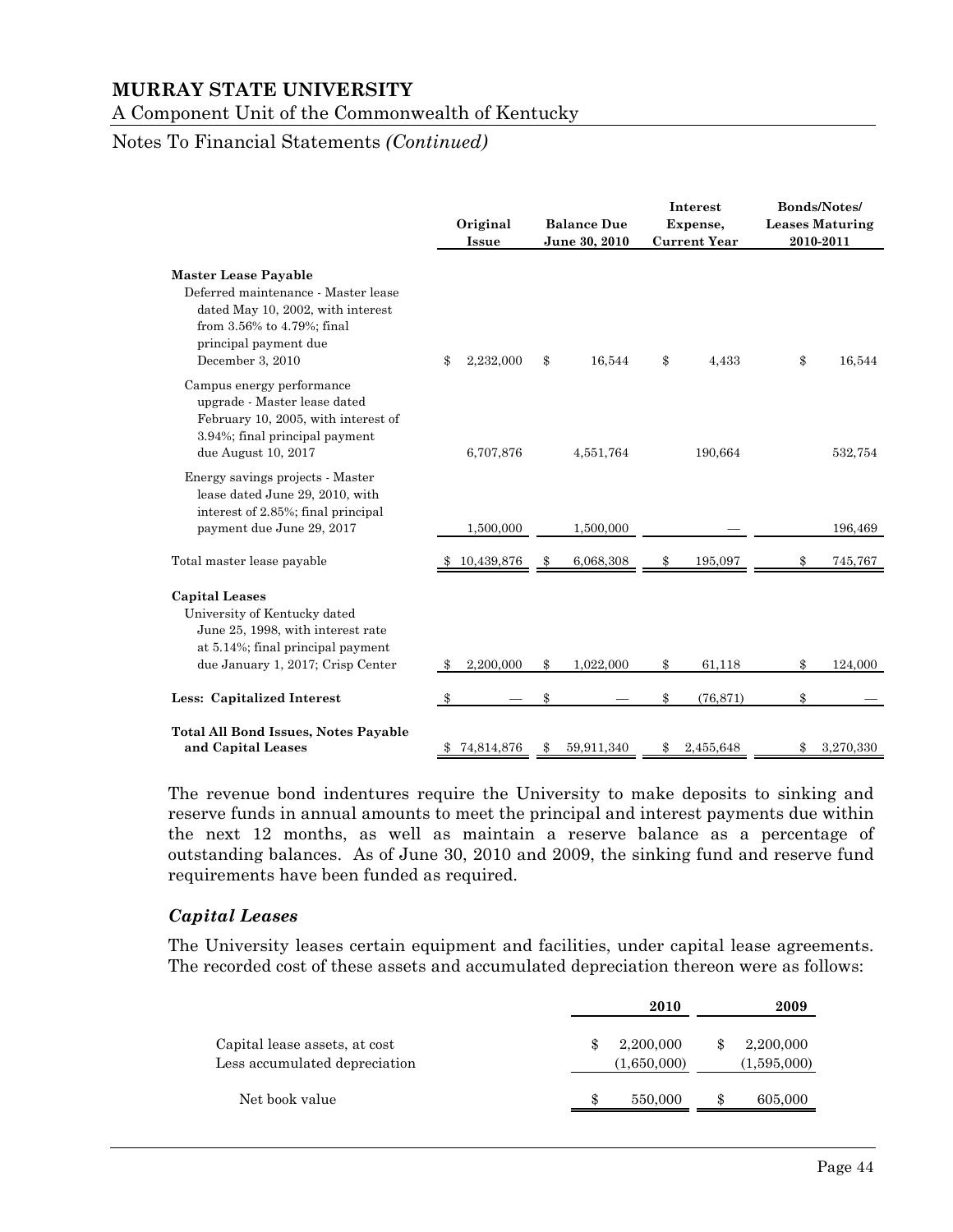**MURRAY STATE UNIVERSITY**

A Component Unit of the Commonwealth of Kentucky

Notes To Financial Statements *(Continued)*

| | Original Issue | Balance Due June 30, 2010 | Interest Expense, Current Year | Bonds/Notes/ Leases Maturing 2010-2011 |
|---|---|---|---|---|
| **Master Lease Payable** | | | | |
| Deferred maintenance - Master lease dated May 10, 2002, with interest from 3.56% to 4.79%; final principal payment due December 3, 2010 | $ 2,232,000 | $ 16,544 | $ 4,433 | $ 16,544 |
| Campus energy performance upgrade - Master lease dated February 10, 2005, with interest of 3.94%; final principal payment due August 10, 2017 | 6,707,876 | 4,551,764 | 190,664 | 532,754 |
| Energy savings projects - Master lease dated June 29, 2010, with interest of 2.85%; final principal payment due June 29, 2017 | 1,500,000 | 1,500,000 | — | 196,469 |
| Total master lease payable | $ 10,439,876 | $ 6,068,308 | $ 195,097 | $ 745,767 |
| **Capital Leases** | | | | |
| University of Kentucky dated June 25, 1998, with interest rate at 5.14%; final principal payment due January 1, 2017; Crisp Center | $ 2,200,000 | $ 1,022,000 | $ 61,118 | $ 124,000 |
| **Less: Capitalized Interest** | $ — | $ — | $ (76,871) | $ — |
| **Total All Bond Issues, Notes Payable and Capital Leases** | $ 74,814,876 | $ 59,911,340 | $ 2,455,648 | $ 3,270,330 |

The revenue bond indentures require the University to make deposits to sinking and reserve funds in annual amounts to meet the principal and interest payments due within the next 12 months, as well as maintain a reserve balance as a percentage of outstanding balances. As of June 30, 2010 and 2009, the sinking fund and reserve fund requirements have been funded as required.

### *Capital Leases*

The University leases certain equipment and facilities, under capital lease agreements. The recorded cost of these assets and accumulated depreciation thereon were as follows:

| | 2010 | 2009 |
|---|---|---|
| Capital lease assets, at cost | $ 2,200,000 | $ 2,200,000 |
| Less accumulated depreciation | (1,650,000) | (1,595,000) |
| Net book value | $ 550,000 | $ 605,000 |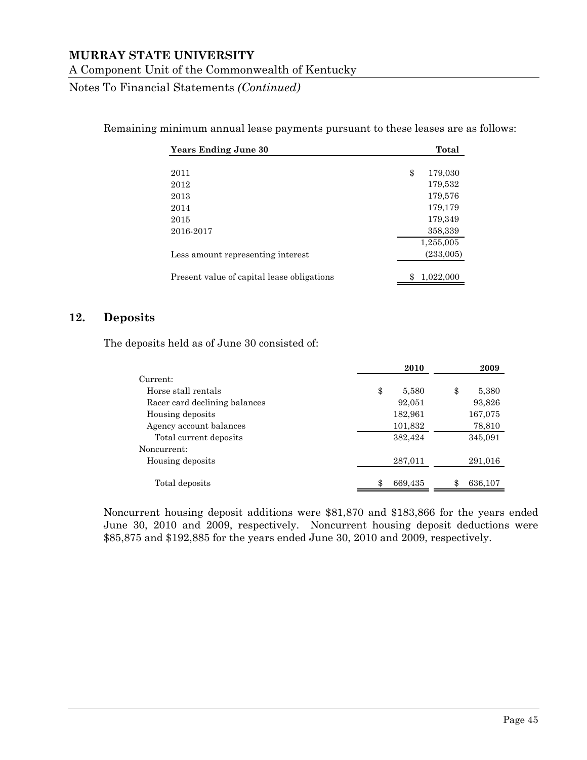Remaining minimum annual lease payments pursuant to these leases are as follows:

| Years Ending June 30 | Total |
|---|---|
| 2011 | $ 179,030 |
| 2012 | 179,532 |
| 2013 | 179,576 |
| 2014 | 179,179 |
| 2015 | 179,349 |
| 2016-2017 | 358,339 |
| | 1,255,005 |
| Less amount representing interest | (233,005) |
| Present value of capital lease obligations | $ 1,022,000 |

## 12. Deposits

The deposits held as of June 30 consisted of:

| | 2010 | 2009 |
|---|---|---|
| Current: | | |
| Horse stall rentals | $ 5,580 | $ 5,380 |
| Racer card declining balances | 92,051 | 93,826 |
| Housing deposits | 182,961 | 167,075 |
| Agency account balances | 101,832 | 78,810 |
| Total current deposits | 382,424 | 345,091 |
| Noncurrent: | | |
| Housing deposits | 287,011 | 291,016 |
| Total deposits | $ 669,435 | $ 636,107 |

Noncurrent housing deposit additions were $81,870 and $183,866 for the years ended June 30, 2010 and 2009, respectively. Noncurrent housing deposit deductions were $85,875 and $192,885 for the years ended June 30, 2010 and 2009, respectively.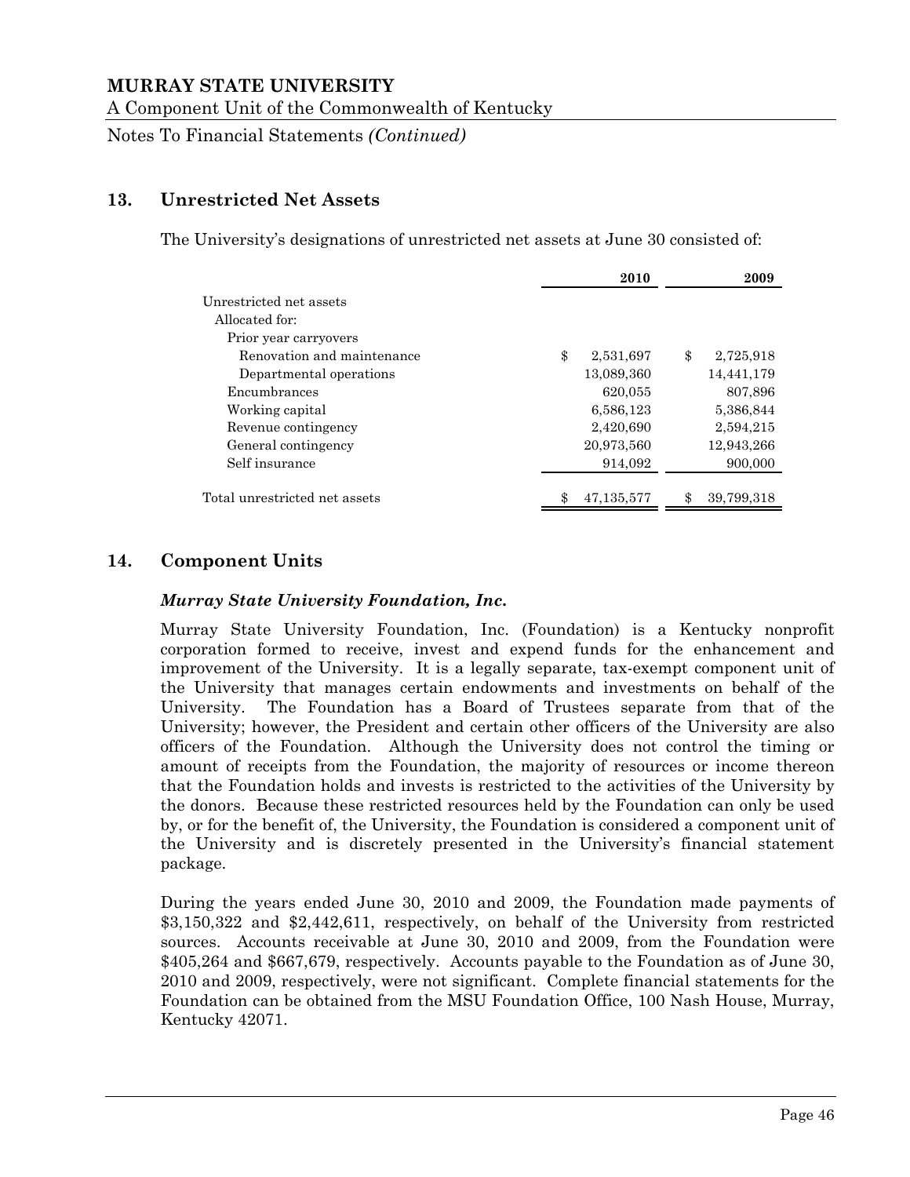## 13. Unrestricted Net Assets

The University's designations of unrestricted net assets at June 30 consisted of:

| | 2010 | 2009 |
|---|---|---|
| Unrestricted net assets | | |
| Allocated for: | | |
| Prior year carryovers | | |
| Renovation and maintenance | $ 2,531,697 | $ 2,725,918 |
| Departmental operations | 13,089,360 | 14,441,179 |
| Encumbrances | 620,055 | 807,896 |
| Working capital | 6,586,123 | 5,386,844 |
| Revenue contingency | 2,420,690 | 2,594,215 |
| General contingency | 20,973,560 | 12,943,266 |
| Self insurance | 914,092 | 900,000 |
| Total unrestricted net assets | $ 47,135,577 | $ 39,799,318 |

## 14. Component Units

### *Murray State University Foundation, Inc.*

Murray State University Foundation, Inc. (Foundation) is a Kentucky nonprofit corporation formed to receive, invest and expend funds for the enhancement and improvement of the University. It is a legally separate, tax-exempt component unit of the University that manages certain endowments and investments on behalf of the University. The Foundation has a Board of Trustees separate from that of the University; however, the President and certain other officers of the University are also officers of the Foundation. Although the University does not control the timing or amount of receipts from the Foundation, the majority of resources or income thereon that the Foundation holds and invests is restricted to the activities of the University by the donors. Because these restricted resources held by the Foundation can only be used by, or for the benefit of, the University, the Foundation is considered a component unit of the University and is discretely presented in the University's financial statement package.

During the years ended June 30, 2010 and 2009, the Foundation made payments of $3,150,322 and $2,442,611, respectively, on behalf of the University from restricted sources. Accounts receivable at June 30, 2010 and 2009, from the Foundation were $405,264 and $667,679, respectively. Accounts payable to the Foundation as of June 30, 2010 and 2009, respectively, were not significant. Complete financial statements for the Foundation can be obtained from the MSU Foundation Office, 100 Nash House, Murray, Kentucky 42071.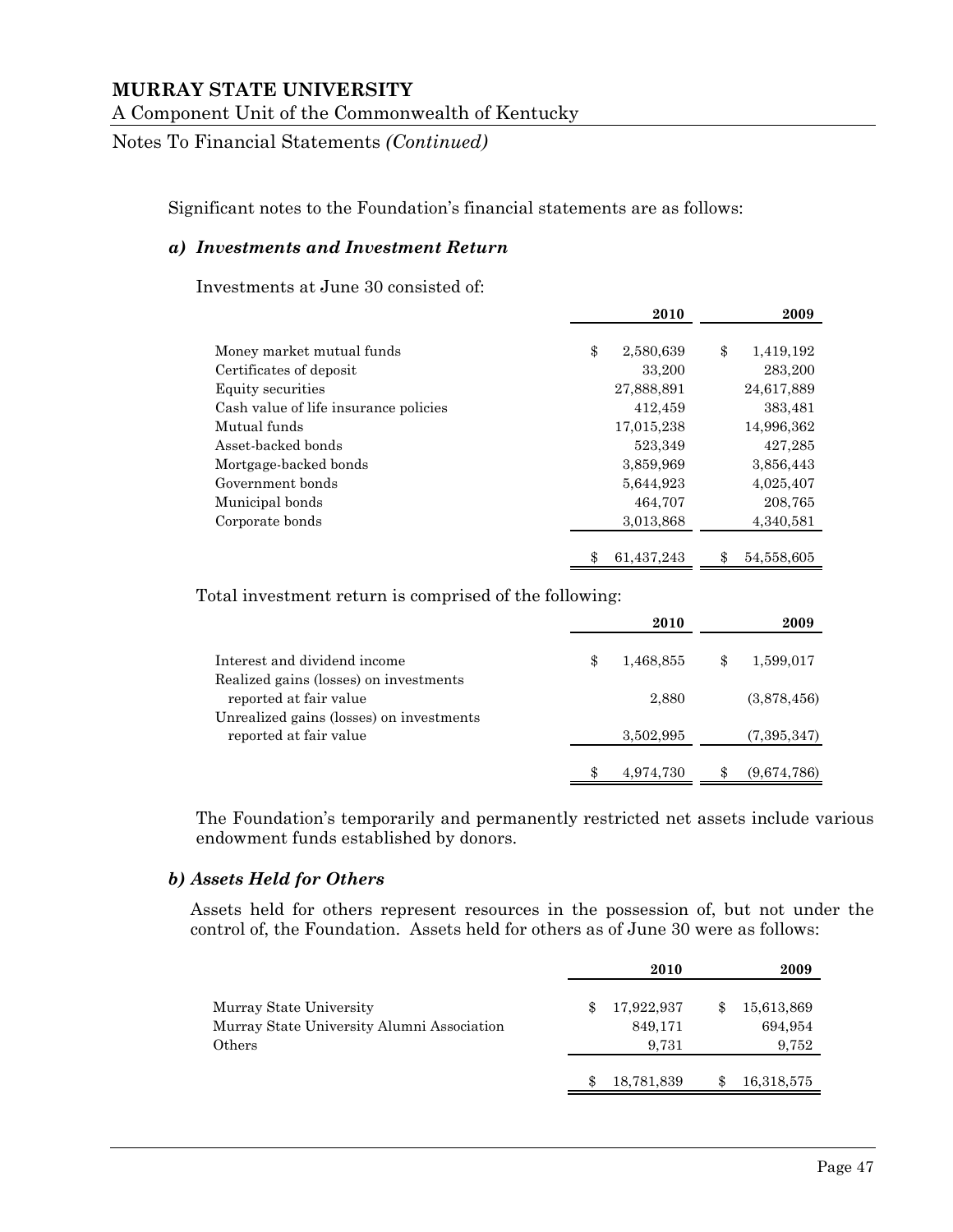# MURRAY STATE UNIVERSITY

A Component Unit of the Commonwealth of Kentucky

Notes To Financial Statements *(Continued)*

Significant notes to the Foundation's financial statements are as follows:

### *a) Investments and Investment Return*

Investments at June 30 consisted of:

| | 2010 | 2009 |
|---|---|---|
| Money market mutual funds | $ 2,580,639 | $ 1,419,192 |
| Certificates of deposit | 33,200 | 283,200 |
| Equity securities | 27,888,891 | 24,617,889 |
| Cash value of life insurance policies | 412,459 | 383,481 |
| Mutual funds | 17,015,238 | 14,996,362 |
| Asset-backed bonds | 523,349 | 427,285 |
| Mortgage-backed bonds | 3,859,969 | 3,856,443 |
| Government bonds | 5,644,923 | 4,025,407 |
| Municipal bonds | 464,707 | 208,765 |
| Corporate bonds | 3,013,868 | 4,340,581 |
| | $ 61,437,243 | $ 54,558,605 |

Total investment return is comprised of the following:

| | 2010 | 2009 |
|---|---|---|
| Interest and dividend income | $ 1,468,855 | $ 1,599,017 |
| Realized gains (losses) on investments reported at fair value | 2,880 | (3,878,456) |
| Unrealized gains (losses) on investments reported at fair value | 3,502,995 | (7,395,347) |
| | $ 4,974,730 | $ (9,674,786) |

The Foundation's temporarily and permanently restricted net assets include various endowment funds established by donors.

### *b) Assets Held for Others*

Assets held for others represent resources in the possession of, but not under the control of, the Foundation. Assets held for others as of June 30 were as follows:

| | 2010 | 2009 |
|---|---|---|
| Murray State University | $ 17,922,937 | $ 15,613,869 |
| Murray State University Alumni Association | 849,171 | 694,954 |
| Others | 9,731 | 9,752 |
| | $ 18,781,839 | $ 16,318,575 |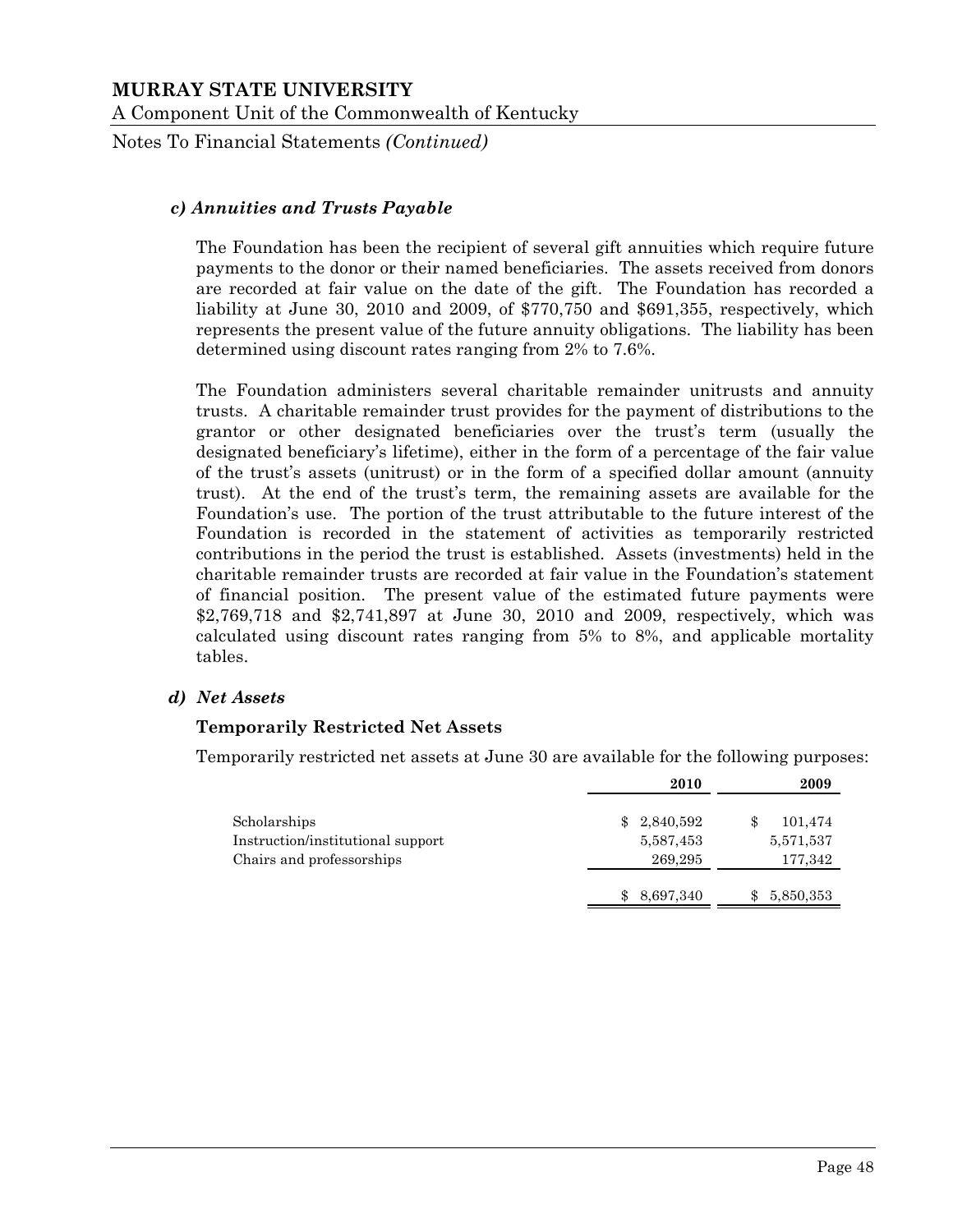#### *c) Annuities and Trusts Payable*

The Foundation has been the recipient of several gift annuities which require future payments to the donor or their named beneficiaries. The assets received from donors are recorded at fair value on the date of the gift. The Foundation has recorded a liability at June 30, 2010 and 2009, of $770,750 and $691,355, respectively, which represents the present value of the future annuity obligations. The liability has been determined using discount rates ranging from 2% to 7.6%.

The Foundation administers several charitable remainder unitrusts and annuity trusts. A charitable remainder trust provides for the payment of distributions to the grantor or other designated beneficiaries over the trust's term (usually the designated beneficiary's lifetime), either in the form of a percentage of the fair value of the trust's assets (unitrust) or in the form of a specified dollar amount (annuity trust). At the end of the trust's term, the remaining assets are available for the Foundation's use. The portion of the trust attributable to the future interest of the Foundation is recorded in the statement of activities as temporarily restricted contributions in the period the trust is established. Assets (investments) held in the charitable remainder trusts are recorded at fair value in the Foundation's statement of financial position. The present value of the estimated future payments were $2,769,718 and $2,741,897 at June 30, 2010 and 2009, respectively, which was calculated using discount rates ranging from 5% to 8%, and applicable mortality tables.

#### *d) Net Assets*

**Temporarily Restricted Net Assets**

Temporarily restricted net assets at June 30 are available for the following purposes:

| | 2010 | 2009 |
|---|---|---|
| Scholarships | $ 2,840,592 | $ 101,474 |
| Instruction/institutional support | 5,587,453 | 5,571,537 |
| Chairs and professorships | 269,295 | 177,342 |
| | $ 8,697,340 | $ 5,850,353 |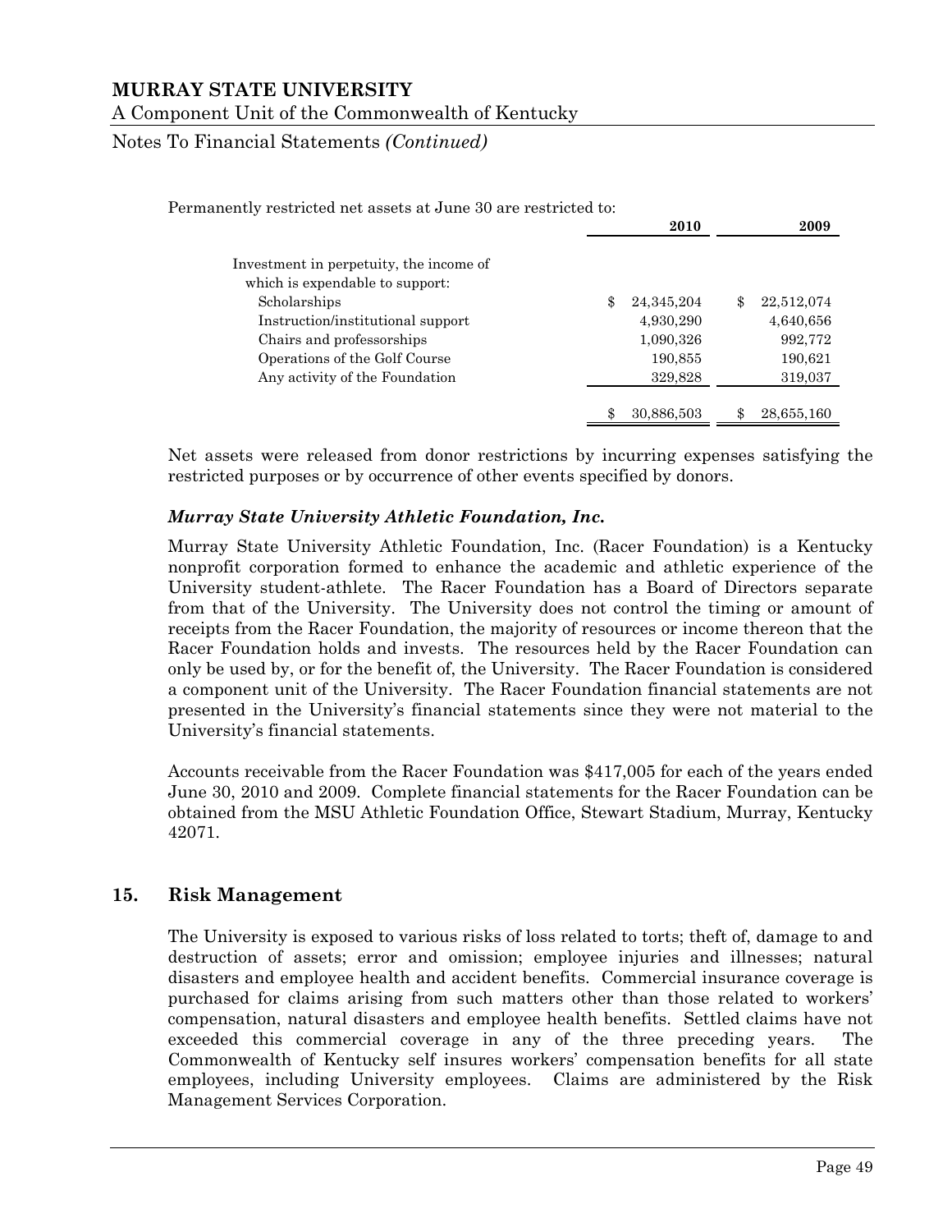Permanently restricted net assets at June 30 are restricted to:

| | 2010 | 2009 |
|---|---|---|
| Investment in perpetuity, the income of which is expendable to support: | | |
| Scholarships | $ 24,345,204 | $ 22,512,074 |
| Instruction/institutional support | 4,930,290 | 4,640,656 |
| Chairs and professorships | 1,090,326 | 992,772 |
| Operations of the Golf Course | 190,855 | 190,621 |
| Any activity of the Foundation | 329,828 | 319,037 |
| | $ 30,886,503 | $ 28,655,160 |

Net assets were released from donor restrictions by incurring expenses satisfying the restricted purposes or by occurrence of other events specified by donors.

***Murray State University Athletic Foundation, Inc.***

Murray State University Athletic Foundation, Inc. (Racer Foundation) is a Kentucky nonprofit corporation formed to enhance the academic and athletic experience of the University student-athlete. The Racer Foundation has a Board of Directors separate from that of the University. The University does not control the timing or amount of receipts from the Racer Foundation, the majority of resources or income thereon that the Racer Foundation holds and invests. The resources held by the Racer Foundation can only be used by, or for the benefit of, the University. The Racer Foundation is considered a component unit of the University. The Racer Foundation financial statements are not presented in the University's financial statements since they were not material to the University's financial statements.

Accounts receivable from the Racer Foundation was $417,005 for each of the years ended June 30, 2010 and 2009. Complete financial statements for the Racer Foundation can be obtained from the MSU Athletic Foundation Office, Stewart Stadium, Murray, Kentucky 42071.

## 15. Risk Management

The University is exposed to various risks of loss related to torts; theft of, damage to and destruction of assets; error and omission; employee injuries and illnesses; natural disasters and employee health and accident benefits. Commercial insurance coverage is purchased for claims arising from such matters other than those related to workers' compensation, natural disasters and employee health benefits. Settled claims have not exceeded this commercial coverage in any of the three preceding years. The Commonwealth of Kentucky self insures workers' compensation benefits for all state employees, including University employees. Claims are administered by the Risk Management Services Corporation.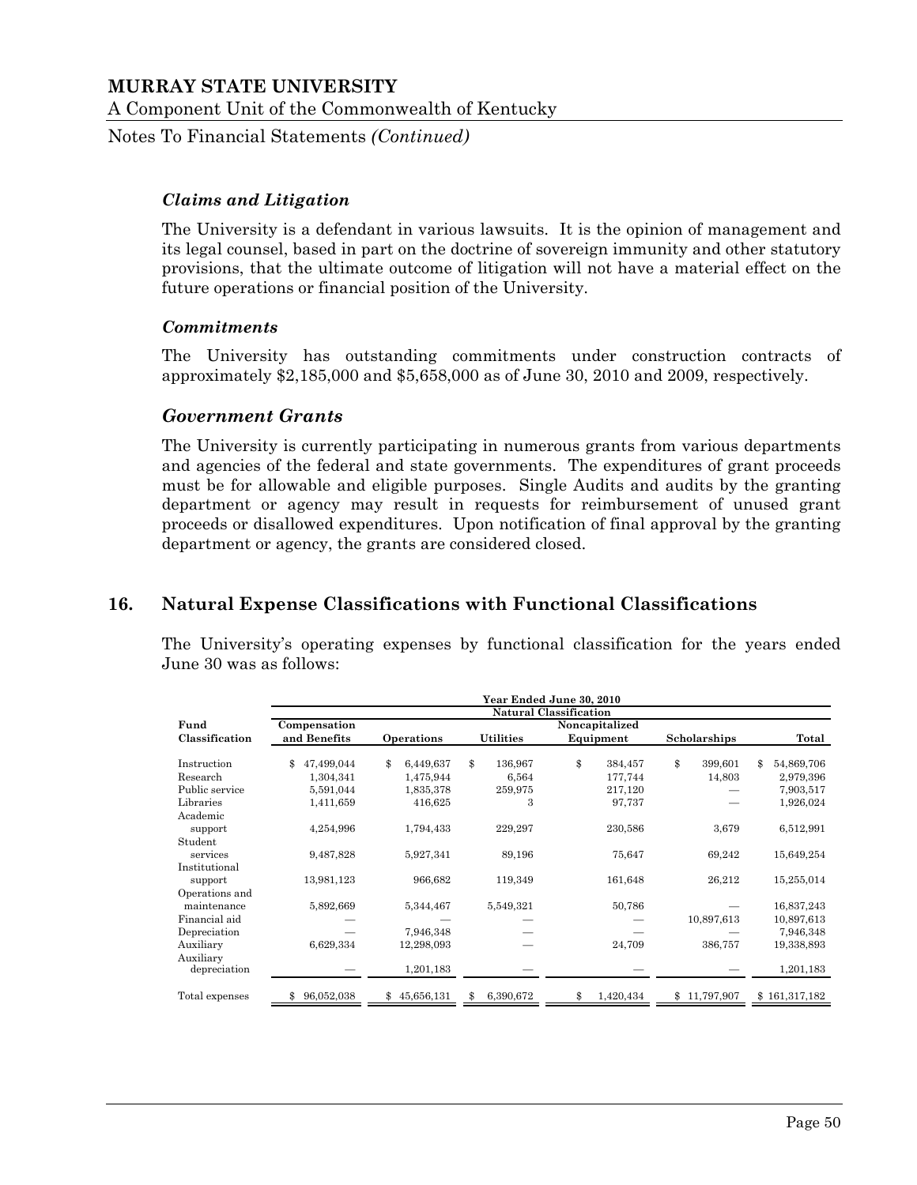#### *Claims and Litigation*

The University is a defendant in various lawsuits. It is the opinion of management and its legal counsel, based in part on the doctrine of sovereign immunity and other statutory provisions, that the ultimate outcome of litigation will not have a material effect on the future operations or financial position of the University.

#### *Commitments*

The University has outstanding commitments under construction contracts of approximately $2,185,000 and $5,658,000 as of June 30, 2010 and 2009, respectively.

### *Government Grants*

The University is currently participating in numerous grants from various departments and agencies of the federal and state governments. The expenditures of grant proceeds must be for allowable and eligible purposes. Single Audits and audits by the granting department or agency may result in requests for reimbursement of unused grant proceeds or disallowed expenditures. Upon notification of final approval by the granting department or agency, the grants are considered closed.

## 16. Natural Expense Classifications with Functional Classifications

The University's operating expenses by functional classification for the years ended June 30 was as follows:

| | Year Ended June 30, 2010 | | | | | |
|---|---|---|---|---|---|---|
| | Natural Classification | | | | | |
| Fund Classification | Compensation and Benefits | Operations | Utilities | Noncapitalized Equipment | Scholarships | Total |
| Instruction | $ 47,499,044 | $ 6,449,637 | $ 136,967 | $ 384,457 | $ 399,601 | $ 54,869,706 |
| Research | 1,304,341 | 1,475,944 | 6,564 | 177,744 | 14,803 | 2,979,396 |
| Public service | 5,591,044 | 1,835,378 | 259,975 | 217,120 | — | 7,903,517 |
| Libraries | 1,411,659 | 416,625 | 3 | 97,737 | — | 1,926,024 |
| Academic support | 4,254,996 | 1,794,433 | 229,297 | 230,586 | 3,679 | 6,512,991 |
| Student services | 9,487,828 | 5,927,341 | 89,196 | 75,647 | 69,242 | 15,649,254 |
| Institutional support | 13,981,123 | 966,682 | 119,349 | 161,648 | 26,212 | 15,255,014 |
| Operations and maintenance | 5,892,669 | 5,344,467 | 5,549,321 | 50,786 | — | 16,837,243 |
| Financial aid | — | — | — | — | 10,897,613 | 10,897,613 |
| Depreciation | — | 7,946,348 | — | — | — | 7,946,348 |
| Auxiliary | 6,629,334 | 12,298,093 | — | 24,709 | 386,757 | 19,338,893 |
| Auxiliary depreciation | — | 1,201,183 | — | — | — | 1,201,183 |
| Total expenses | $ 96,052,038 | $ 45,656,131 | $ 6,390,672 | $ 1,420,434 | $ 11,797,907 | $ 161,317,182 |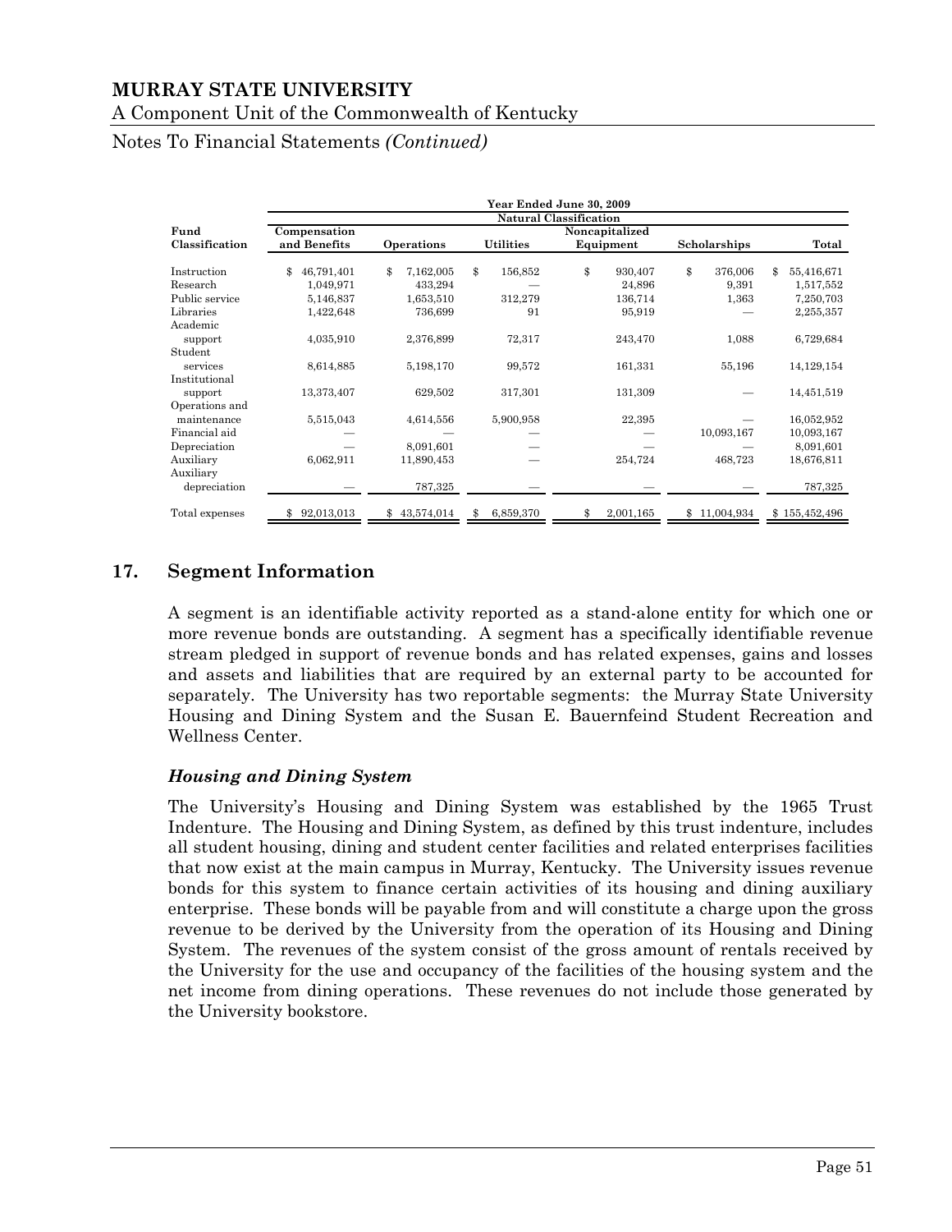| Fund Classification | Year Ended June 30, 2009 | | | | | |
|---|---|---|---|---|---|---|
| | Natural Classification | | | | | |
| | Compensation and Benefits | Operations | Utilities | Noncapitalized Equipment | Scholarships | Total |
| Instruction | $ 46,791,401 | $ 7,162,005 | $ 156,852 | $ 930,407 | $ 376,006 | $ 55,416,671 |
| Research | 1,049,971 | 433,294 | — | 24,896 | 9,391 | 1,517,552 |
| Public service | 5,146,837 | 1,653,510 | 312,279 | 136,714 | 1,363 | 7,250,703 |
| Libraries | 1,422,648 | 736,699 | 91 | 95,919 | — | 2,255,357 |
| Academic support | 4,035,910 | 2,376,899 | 72,317 | 243,470 | 1,088 | 6,729,684 |
| Student services | 8,614,885 | 5,198,170 | 99,572 | 161,331 | 55,196 | 14,129,154 |
| Institutional support | 13,373,407 | 629,502 | 317,301 | 131,309 | — | 14,451,519 |
| Operations and maintenance | 5,515,043 | 4,614,556 | 5,900,958 | 22,395 | — | 16,052,952 |
| Financial aid | — | — | — | — | 10,093,167 | 10,093,167 |
| Depreciation | — | 8,091,601 | — | — | — | 8,091,601 |
| Auxiliary | 6,062,911 | 11,890,453 | — | 254,724 | 468,723 | 18,676,811 |
| Auxiliary depreciation | — | 787,325 | — | — | — | 787,325 |
| Total expenses | $ 92,013,013 | $ 43,574,014 | $ 6,859,370 | $ 2,001,165 | $ 11,004,934 | $ 155,452,496 |

## 17. Segment Information

A segment is an identifiable activity reported as a stand-alone entity for which one or more revenue bonds are outstanding. A segment has a specifically identifiable revenue stream pledged in support of revenue bonds and has related expenses, gains and losses and assets and liabilities that are required by an external party to be accounted for separately. The University has two reportable segments: the Murray State University Housing and Dining System and the Susan E. Bauernfeind Student Recreation and Wellness Center.

### *Housing and Dining System*

The University's Housing and Dining System was established by the 1965 Trust Indenture. The Housing and Dining System, as defined by this trust indenture, includes all student housing, dining and student center facilities and related enterprises facilities that now exist at the main campus in Murray, Kentucky. The University issues revenue bonds for this system to finance certain activities of its housing and dining auxiliary enterprise. These bonds will be payable from and will constitute a charge upon the gross revenue to be derived by the University from the operation of its Housing and Dining System. The revenues of the system consist of the gross amount of rentals received by the University for the use and occupancy of the facilities of the housing system and the net income from dining operations. These revenues do not include those generated by the University bookstore.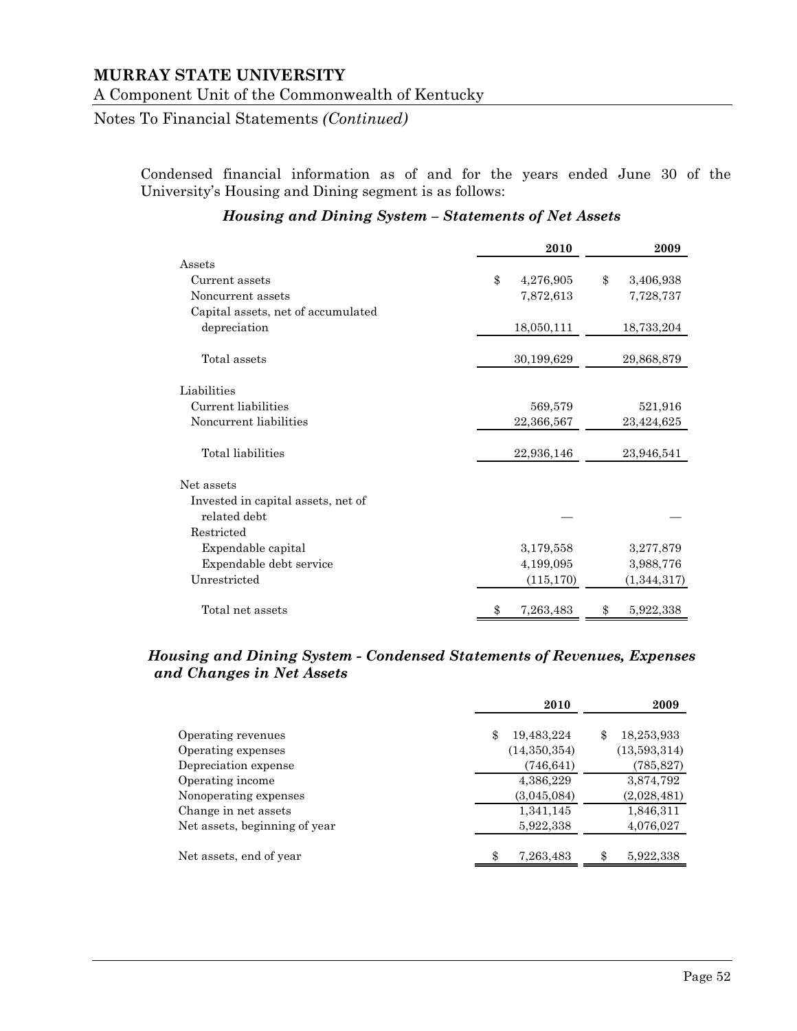Condensed financial information as of and for the years ended June 30 of the University's Housing and Dining segment is as follows:

### *Housing and Dining System – Statements of Net Assets*

| | 2010 | 2009 |
|---|---|---|
| Assets | | |
| Current assets | $ 4,276,905 | $ 3,406,938 |
| Noncurrent assets | 7,872,613 | 7,728,737 |
| Capital assets, net of accumulated depreciation | 18,050,111 | 18,733,204 |
| Total assets | 30,199,629 | 29,868,879 |
| Liabilities | | |
| Current liabilities | 569,579 | 521,916 |
| Noncurrent liabilities | 22,366,567 | 23,424,625 |
| Total liabilities | 22,936,146 | 23,946,541 |
| Net assets | | |
| Invested in capital assets, net of related debt | — | — |
| Restricted | | |
| Expendable capital | 3,179,558 | 3,277,879 |
| Expendable debt service | 4,199,095 | 3,988,776 |
| Unrestricted | (115,170) | (1,344,317) |
| Total net assets | $ 7,263,483 | $ 5,922,338 |

### *Housing and Dining System - Condensed Statements of Revenues, Expenses and Changes in Net Assets*

| | 2010 | 2009 |
|---|---|---|
| Operating revenues | $ 19,483,224 | $ 18,253,933 |
| Operating expenses | (14,350,354) | (13,593,314) |
| Depreciation expense | (746,641) | (785,827) |
| Operating income | 4,386,229 | 3,874,792 |
| Nonoperating expenses | (3,045,084) | (2,028,481) |
| Change in net assets | 1,341,145 | 1,846,311 |
| Net assets, beginning of year | 5,922,338 | 4,076,027 |
| Net assets, end of year | $ 7,263,483 | $ 5,922,338 |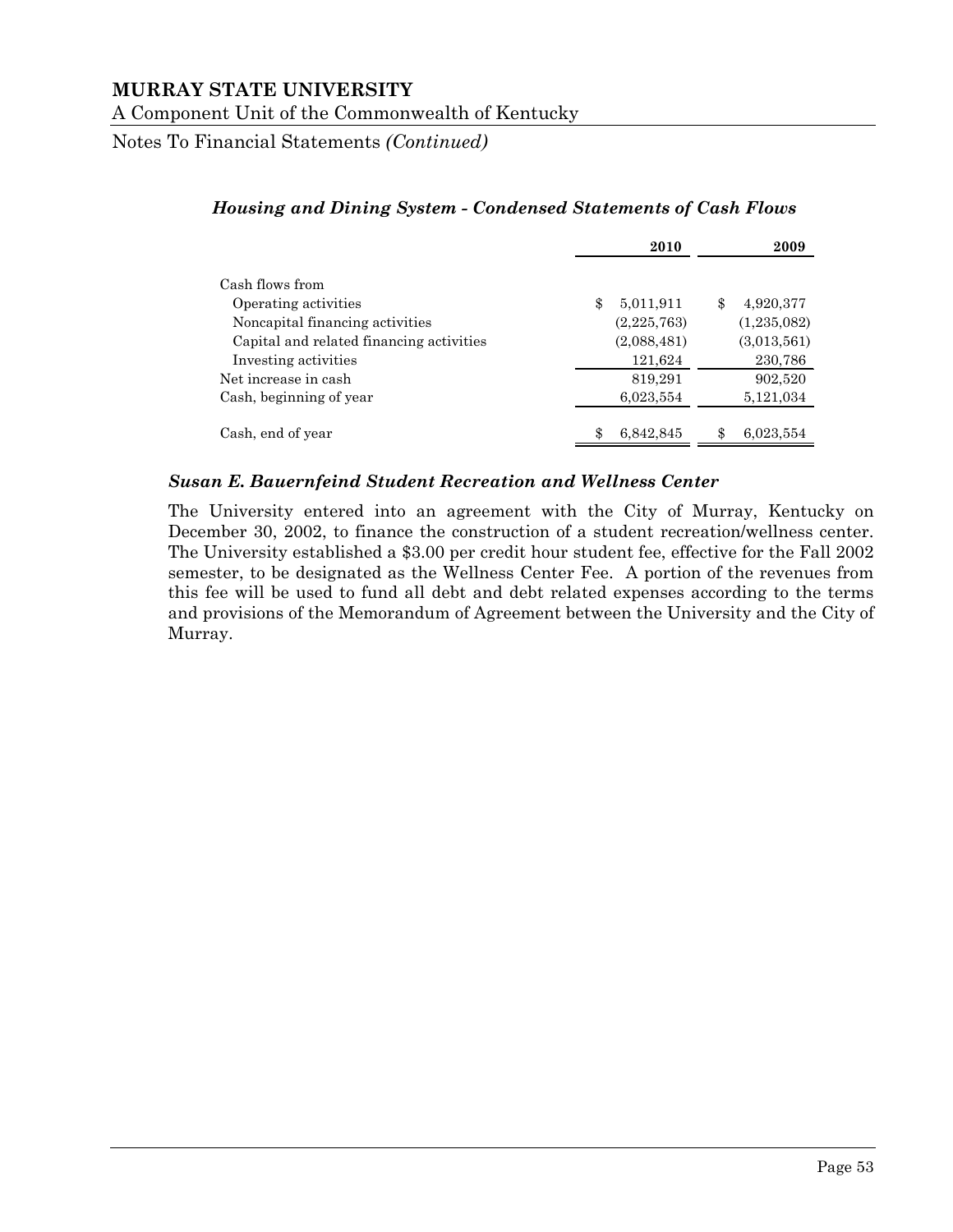### *Housing and Dining System - Condensed Statements of Cash Flows*

| | 2010 | 2009 |
|---|---|---|
| Cash flows from | | |
| Operating activities | $ 5,011,911 | $ 4,920,377 |
| Noncapital financing activities | (2,225,763) | (1,235,082) |
| Capital and related financing activities | (2,088,481) | (3,013,561) |
| Investing activities | 121,624 | 230,786 |
| Net increase in cash | 819,291 | 902,520 |
| Cash, beginning of year | 6,023,554 | 5,121,034 |
| Cash, end of year | $ 6,842,845 | $ 6,023,554 |

### *Susan E. Bauernfeind Student Recreation and Wellness Center*

The University entered into an agreement with the City of Murray, Kentucky on December 30, 2002, to finance the construction of a student recreation/wellness center. The University established a $3.00 per credit hour student fee, effective for the Fall 2002 semester, to be designated as the Wellness Center Fee. A portion of the revenues from this fee will be used to fund all debt and debt related expenses according to the terms and provisions of the Memorandum of Agreement between the University and the City of Murray.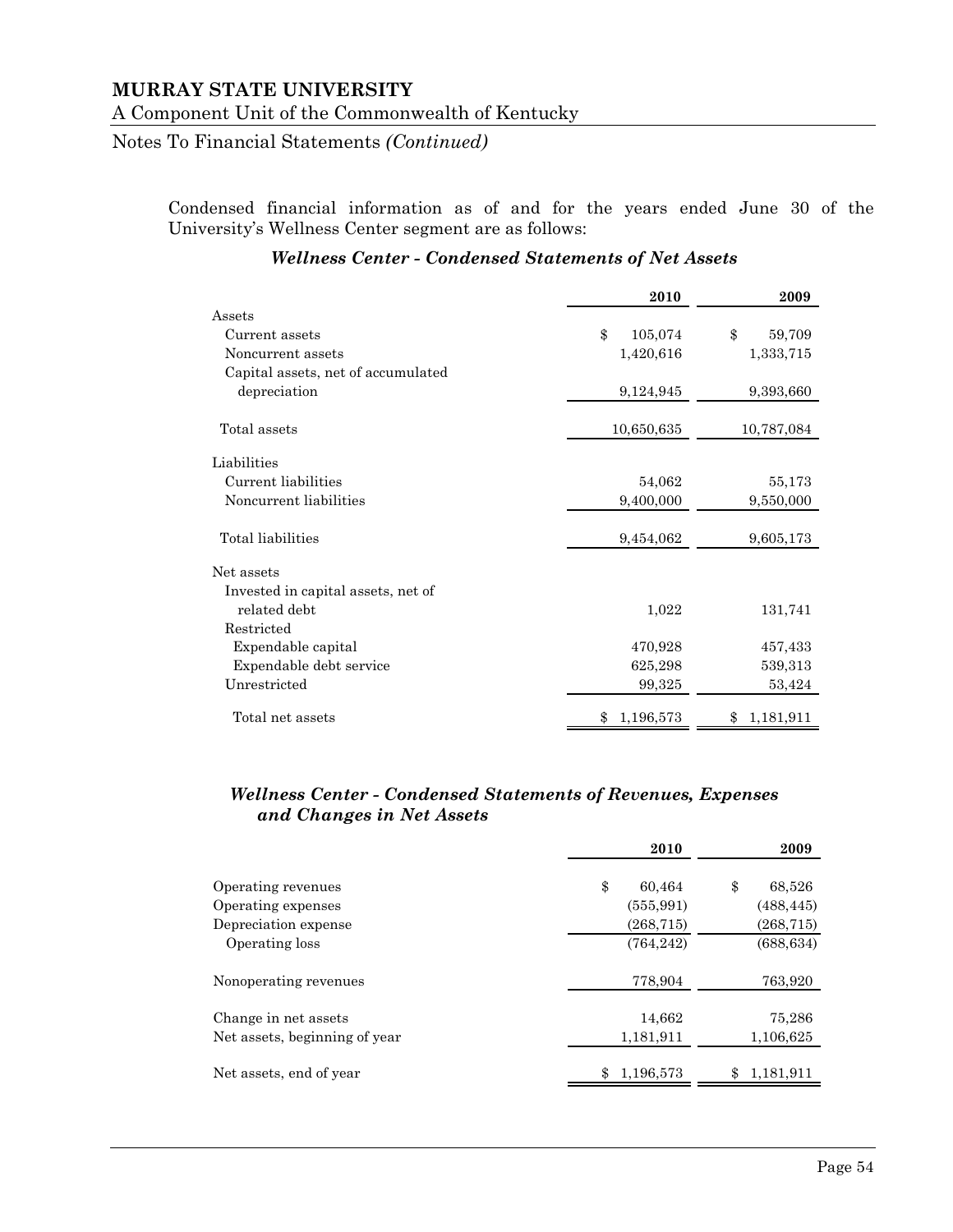Condensed financial information as of and for the years ended June 30 of the University's Wellness Center segment are as follows:

### *Wellness Center - Condensed Statements of Net Assets*

| | 2010 | 2009 |
|---|---|---|
| Assets | | |
| Current assets | $ 105,074 | $ 59,709 |
| Noncurrent assets | 1,420,616 | 1,333,715 |
| Capital assets, net of accumulated depreciation | 9,124,945 | 9,393,660 |
| Total assets | 10,650,635 | 10,787,084 |
| Liabilities | | |
| Current liabilities | 54,062 | 55,173 |
| Noncurrent liabilities | 9,400,000 | 9,550,000 |
| Total liabilities | 9,454,062 | 9,605,173 |
| Net assets | | |
| Invested in capital assets, net of related debt | 1,022 | 131,741 |
| Restricted | | |
| Expendable capital | 470,928 | 457,433 |
| Expendable debt service | 625,298 | 539,313 |
| Unrestricted | 99,325 | 53,424 |
| Total net assets | $ 1,196,573 | $ 1,181,911 |

### *Wellness Center - Condensed Statements of Revenues, Expenses and Changes in Net Assets*

| | 2010 | 2009 |
|---|---|---|
| Operating revenues | $ 60,464 | $ 68,526 |
| Operating expenses | (555,991) | (488,445) |
| Depreciation expense | (268,715) | (268,715) |
| Operating loss | (764,242) | (688,634) |
| Nonoperating revenues | 778,904 | 763,920 |
| Change in net assets | 14,662 | 75,286 |
| Net assets, beginning of year | 1,181,911 | 1,106,625 |
| Net assets, end of year | $ 1,196,573 | $ 1,181,911 |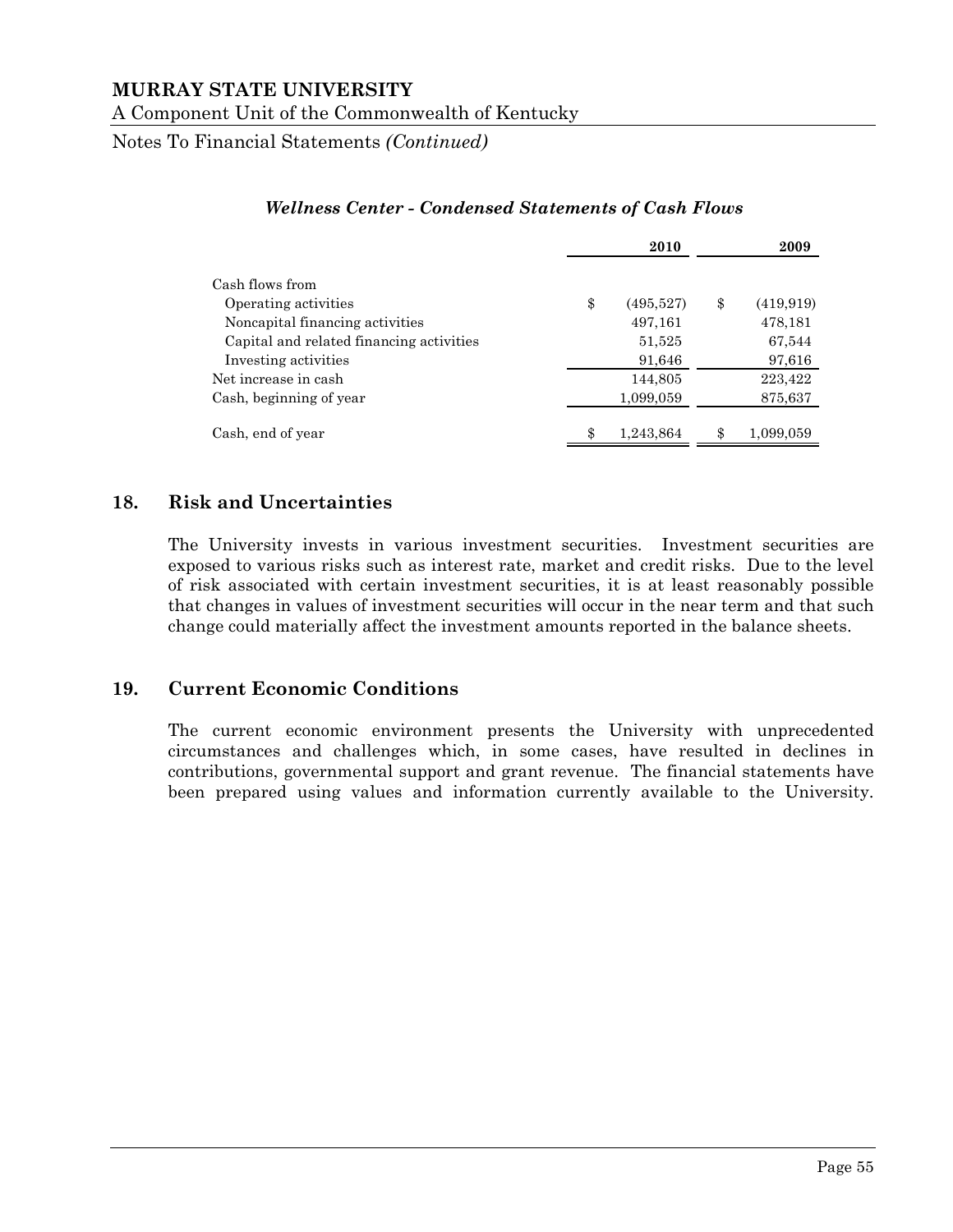*Wellness Center - Condensed Statements of Cash Flows*

| | 2010 | 2009 |
|---|---|---|
| Cash flows from | | |
| Operating activities | $ (495,527) | $ (419,919) |
| Noncapital financing activities | 497,161 | 478,181 |
| Capital and related financing activities | 51,525 | 67,544 |
| Investing activities | 91,646 | 97,616 |
| Net increase in cash | 144,805 | 223,422 |
| Cash, beginning of year | 1,099,059 | 875,637 |
| Cash, end of year | $ 1,243,864 | $ 1,099,059 |

## 18. Risk and Uncertainties

The University invests in various investment securities. Investment securities are exposed to various risks such as interest rate, market and credit risks. Due to the level of risk associated with certain investment securities, it is at least reasonably possible that changes in values of investment securities will occur in the near term and that such change could materially affect the investment amounts reported in the balance sheets.

## 19. Current Economic Conditions

The current economic environment presents the University with unprecedented circumstances and challenges which, in some cases, have resulted in declines in contributions, governmental support and grant revenue. The financial statements have been prepared using values and information currently available to the University.